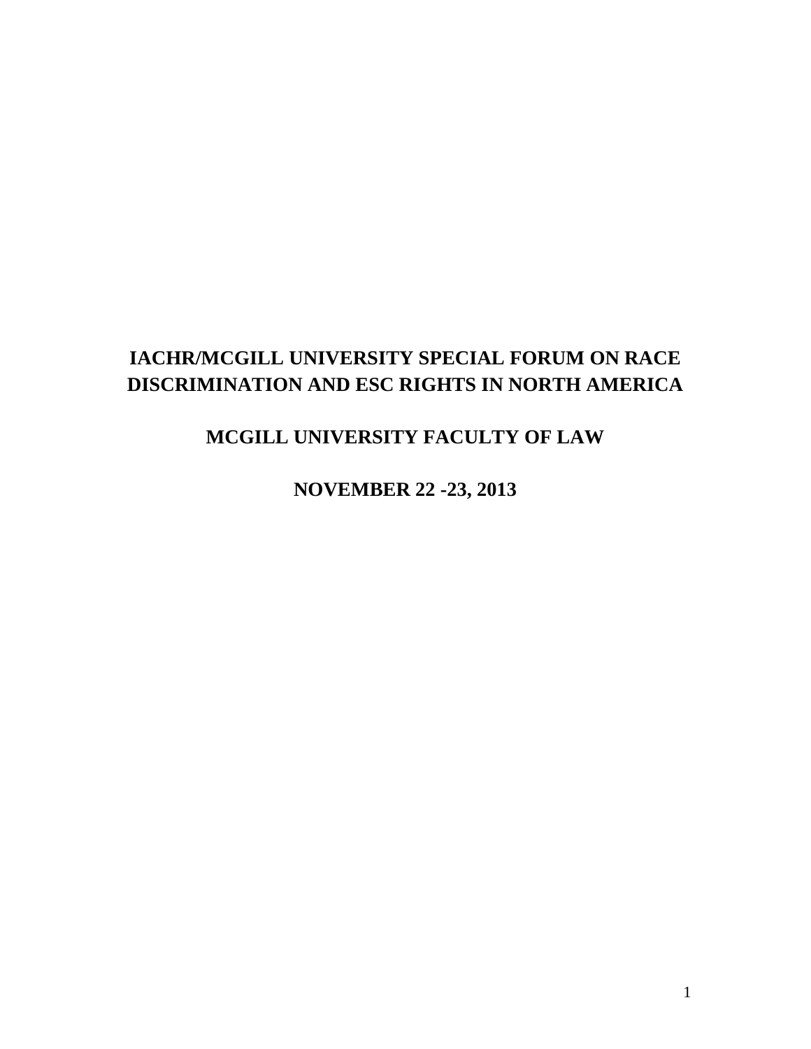# IACHR/MCGILL UNIVERSITY SPECIAL FORUM ON RACE DISCRIMINATION AND ESC RIGHTS IN NORTH AMERICA

## MCGILL UNIVERSITY FACULTY OF LAW

## NOVEMBER 22 -23, 2013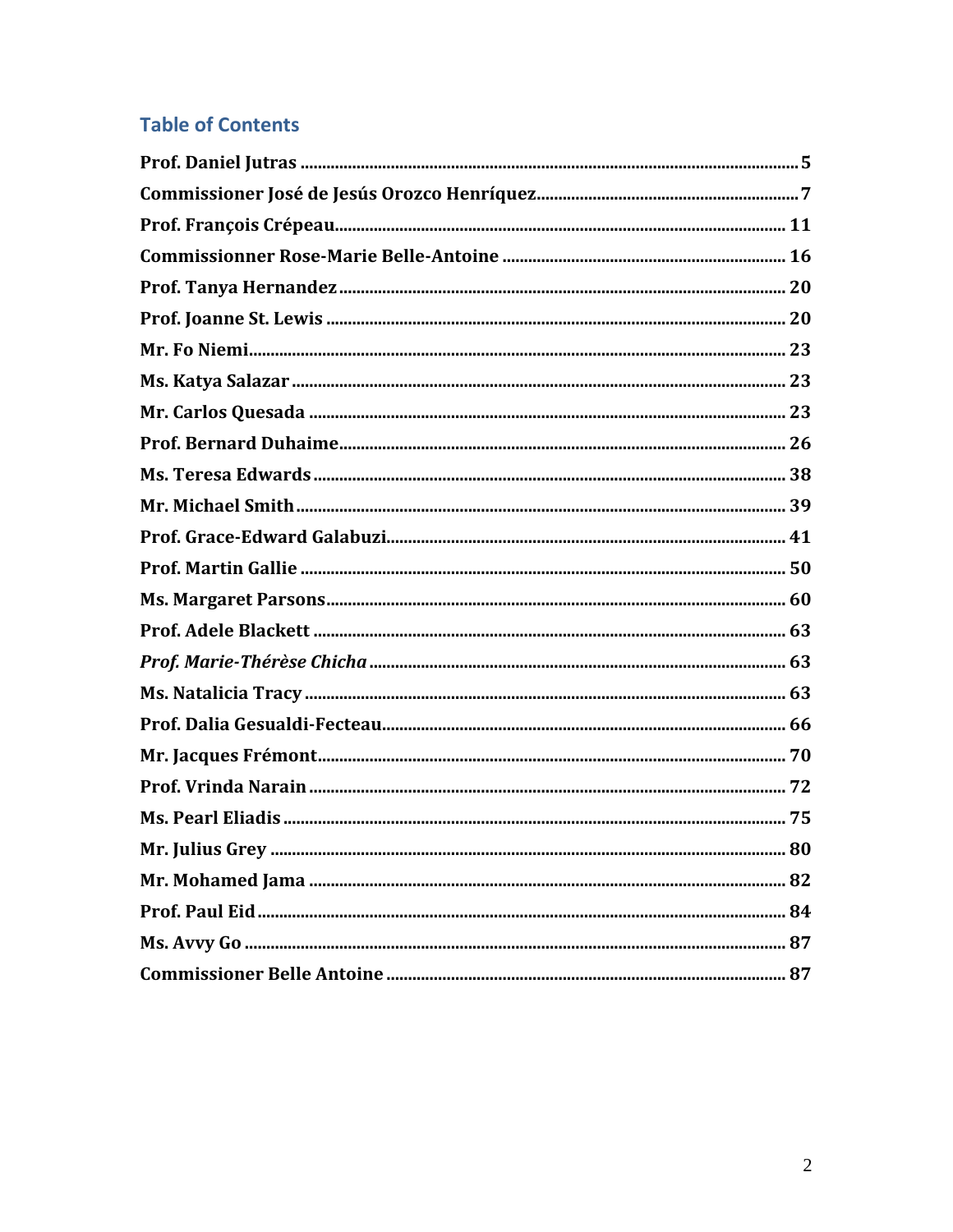## Table of Contents

**Prof. Daniel Jutras** ..... 5

**Commissioner José de Jesús Orozco Henríquez** ..... 7

**Prof. François Crépeau** ..... 11

**Commissionner Rose-Marie Belle-Antoine** ..... 16

**Prof. Tanya Hernandez** ..... 20

**Prof. Joanne St. Lewis** ..... 20

**Mr. Fo Niemi** ..... 23

**Ms. Katya Salazar** ..... 23

**Mr. Carlos Quesada** ..... 23

**Prof. Bernard Duhaime** ..... 26

**Ms. Teresa Edwards** ..... 38

**Mr. Michael Smith** ..... 39

**Prof. Grace-Edward Galabuzi** ..... 41

**Prof. Martin Gallie** ..... 50

**Ms. Margaret Parsons** ..... 60

**Prof. Adele Blackett** ..... 63

***Prof. Marie-Thérèse Chicha*** ..... 63

**Ms. Natalicia Tracy** ..... 63

**Prof. Dalia Gesualdi-Fecteau** ..... 66

**Mr. Jacques Frémont** ..... 70

**Prof. Vrinda Narain** ..... 72

**Ms. Pearl Eliadis** ..... 75

**Mr. Julius Grey** ..... 80

**Mr. Mohamed Jama** ..... 82

**Prof. Paul Eid** ..... 84

**Ms. Avvy Go** ..... 87

**Commissioner Belle Antoine** ..... 87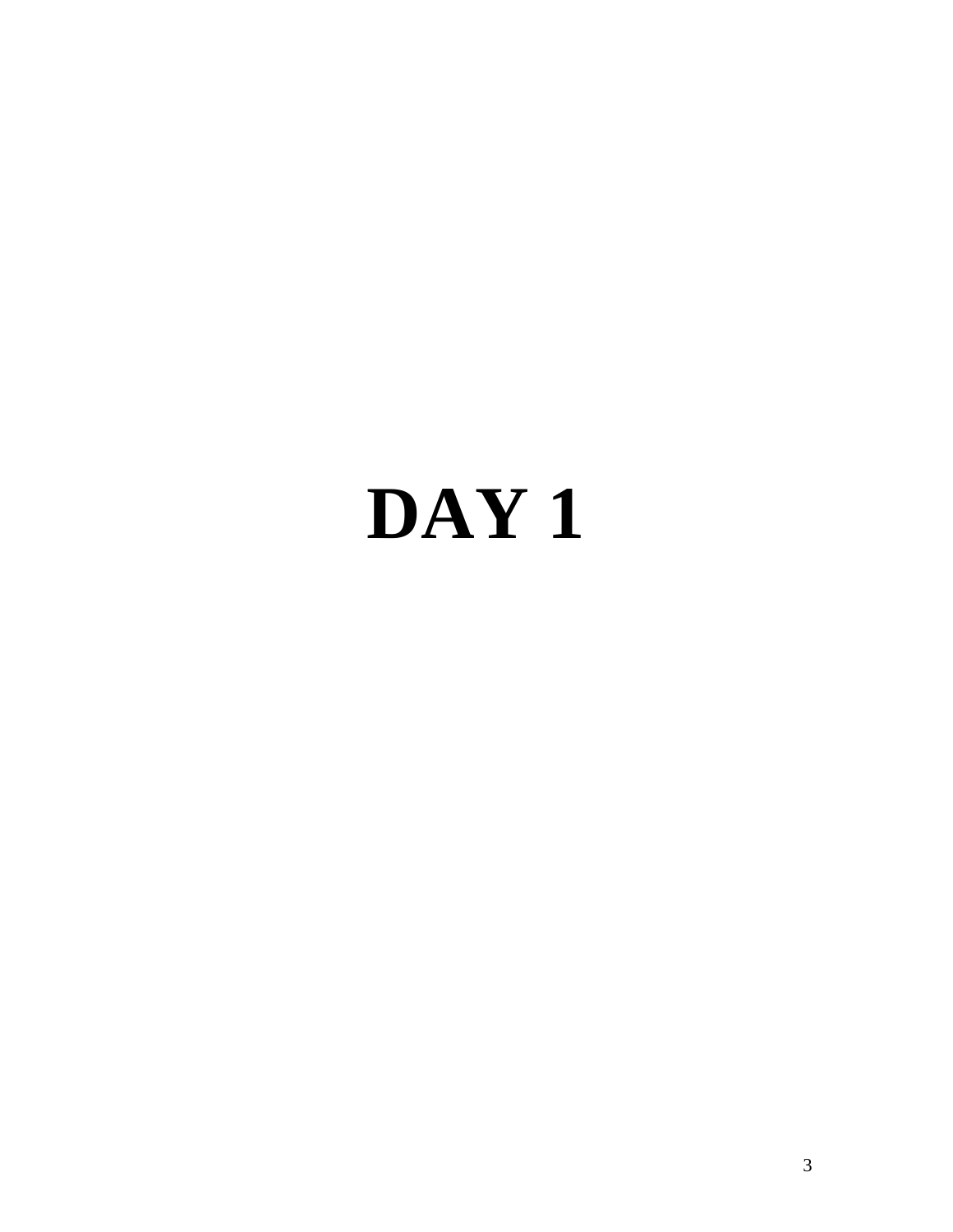# DAY 1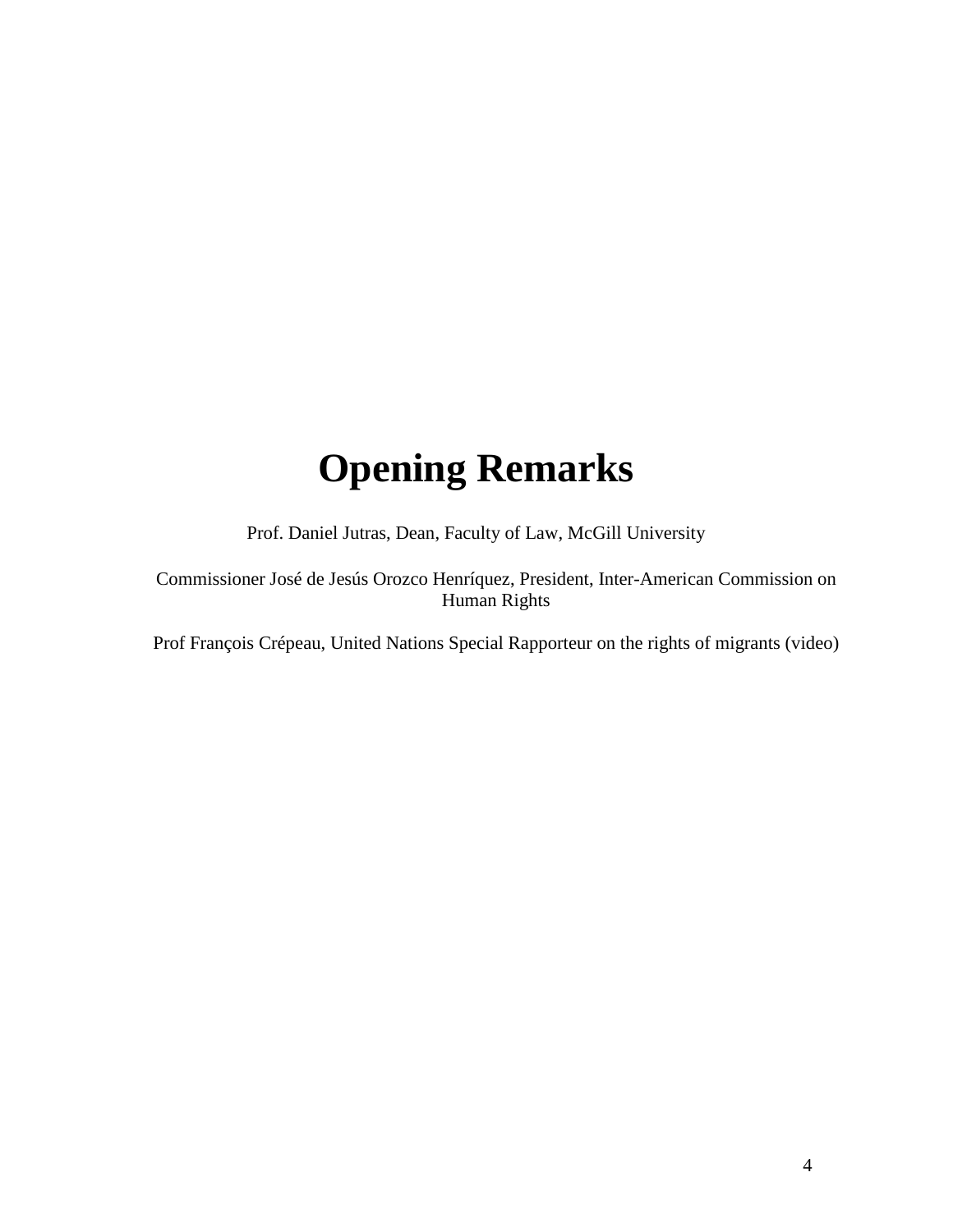# Opening Remarks

Prof. Daniel Jutras, Dean, Faculty of Law, McGill University

Commissioner José de Jesús Orozco Henríquez, President, Inter-American Commission on Human Rights

Prof François Crépeau, United Nations Special Rapporteur on the rights of migrants (video)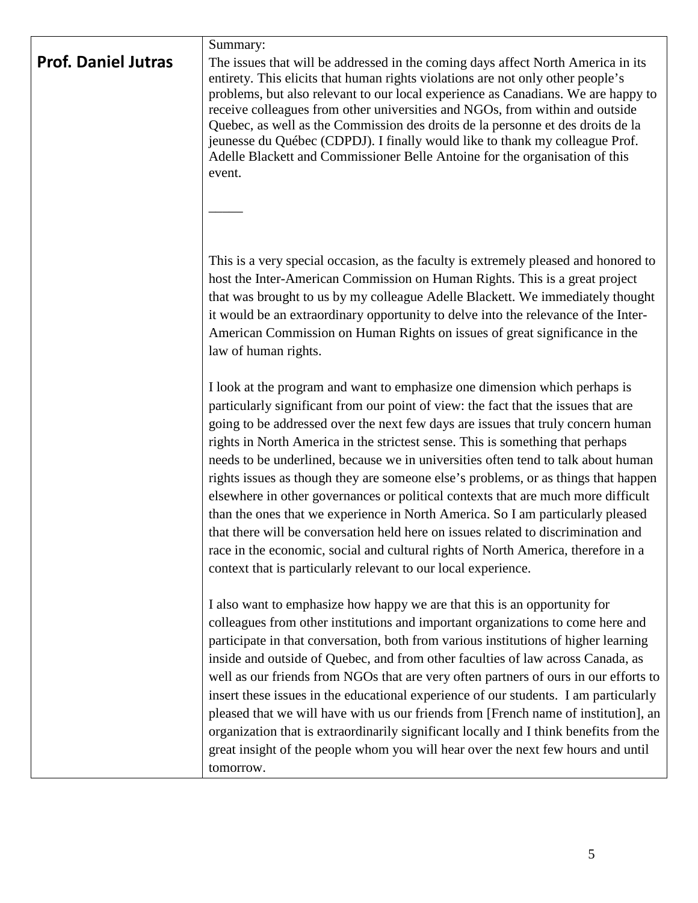| **Prof. Daniel Jutras** | Summary:<br>The issues that will be addressed in the coming days affect North America in its entirety. This elicits that human rights violations are not only other people's problems, but also relevant to our local experience as Canadians. We are happy to receive colleagues from other universities and NGOs, from within and outside Quebec, as well as the Commission des droits de la personne et des droits de la jeunesse du Québec (CDPDJ). I finally would like to thank my colleague Prof. Adelle Blackett and Commissioner Belle Antoine for the organisation of this event.<br><br>_____<br><br>This is a very special occasion, as the faculty is extremely pleased and honored to host the Inter-American Commission on Human Rights. This is a great project that was brought to us by my colleague Adelle Blackett. We immediately thought it would be an extraordinary opportunity to delve into the relevance of the Inter-American Commission on Human Rights on issues of great significance in the law of human rights.<br><br>I look at the program and want to emphasize one dimension which perhaps is particularly significant from our point of view: the fact that the issues that are going to be addressed over the next few days are issues that truly concern human rights in North America in the strictest sense. This is something that perhaps needs to be underlined, because we in universities often tend to talk about human rights issues as though they are someone else's problems, or as things that happen elsewhere in other governances or political contexts that are much more difficult than the ones that we experience in North America. So I am particularly pleased that there will be conversation held here on issues related to discrimination and race in the economic, social and cultural rights of North America, therefore in a context that is particularly relevant to our local experience.<br><br>I also want to emphasize how happy we are that this is an opportunity for colleagues from other institutions and important organizations to come here and participate in that conversation, both from various institutions of higher learning inside and outside of Quebec, and from other faculties of law across Canada, as well as our friends from NGOs that are very often partners of ours in our efforts to insert these issues in the educational experience of our students. I am particularly pleased that we will have with us our friends from [French name of institution], an organization that is extraordinarily significant locally and I think benefits from the great insight of the people whom you will hear over the next few hours and until tomorrow. |
|---|---|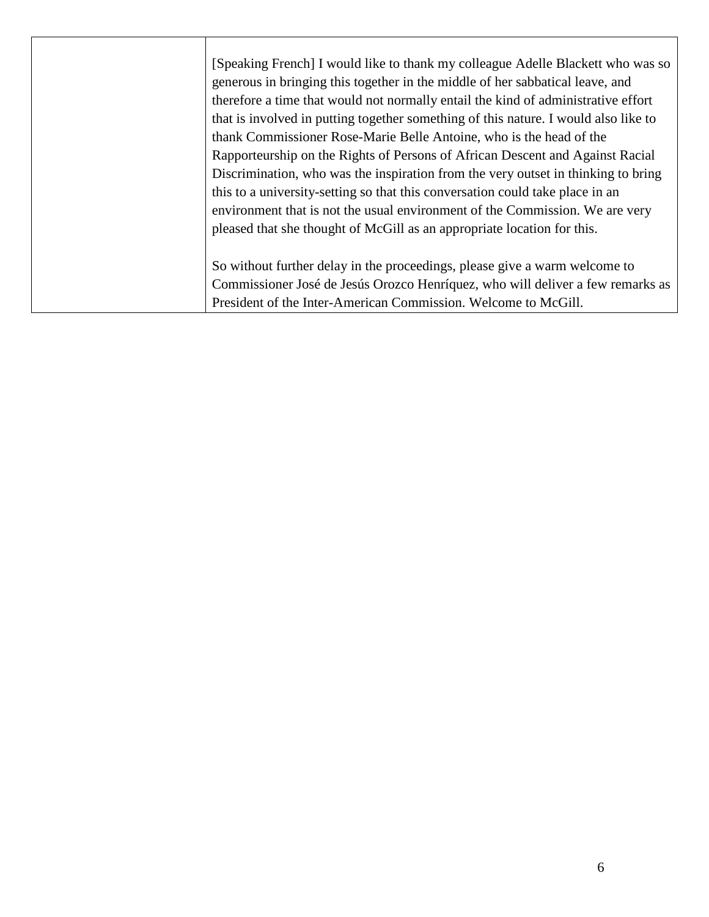|  | [Speaking French] I would like to thank my colleague Adelle Blackett who was so generous in bringing this together in the middle of her sabbatical leave, and therefore a time that would not normally entail the kind of administrative effort that is involved in putting together something of this nature. I would also like to thank Commissioner Rose-Marie Belle Antoine, who is the head of the Rapporteurship on the Rights of Persons of African Descent and Against Racial Discrimination, who was the inspiration from the very outset in thinking to bring this to a university-setting so that this conversation could take place in an environment that is not the usual environment of the Commission. We are very pleased that she thought of McGill as an appropriate location for this.<br><br>So without further delay in the proceedings, please give a warm welcome to Commissioner José de Jesús Orozco Henríquez, who will deliver a few remarks as President of the Inter-American Commission. Welcome to McGill. |
|---|---|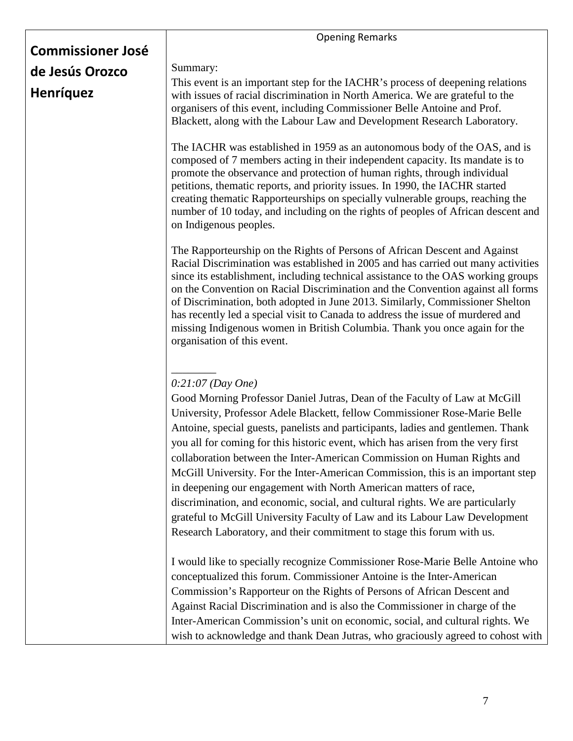| **Commissioner José de Jesús Orozco Henríquez** | Opening Remarks<br><br>Summary:<br>This event is an important step for the IACHR's process of deepening relations with issues of racial discrimination in North America. We are grateful to the organisers of this event, including Commissioner Belle Antoine and Prof. Blackett, along with the Labour Law and Development Research Laboratory.<br><br>The IACHR was established in 1959 as an autonomous body of the OAS, and is composed of 7 members acting in their independent capacity. Its mandate is to promote the observance and protection of human rights, through individual petitions, thematic reports, and priority issues. In 1990, the IACHR started creating thematic Rapporteurships on specially vulnerable groups, reaching the number of 10 today, and including on the rights of peoples of African descent and on Indigenous peoples.<br><br>The Rapporteurship on the Rights of Persons of African Descent and Against Racial Discrimination was established in 2005 and has carried out many activities since its establishment, including technical assistance to the OAS working groups on the Convention on Racial Discrimination and the Convention against all forms of Discrimination, both adopted in June 2013. Similarly, Commissioner Shelton has recently led a special visit to Canada to address the issue of murdered and missing Indigenous women in British Columbia. Thank you once again for the organisation of this event.<br><br>________<br>*0:21:07 (Day One)*<br>Good Morning Professor Daniel Jutras, Dean of the Faculty of Law at McGill University, Professor Adele Blackett, fellow Commissioner Rose-Marie Belle Antoine, special guests, panelists and participants, ladies and gentlemen. Thank you all for coming for this historic event, which has arisen from the very first collaboration between the Inter-American Commission on Human Rights and McGill University. For the Inter-American Commission, this is an important step in deepening our engagement with North American matters of race, discrimination, and economic, social, and cultural rights. We are particularly grateful to McGill University Faculty of Law and its Labour Law Development Research Laboratory, and their commitment to stage this forum with us.<br><br>I would like to specially recognize Commissioner Rose-Marie Belle Antoine who conceptualized this forum. Commissioner Antoine is the Inter-American Commission's Rapporteur on the Rights of Persons of African Descent and Against Racial Discrimination and is also the Commissioner in charge of the Inter-American Commission's unit on economic, social, and cultural rights. We wish to acknowledge and thank Dean Jutras, who graciously agreed to cohost with |
|---|---|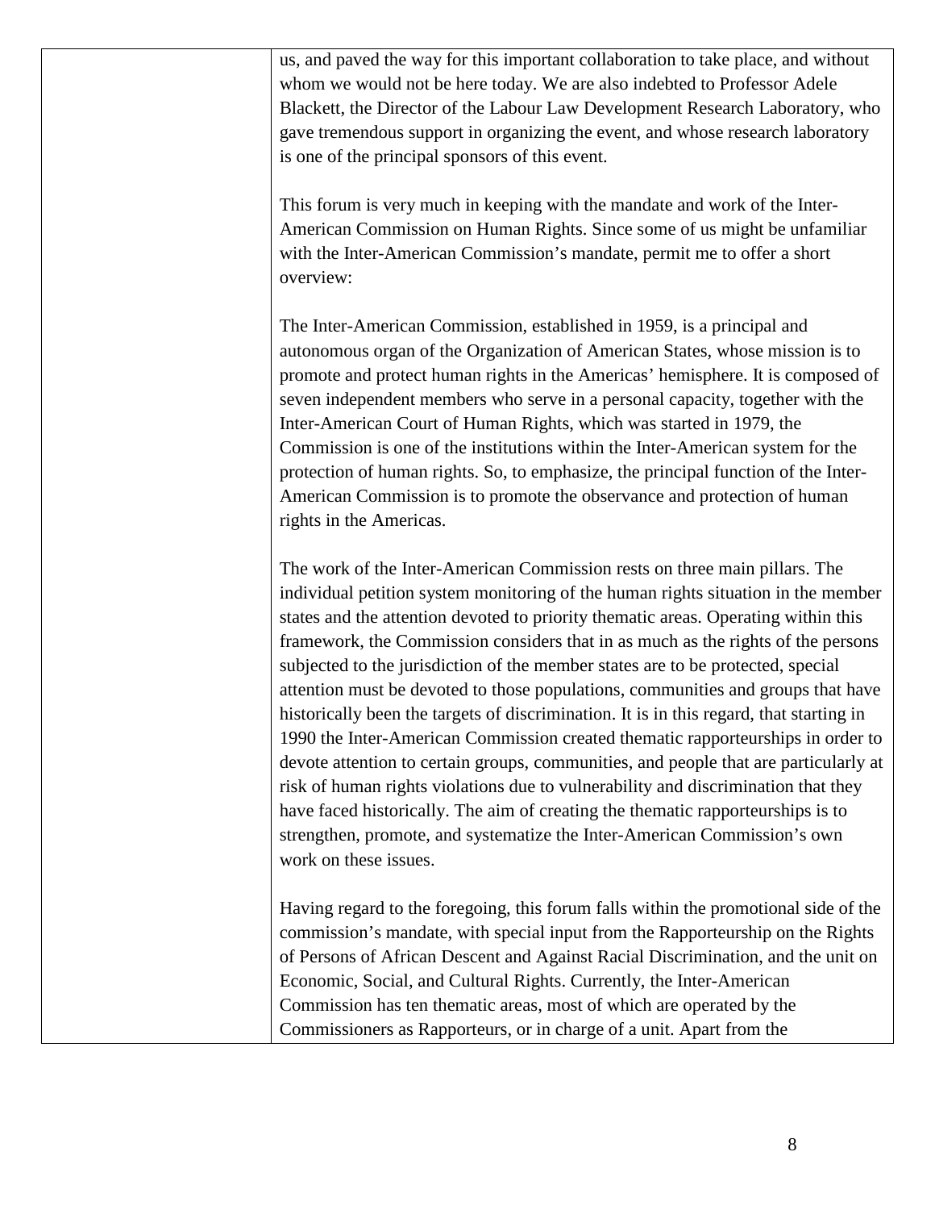us, and paved the way for this important collaboration to take place, and without whom we would not be here today. We are also indebted to Professor Adele Blackett, the Director of the Labour Law Development Research Laboratory, who gave tremendous support in organizing the event, and whose research laboratory is one of the principal sponsors of this event.

This forum is very much in keeping with the mandate and work of the Inter-American Commission on Human Rights. Since some of us might be unfamiliar with the Inter-American Commission's mandate, permit me to offer a short overview:

The Inter-American Commission, established in 1959, is a principal and autonomous organ of the Organization of American States, whose mission is to promote and protect human rights in the Americas' hemisphere. It is composed of seven independent members who serve in a personal capacity, together with the Inter-American Court of Human Rights, which was started in 1979, the Commission is one of the institutions within the Inter-American system for the protection of human rights. So, to emphasize, the principal function of the Inter-American Commission is to promote the observance and protection of human rights in the Americas.

The work of the Inter-American Commission rests on three main pillars. The individual petition system monitoring of the human rights situation in the member states and the attention devoted to priority thematic areas. Operating within this framework, the Commission considers that in as much as the rights of the persons subjected to the jurisdiction of the member states are to be protected, special attention must be devoted to those populations, communities and groups that have historically been the targets of discrimination. It is in this regard, that starting in 1990 the Inter-American Commission created thematic rapporteurships in order to devote attention to certain groups, communities, and people that are particularly at risk of human rights violations due to vulnerability and discrimination that they have faced historically. The aim of creating the thematic rapporteurships is to strengthen, promote, and systematize the Inter-American Commission's own work on these issues.

Having regard to the foregoing, this forum falls within the promotional side of the commission's mandate, with special input from the Rapporteurship on the Rights of Persons of African Descent and Against Racial Discrimination, and the unit on Economic, Social, and Cultural Rights. Currently, the Inter-American Commission has ten thematic areas, most of which are operated by the Commissioners as Rapporteurs, or in charge of a unit. Apart from the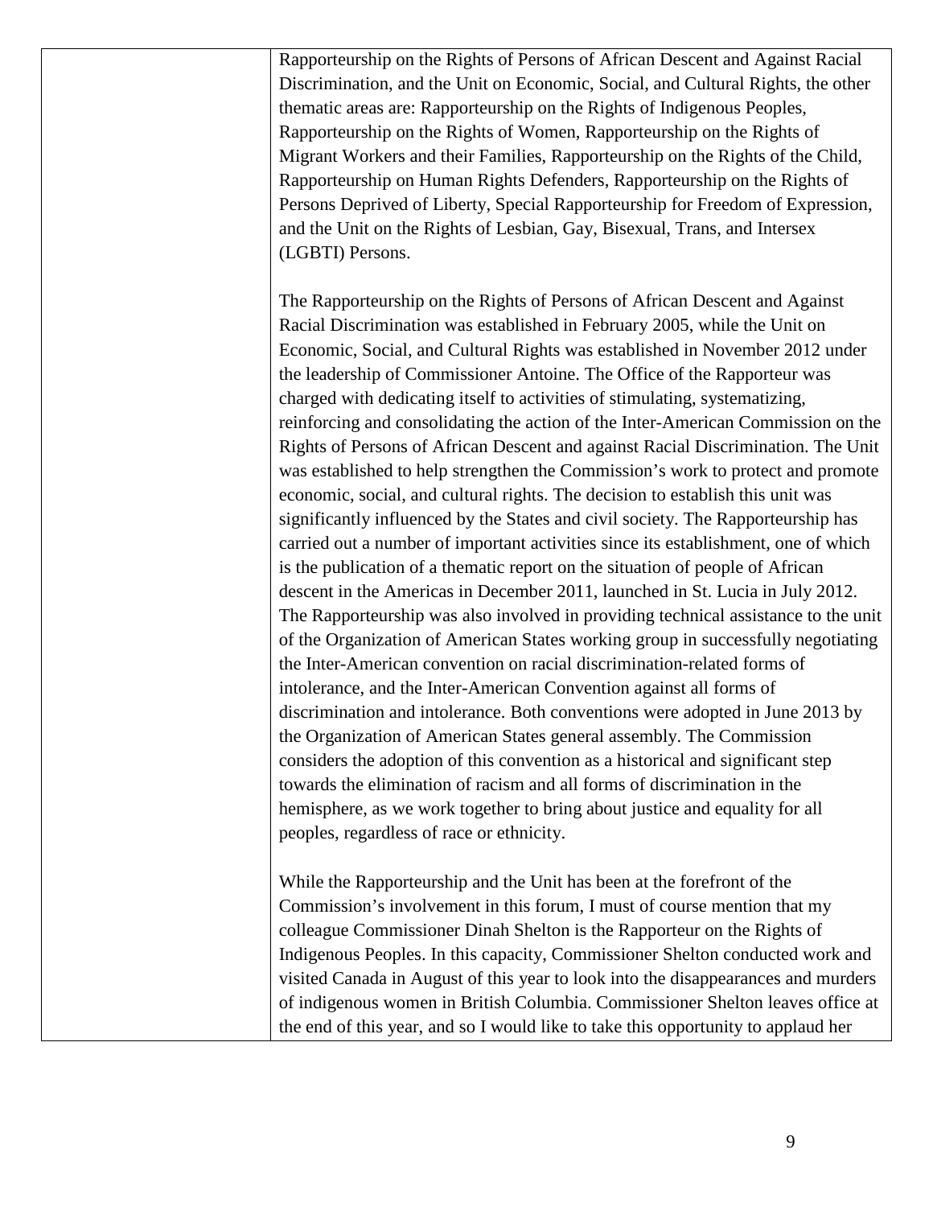Rapporteurship on the Rights of Persons of African Descent and Against Racial Discrimination, and the Unit on Economic, Social, and Cultural Rights, the other thematic areas are: Rapporteurship on the Rights of Indigenous Peoples, Rapporteurship on the Rights of Women, Rapporteurship on the Rights of Migrant Workers and their Families, Rapporteurship on the Rights of the Child, Rapporteurship on Human Rights Defenders, Rapporteurship on the Rights of Persons Deprived of Liberty, Special Rapporteurship for Freedom of Expression, and the Unit on the Rights of Lesbian, Gay, Bisexual, Trans, and Intersex (LGBTI) Persons.

The Rapporteurship on the Rights of Persons of African Descent and Against Racial Discrimination was established in February 2005, while the Unit on Economic, Social, and Cultural Rights was established in November 2012 under the leadership of Commissioner Antoine. The Office of the Rapporteur was charged with dedicating itself to activities of stimulating, systematizing, reinforcing and consolidating the action of the Inter-American Commission on the Rights of Persons of African Descent and against Racial Discrimination. The Unit was established to help strengthen the Commission's work to protect and promote economic, social, and cultural rights. The decision to establish this unit was significantly influenced by the States and civil society. The Rapporteurship has carried out a number of important activities since its establishment, one of which is the publication of a thematic report on the situation of people of African descent in the Americas in December 2011, launched in St. Lucia in July 2012. The Rapporteurship was also involved in providing technical assistance to the unit of the Organization of American States working group in successfully negotiating the Inter-American convention on racial discrimination-related forms of intolerance, and the Inter-American Convention against all forms of discrimination and intolerance. Both conventions were adopted in June 2013 by the Organization of American States general assembly. The Commission considers the adoption of this convention as a historical and significant step towards the elimination of racism and all forms of discrimination in the hemisphere, as we work together to bring about justice and equality for all peoples, regardless of race or ethnicity.

While the Rapporteurship and the Unit has been at the forefront of the Commission's involvement in this forum, I must of course mention that my colleague Commissioner Dinah Shelton is the Rapporteur on the Rights of Indigenous Peoples. In this capacity, Commissioner Shelton conducted work and visited Canada in August of this year to look into the disappearances and murders of indigenous women in British Columbia. Commissioner Shelton leaves office at the end of this year, and so I would like to take this opportunity to applaud her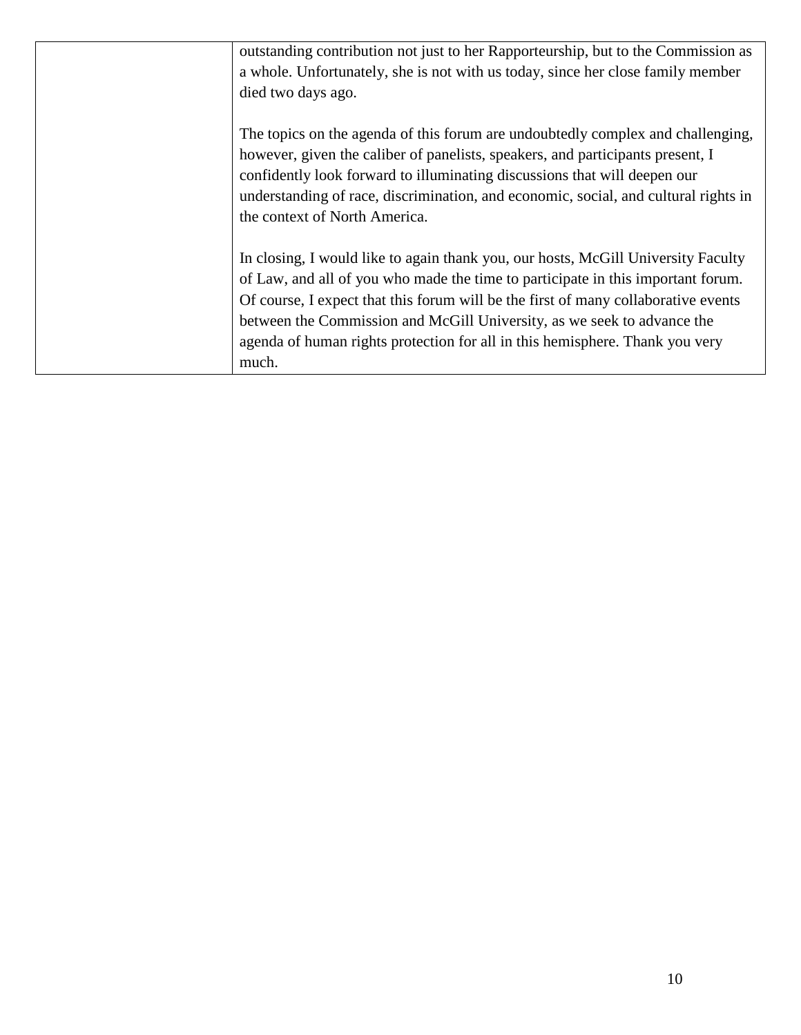| | |
|---|---|
| | outstanding contribution not just to her Rapporteurship, but to the Commission as a whole. Unfortunately, she is not with us today, since her close family member died two days ago.<br><br>The topics on the agenda of this forum are undoubtedly complex and challenging, however, given the caliber of panelists, speakers, and participants present, I confidently look forward to illuminating discussions that will deepen our understanding of race, discrimination, and economic, social, and cultural rights in the context of North America.<br><br>In closing, I would like to again thank you, our hosts, McGill University Faculty of Law, and all of you who made the time to participate in this important forum. Of course, I expect that this forum will be the first of many collaborative events between the Commission and McGill University, as we seek to advance the agenda of human rights protection for all in this hemisphere. Thank you very much. |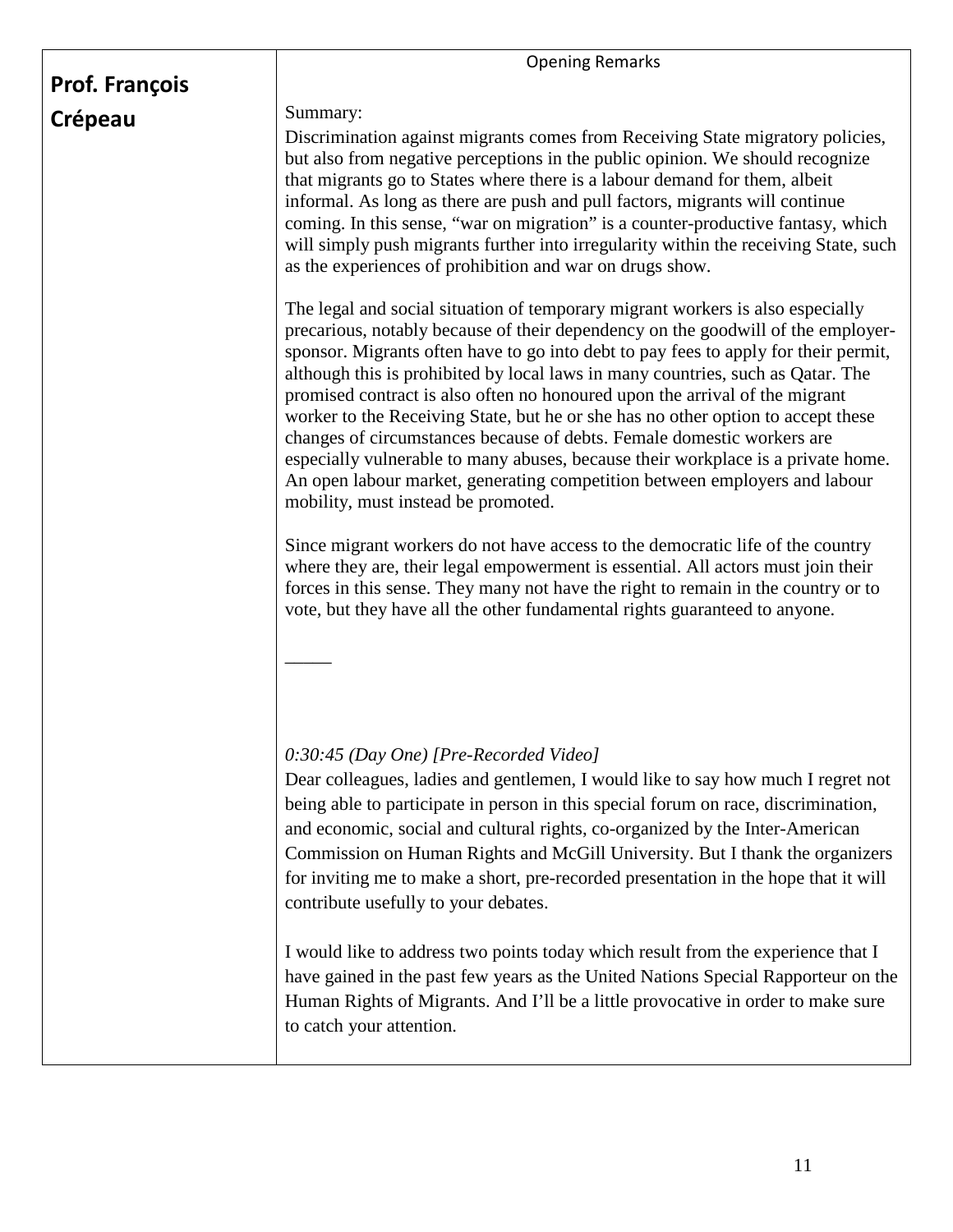| **Prof. François Crépeau** | Opening Remarks<br><br>Summary:<br>Discrimination against migrants comes from Receiving State migratory policies, but also from negative perceptions in the public opinion. We should recognize that migrants go to States where there is a labour demand for them, albeit informal. As long as there are push and pull factors, migrants will continue coming. In this sense, "war on migration" is a counter-productive fantasy, which will simply push migrants further into irregularity within the receiving State, such as the experiences of prohibition and war on drugs show.<br><br>The legal and social situation of temporary migrant workers is also especially precarious, notably because of their dependency on the goodwill of the employer-sponsor. Migrants often have to go into debt to pay fees to apply for their permit, although this is prohibited by local laws in many countries, such as Qatar. The promised contract is also often no honoured upon the arrival of the migrant worker to the Receiving State, but he or she has no other option to accept these changes of circumstances because of debts. Female domestic workers are especially vulnerable to many abuses, because their workplace is a private home. An open labour market, generating competition between employers and labour mobility, must instead be promoted.<br><br>Since migrant workers do not have access to the democratic life of the country where they are, their legal empowerment is essential. All actors must join their forces in this sense. They many not have the right to remain in the country or to vote, but they have all the other fundamental rights guaranteed to anyone.<br><br>_____<br><br>*0:30:45 (Day One) [Pre-Recorded Video]*<br>Dear colleagues, ladies and gentlemen, I would like to say how much I regret not being able to participate in person in this special forum on race, discrimination, and economic, social and cultural rights, co-organized by the Inter-American Commission on Human Rights and McGill University. But I thank the organizers for inviting me to make a short, pre-recorded presentation in the hope that it will contribute usefully to your debates.<br><br>I would like to address two points today which result from the experience that I have gained in the past few years as the United Nations Special Rapporteur on the Human Rights of Migrants. And I'll be a little provocative in order to make sure to catch your attention. |
|---|---|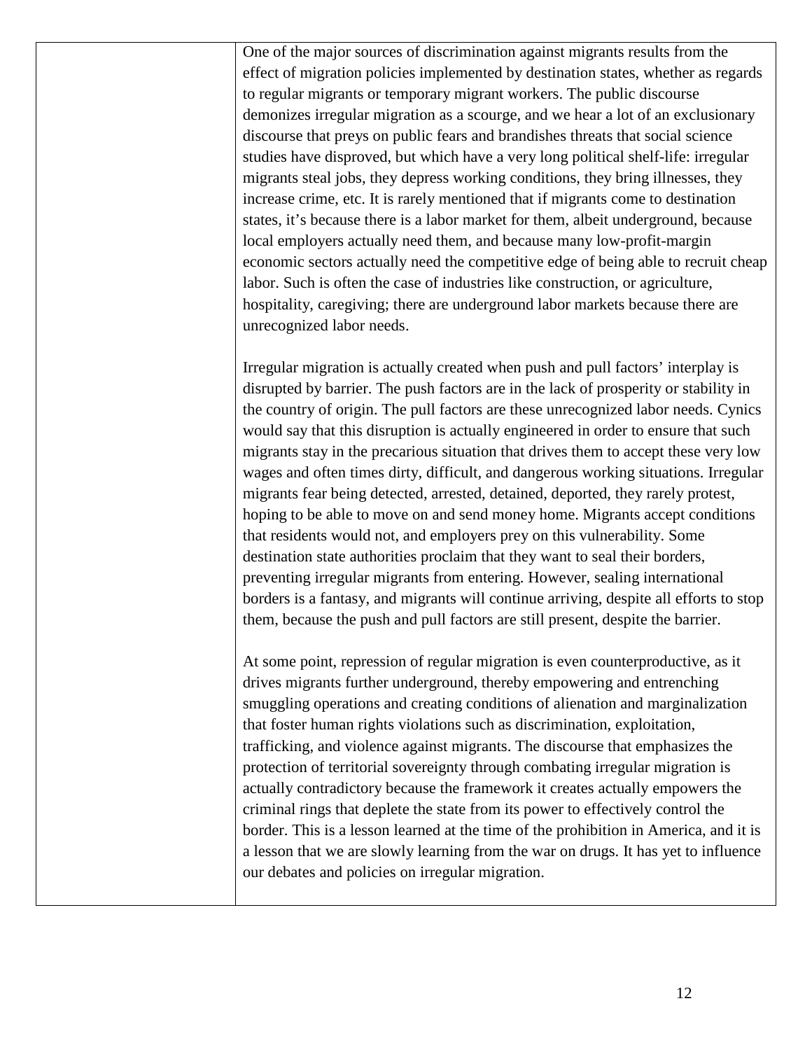One of the major sources of discrimination against migrants results from the effect of migration policies implemented by destination states, whether as regards to regular migrants or temporary migrant workers. The public discourse demonizes irregular migration as a scourge, and we hear a lot of an exclusionary discourse that preys on public fears and brandishes threats that social science studies have disproved, but which have a very long political shelf-life: irregular migrants steal jobs, they depress working conditions, they bring illnesses, they increase crime, etc. It is rarely mentioned that if migrants come to destination states, it's because there is a labor market for them, albeit underground, because local employers actually need them, and because many low-profit-margin economic sectors actually need the competitive edge of being able to recruit cheap labor. Such is often the case of industries like construction, or agriculture, hospitality, caregiving; there are underground labor markets because there are unrecognized labor needs.

Irregular migration is actually created when push and pull factors' interplay is disrupted by barrier. The push factors are in the lack of prosperity or stability in the country of origin. The pull factors are these unrecognized labor needs. Cynics would say that this disruption is actually engineered in order to ensure that such migrants stay in the precarious situation that drives them to accept these very low wages and often times dirty, difficult, and dangerous working situations. Irregular migrants fear being detected, arrested, detained, deported, they rarely protest, hoping to be able to move on and send money home. Migrants accept conditions that residents would not, and employers prey on this vulnerability. Some destination state authorities proclaim that they want to seal their borders, preventing irregular migrants from entering. However, sealing international borders is a fantasy, and migrants will continue arriving, despite all efforts to stop them, because the push and pull factors are still present, despite the barrier.

At some point, repression of regular migration is even counterproductive, as it drives migrants further underground, thereby empowering and entrenching smuggling operations and creating conditions of alienation and marginalization that foster human rights violations such as discrimination, exploitation, trafficking, and violence against migrants. The discourse that emphasizes the protection of territorial sovereignty through combating irregular migration is actually contradictory because the framework it creates actually empowers the criminal rings that deplete the state from its power to effectively control the border. This is a lesson learned at the time of the prohibition in America, and it is a lesson that we are slowly learning from the war on drugs. It has yet to influence our debates and policies on irregular migration.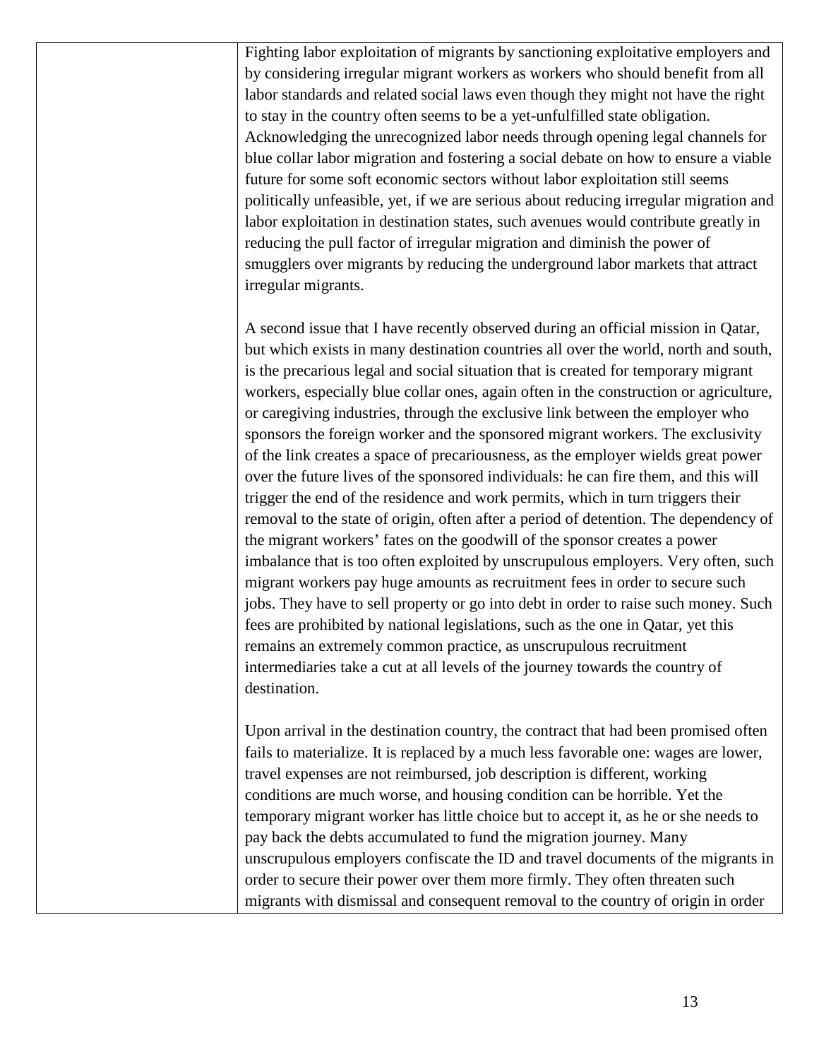Fighting labor exploitation of migrants by sanctioning exploitative employers and by considering irregular migrant workers as workers who should benefit from all labor standards and related social laws even though they might not have the right to stay in the country often seems to be a yet-unfulfilled state obligation. Acknowledging the unrecognized labor needs through opening legal channels for blue collar labor migration and fostering a social debate on how to ensure a viable future for some soft economic sectors without labor exploitation still seems politically unfeasible, yet, if we are serious about reducing irregular migration and labor exploitation in destination states, such avenues would contribute greatly in reducing the pull factor of irregular migration and diminish the power of smugglers over migrants by reducing the underground labor markets that attract irregular migrants.

A second issue that I have recently observed during an official mission in Qatar, but which exists in many destination countries all over the world, north and south, is the precarious legal and social situation that is created for temporary migrant workers, especially blue collar ones, again often in the construction or agriculture, or caregiving industries, through the exclusive link between the employer who sponsors the foreign worker and the sponsored migrant workers. The exclusivity of the link creates a space of precariousness, as the employer wields great power over the future lives of the sponsored individuals: he can fire them, and this will trigger the end of the residence and work permits, which in turn triggers their removal to the state of origin, often after a period of detention. The dependency of the migrant workers' fates on the goodwill of the sponsor creates a power imbalance that is too often exploited by unscrupulous employers. Very often, such migrant workers pay huge amounts as recruitment fees in order to secure such jobs. They have to sell property or go into debt in order to raise such money. Such fees are prohibited by national legislations, such as the one in Qatar, yet this remains an extremely common practice, as unscrupulous recruitment intermediaries take a cut at all levels of the journey towards the country of destination.

Upon arrival in the destination country, the contract that had been promised often fails to materialize. It is replaced by a much less favorable one: wages are lower, travel expenses are not reimbursed, job description is different, working conditions are much worse, and housing condition can be horrible. Yet the temporary migrant worker has little choice but to accept it, as he or she needs to pay back the debts accumulated to fund the migration journey. Many unscrupulous employers confiscate the ID and travel documents of the migrants in order to secure their power over them more firmly. They often threaten such migrants with dismissal and consequent removal to the country of origin in order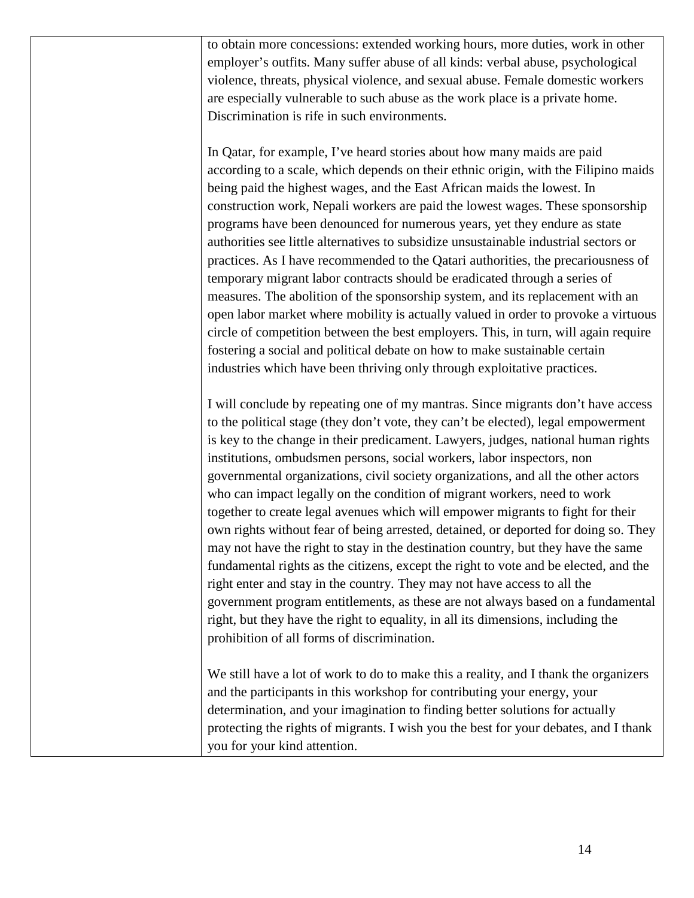| | to obtain more concessions: extended working hours, more duties, work in other employer's outfits. Many suffer abuse of all kinds: verbal abuse, psychological violence, threats, physical violence, and sexual abuse. Female domestic workers are especially vulnerable to such abuse as the work place is a private home. Discrimination is rife in such environments.<br><br>In Qatar, for example, I've heard stories about how many maids are paid according to a scale, which depends on their ethnic origin, with the Filipino maids being paid the highest wages, and the East African maids the lowest. In construction work, Nepali workers are paid the lowest wages. These sponsorship programs have been denounced for numerous years, yet they endure as state authorities see little alternatives to subsidize unsustainable industrial sectors or practices. As I have recommended to the Qatari authorities, the precariousness of temporary migrant labor contracts should be eradicated through a series of measures. The abolition of the sponsorship system, and its replacement with an open labor market where mobility is actually valued in order to provoke a virtuous circle of competition between the best employers. This, in turn, will again require fostering a social and political debate on how to make sustainable certain industries which have been thriving only through exploitative practices.<br><br>I will conclude by repeating one of my mantras. Since migrants don't have access to the political stage (they don't vote, they can't be elected), legal empowerment is key to the change in their predicament. Lawyers, judges, national human rights institutions, ombudsmen persons, social workers, labor inspectors, non governmental organizations, civil society organizations, and all the other actors who can impact legally on the condition of migrant workers, need to work together to create legal avenues which will empower migrants to fight for their own rights without fear of being arrested, detained, or deported for doing so. They may not have the right to stay in the destination country, but they have the same fundamental rights as the citizens, except the right to vote and be elected, and the right enter and stay in the country. They may not have access to all the government program entitlements, as these are not always based on a fundamental right, but they have the right to equality, in all its dimensions, including the prohibition of all forms of discrimination.<br><br>We still have a lot of work to do to make this a reality, and I thank the organizers and the participants in this workshop for contributing your energy, your determination, and your imagination to finding better solutions for actually protecting the rights of migrants. I wish you the best for your debates, and I thank you for your kind attention. |
|---|---|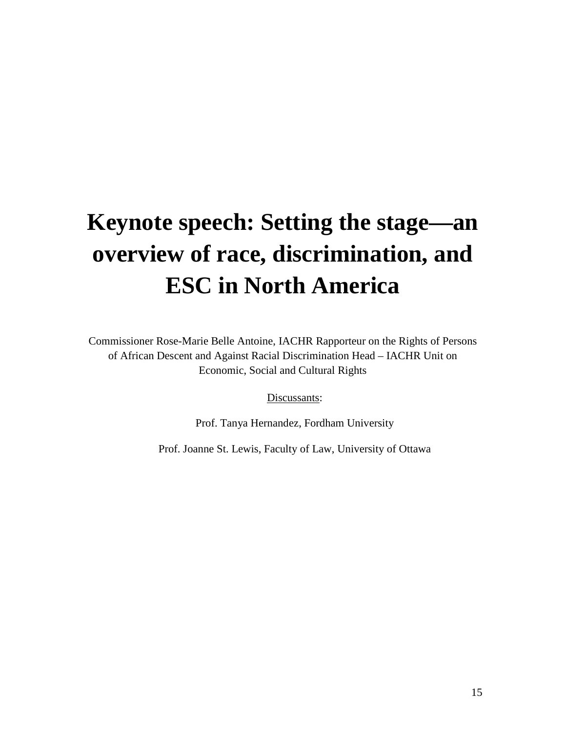# Keynote speech: Setting the stage—an overview of race, discrimination, and ESC in North America

Commissioner Rose-Marie Belle Antoine, IACHR Rapporteur on the Rights of Persons of African Descent and Against Racial Discrimination Head – IACHR Unit on Economic, Social and Cultural Rights

Discussants:

Prof. Tanya Hernandez, Fordham University

Prof. Joanne St. Lewis, Faculty of Law, University of Ottawa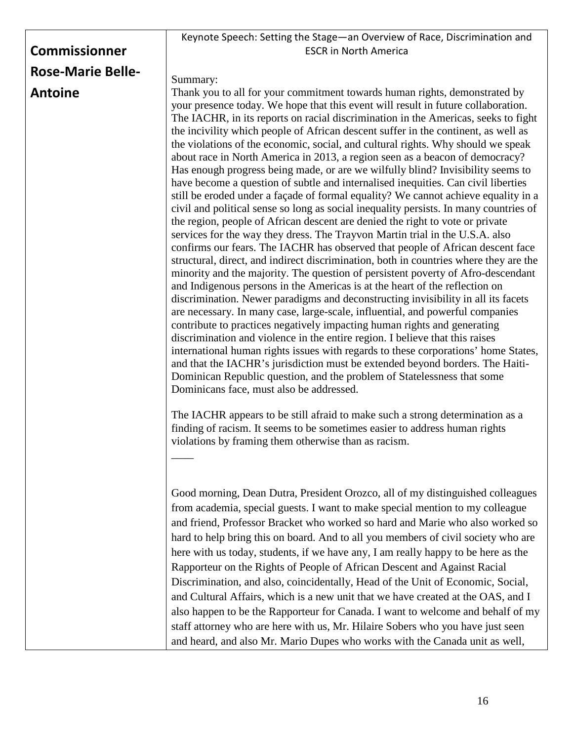| **Commissionner Rose-Marie Belle-Antoine** | Keynote Speech: Setting the Stage—an Overview of Race, Discrimination and ESCR in North America<br><br>Summary:<br>Thank you to all for your commitment towards human rights, demonstrated by your presence today. We hope that this event will result in future collaboration. The IACHR, in its reports on racial discrimination in the Americas, seeks to fight the incivility which people of African descent suffer in the continent, as well as the violations of the economic, social, and cultural rights. Why should we speak about race in North America in 2013, a region seen as a beacon of democracy? Has enough progress being made, or are we wilfully blind? Invisibility seems to have become a question of subtle and internalised inequities. Can civil liberties still be eroded under a façade of formal equality? We cannot achieve equality in a civil and political sense so long as social inequality persists. In many countries of the region, people of African descent are denied the right to vote or private services for the way they dress. The Trayvon Martin trial in the U.S.A. also confirms our fears. The IACHR has observed that people of African descent face structural, direct, and indirect discrimination, both in countries where they are the minority and the majority. The question of persistent poverty of Afro-descendant and Indigenous persons in the Americas is at the heart of the reflection on discrimination. Newer paradigms and deconstructing invisibility in all its facets are necessary. In many case, large-scale, influential, and powerful companies contribute to practices negatively impacting human rights and generating discrimination and violence in the entire region. I believe that this raises international human rights issues with regards to these corporations' home States, and that the IACHR's jurisdiction must be extended beyond borders. The Haiti-Dominican Republic question, and the problem of Statelessness that some Dominicans face, must also be addressed.<br><br>The IACHR appears to be still afraid to make such a strong determination as a finding of racism. It seems to be sometimes easier to address human rights violations by framing them otherwise than as racism.<br><br>\_\_\_\_<br><br>Good morning, Dean Dutra, President Orozco, all of my distinguished colleagues from academia, special guests. I want to make special mention to my colleague and friend, Professor Bracket who worked so hard and Marie who also worked so hard to help bring this on board. And to all you members of civil society who are here with us today, students, if we have any, I am really happy to be here as the Rapporteur on the Rights of People of African Descent and Against Racial Discrimination, and also, coincidentally, Head of the Unit of Economic, Social, and Cultural Affairs, which is a new unit that we have created at the OAS, and I also happen to be the Rapporteur for Canada. I want to welcome and behalf of my staff attorney who are here with us, Mr. Hilaire Sobers who you have just seen and heard, and also Mr. Mario Dupes who works with the Canada unit as well, |
|---|---|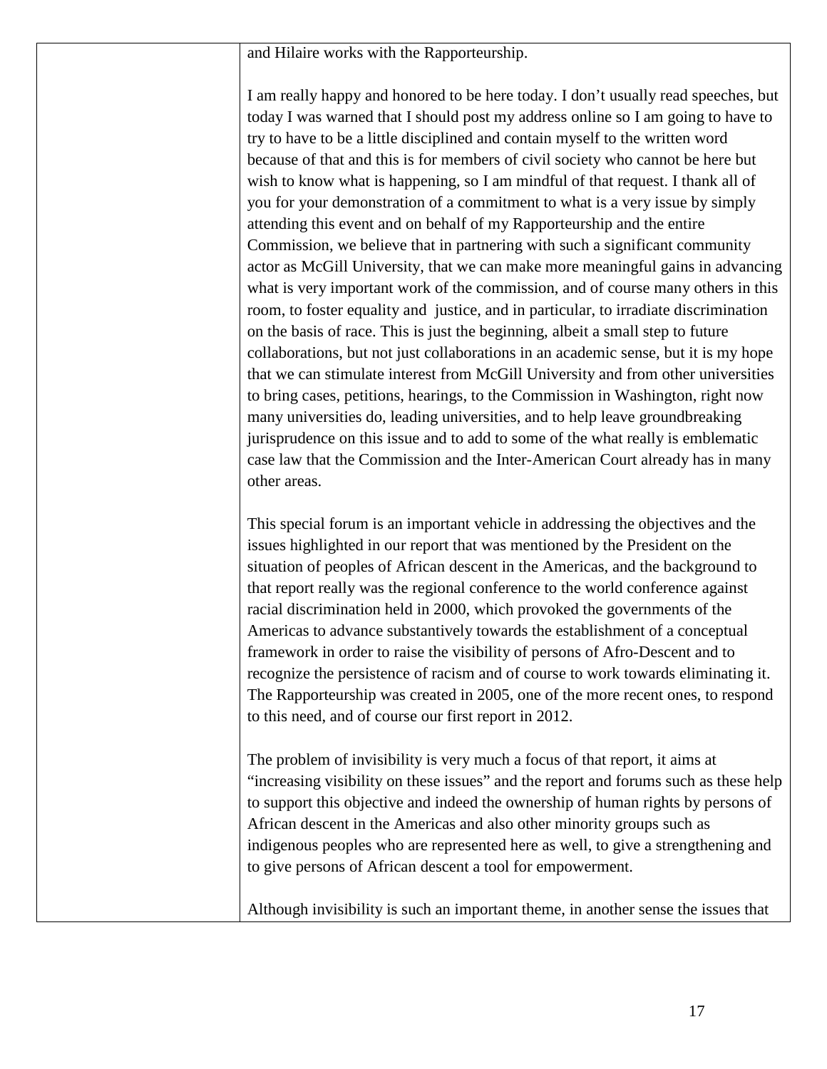| | and Hilaire works with the Rapporteurship.<br><br>I am really happy and honored to be here today. I don't usually read speeches, but today I was warned that I should post my address online so I am going to have to try to have to be a little disciplined and contain myself to the written word because of that and this is for members of civil society who cannot be here but wish to know what is happening, so I am mindful of that request. I thank all of you for your demonstration of a commitment to what is a very issue by simply attending this event and on behalf of my Rapporteurship and the entire Commission, we believe that in partnering with such a significant community actor as McGill University, that we can make more meaningful gains in advancing what is very important work of the commission, and of course many others in this room, to foster equality and justice, and in particular, to irradiate discrimination on the basis of race. This is just the beginning, albeit a small step to future collaborations, but not just collaborations in an academic sense, but it is my hope that we can stimulate interest from McGill University and from other universities to bring cases, petitions, hearings, to the Commission in Washington, right now many universities do, leading universities, and to help leave groundbreaking jurisprudence on this issue and to add to some of the what really is emblematic case law that the Commission and the Inter-American Court already has in many other areas.<br><br>This special forum is an important vehicle in addressing the objectives and the issues highlighted in our report that was mentioned by the President on the situation of peoples of African descent in the Americas, and the background to that report really was the regional conference to the world conference against racial discrimination held in 2000, which provoked the governments of the Americas to advance substantively towards the establishment of a conceptual framework in order to raise the visibility of persons of Afro-Descent and to recognize the persistence of racism and of course to work towards eliminating it. The Rapporteurship was created in 2005, one of the more recent ones, to respond to this need, and of course our first report in 2012.<br><br>The problem of invisibility is very much a focus of that report, it aims at "increasing visibility on these issues" and the report and forums such as these help to support this objective and indeed the ownership of human rights by persons of African descent in the Americas and also other minority groups such as indigenous peoples who are represented here as well, to give a strengthening and to give persons of African descent a tool for empowerment.<br><br>Although invisibility is such an important theme, in another sense the issues that |
|---|---|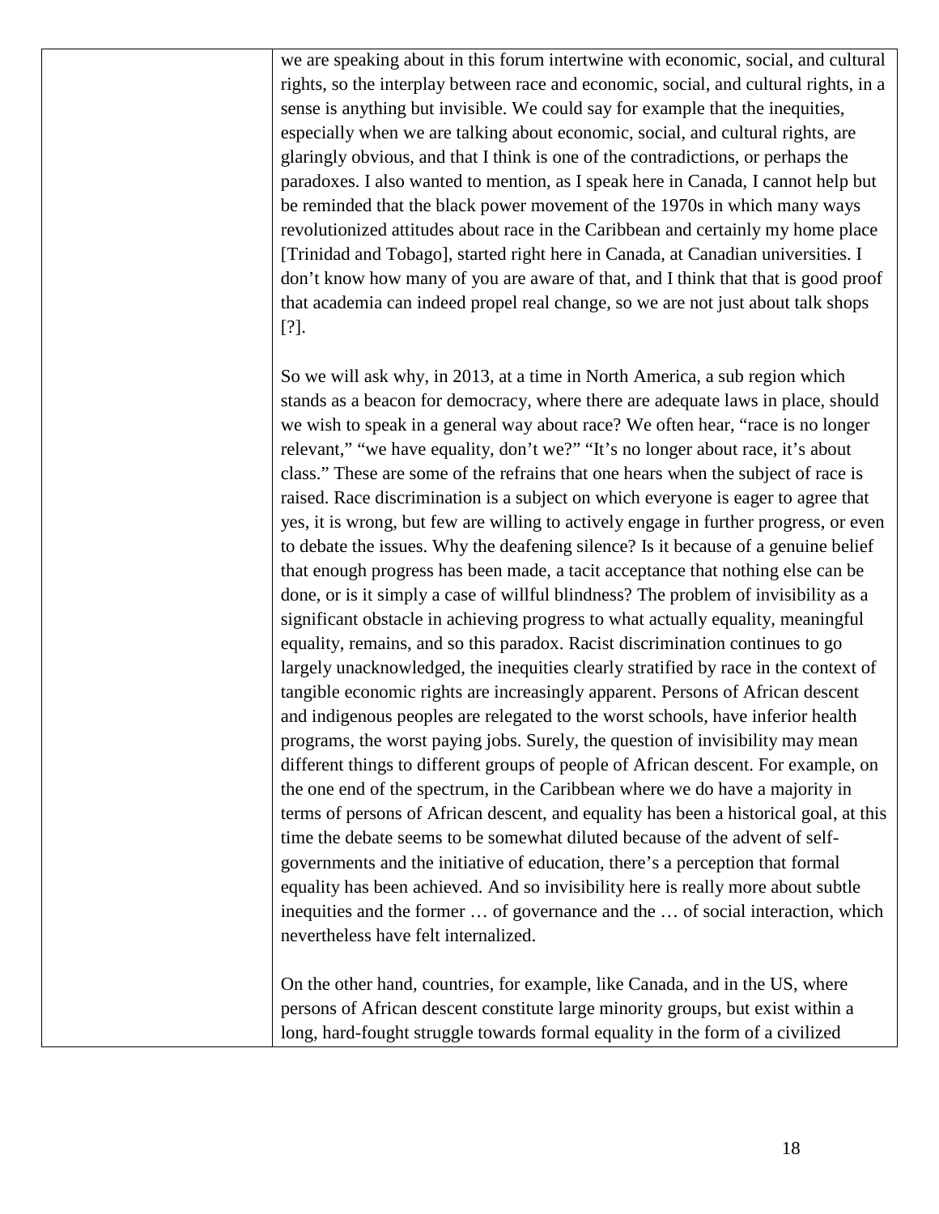|  | we are speaking about in this forum intertwine with economic, social, and cultural rights, so the interplay between race and economic, social, and cultural rights, in a sense is anything but invisible. We could say for example that the inequities, especially when we are talking about economic, social, and cultural rights, are glaringly obvious, and that I think is one of the contradictions, or perhaps the paradoxes. I also wanted to mention, as I speak here in Canada, I cannot help but be reminded that the black power movement of the 1970s in which many ways revolutionized attitudes about race in the Caribbean and certainly my home place [Trinidad and Tobago], started right here in Canada, at Canadian universities. I don't know how many of you are aware of that, and I think that that is good proof that academia can indeed propel real change, so we are not just about talk shops [?].<br><br>So we will ask why, in 2013, at a time in North America, a sub region which stands as a beacon for democracy, where there are adequate laws in place, should we wish to speak in a general way about race? We often hear, "race is no longer relevant," "we have equality, don't we?" "It's no longer about race, it's about class." These are some of the refrains that one hears when the subject of race is raised. Race discrimination is a subject on which everyone is eager to agree that yes, it is wrong, but few are willing to actively engage in further progress, or even to debate the issues. Why the deafening silence? Is it because of a genuine belief that enough progress has been made, a tacit acceptance that nothing else can be done, or is it simply a case of willful blindness? The problem of invisibility as a significant obstacle in achieving progress to what actually equality, meaningful equality, remains, and so this paradox. Racist discrimination continues to go largely unacknowledged, the inequities clearly stratified by race in the context of tangible economic rights are increasingly apparent. Persons of African descent and indigenous peoples are relegated to the worst schools, have inferior health programs, the worst paying jobs. Surely, the question of invisibility may mean different things to different groups of people of African descent. For example, on the one end of the spectrum, in the Caribbean where we do have a majority in terms of persons of African descent, and equality has been a historical goal, at this time the debate seems to be somewhat diluted because of the advent of self-governments and the initiative of education, there's a perception that formal equality has been achieved. And so invisibility here is really more about subtle inequities and the former … of governance and the … of social interaction, which nevertheless have felt internalized.<br><br>On the other hand, countries, for example, like Canada, and in the US, where persons of African descent constitute large minority groups, but exist within a long, hard-fought struggle towards formal equality in the form of a civilized |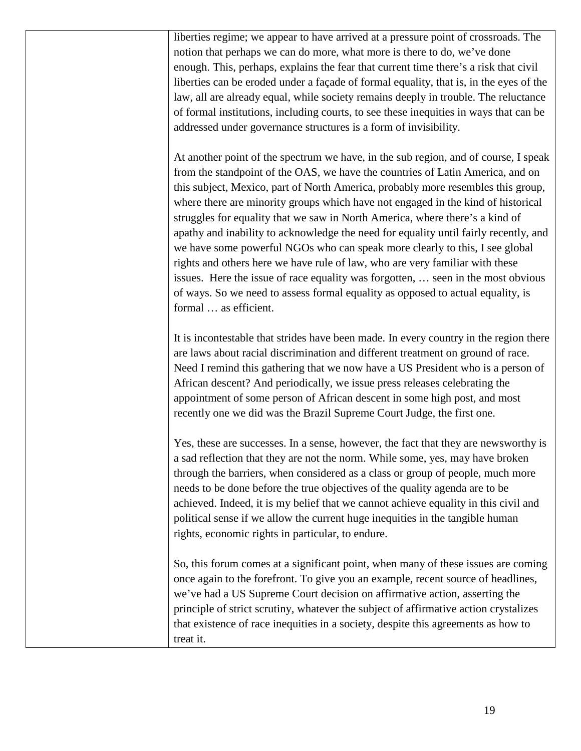| | liberties regime; we appear to have arrived at a pressure point of crossroads. The notion that perhaps we can do more, what more is there to do, we've done enough. This, perhaps, explains the fear that current time there's a risk that civil liberties can be eroded under a façade of formal equality, that is, in the eyes of the law, all are already equal, while society remains deeply in trouble. The reluctance of formal institutions, including courts, to see these inequities in ways that can be addressed under governance structures is a form of invisibility.<br><br>At another point of the spectrum we have, in the sub region, and of course, I speak from the standpoint of the OAS, we have the countries of Latin America, and on this subject, Mexico, part of North America, probably more resembles this group, where there are minority groups which have not engaged in the kind of historical struggles for equality that we saw in North America, where there's a kind of apathy and inability to acknowledge the need for equality until fairly recently, and we have some powerful NGOs who can speak more clearly to this, I see global rights and others here we have rule of law, who are very familiar with these issues. Here the issue of race equality was forgotten, … seen in the most obvious of ways. So we need to assess formal equality as opposed to actual equality, is formal … as efficient.<br><br>It is incontestable that strides have been made. In every country in the region there are laws about racial discrimination and different treatment on ground of race. Need I remind this gathering that we now have a US President who is a person of African descent? And periodically, we issue press releases celebrating the appointment of some person of African descent in some high post, and most recently one we did was the Brazil Supreme Court Judge, the first one.<br><br>Yes, these are successes. In a sense, however, the fact that they are newsworthy is a sad reflection that they are not the norm. While some, yes, may have broken through the barriers, when considered as a class or group of people, much more needs to be done before the true objectives of the quality agenda are to be achieved. Indeed, it is my belief that we cannot achieve equality in this civil and political sense if we allow the current huge inequities in the tangible human rights, economic rights in particular, to endure.<br><br>So, this forum comes at a significant point, when many of these issues are coming once again to the forefront. To give you an example, recent source of headlines, we've had a US Supreme Court decision on affirmative action, asserting the principle of strict scrutiny, whatever the subject of affirmative action crystalizes that existence of race inequities in a society, despite this agreements as how to treat it. |
|---|---|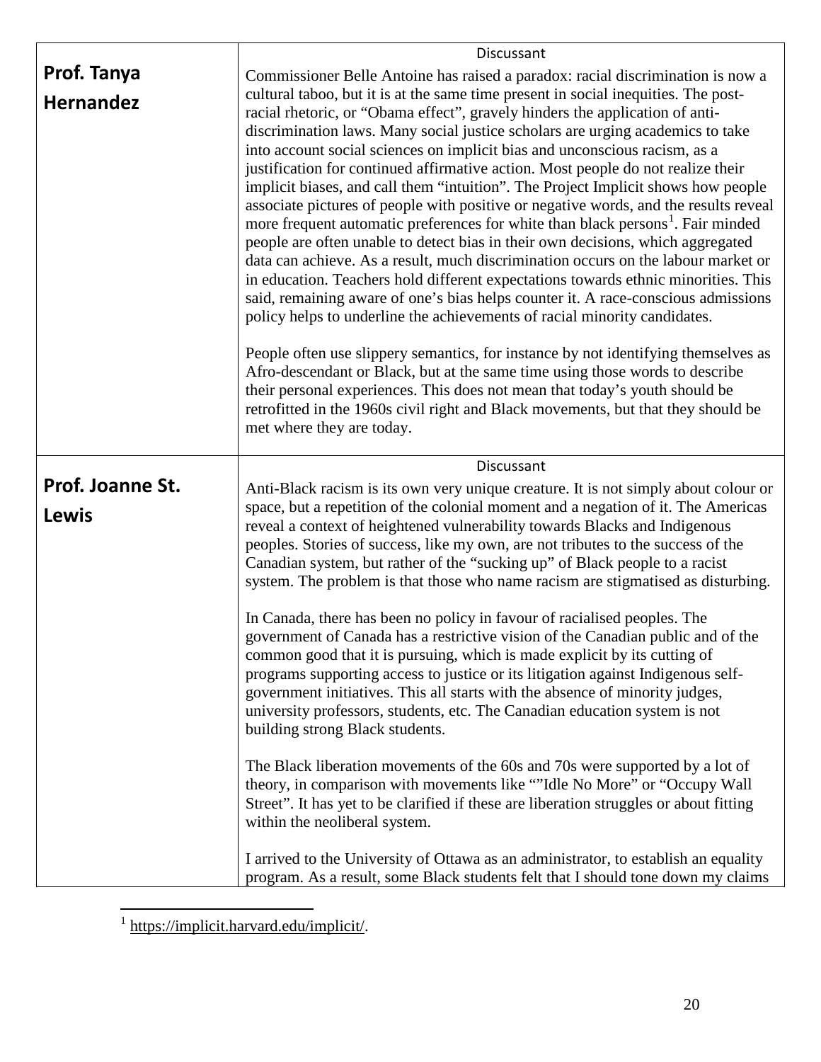| | |
|---|---|
| **Prof. Tanya Hernandez** | Discussant<br><br>Commissioner Belle Antoine has raised a paradox: racial discrimination is now a cultural taboo, but it is at the same time present in social inequities. The post-racial rhetoric, or "Obama effect", gravely hinders the application of anti-discrimination laws. Many social justice scholars are urging academics to take into account social sciences on implicit bias and unconscious racism, as a justification for continued affirmative action. Most people do not realize their implicit biases, and call them "intuition". The Project Implicit shows how people associate pictures of people with positive or negative words, and the results reveal more frequent automatic preferences for white than black persons[1]. Fair minded people are often unable to detect bias in their own decisions, which aggregated data can achieve. As a result, much discrimination occurs on the labour market or in education. Teachers hold different expectations towards ethnic minorities. This said, remaining aware of one's bias helps counter it. A race-conscious admissions policy helps to underline the achievements of racial minority candidates.<br><br>People often use slippery semantics, for instance by not identifying themselves as Afro-descendant or Black, but at the same time using those words to describe their personal experiences. This does not mean that today's youth should be retrofitted in the 1960s civil right and Black movements, but that they should be met where they are today. |
| **Prof. Joanne St. Lewis** | Discussant<br><br>Anti-Black racism is its own very unique creature. It is not simply about colour or space, but a repetition of the colonial moment and a negation of it. The Americas reveal a context of heightened vulnerability towards Blacks and Indigenous peoples. Stories of success, like my own, are not tributes to the success of the Canadian system, but rather of the "sucking up" of Black people to a racist system. The problem is that those who name racism are stigmatised as disturbing.<br><br>In Canada, there has been no policy in favour of racialised peoples. The government of Canada has a restrictive vision of the Canadian public and of the common good that it is pursuing, which is made explicit by its cutting of programs supporting access to justice or its litigation against Indigenous self-government initiatives. This all starts with the absence of minority judges, university professors, students, etc. The Canadian education system is not building strong Black students.<br><br>The Black liberation movements of the 60s and 70s were supported by a lot of theory, in comparison with movements like ""Idle No More" or "Occupy Wall Street". It has yet to be clarified if these are liberation struggles or about fitting within the neoliberal system.<br><br>I arrived to the University of Ottawa as an administrator, to establish an equality program. As a result, some Black students felt that I should tone down my claims |

[1] https://implicit.harvard.edu/implicit/.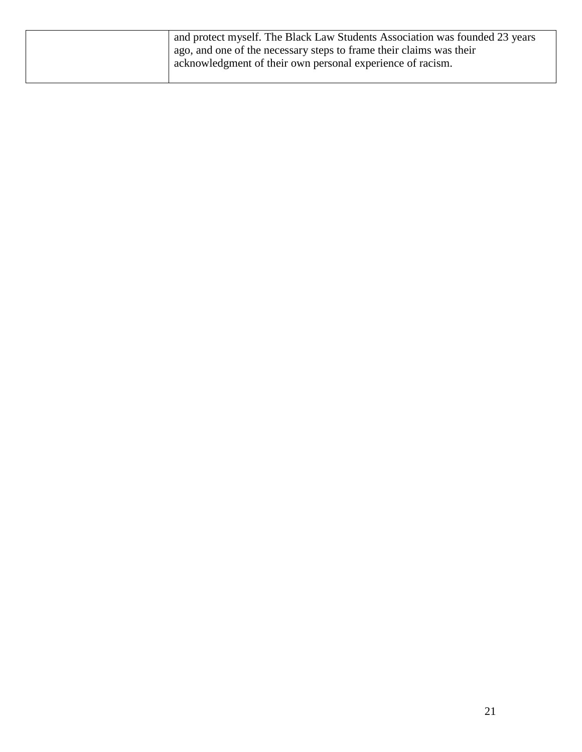|  | and protect myself. The Black Law Students Association was founded 23 years ago, and one of the necessary steps to frame their claims was their acknowledgment of their own personal experience of racism. |
| --- | --- |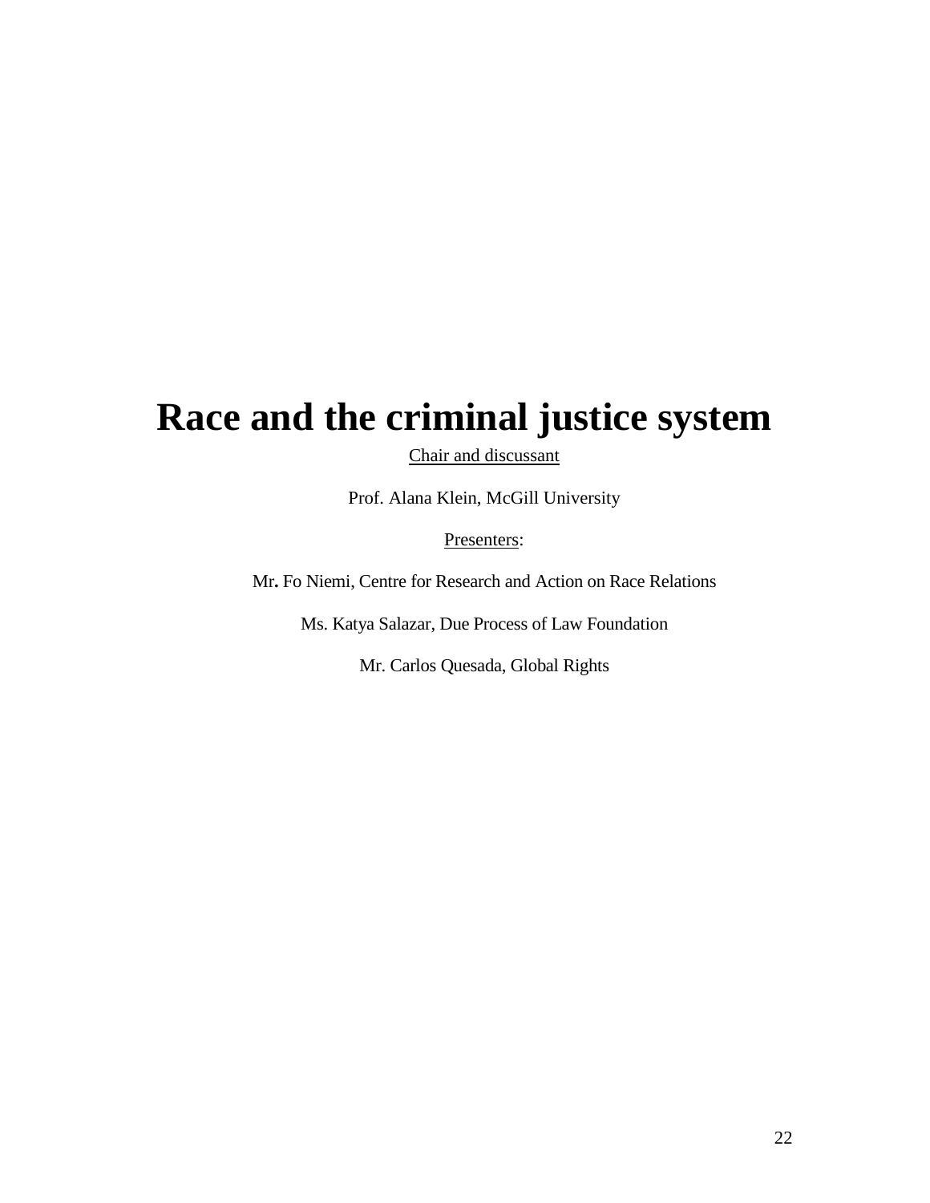# Race and the criminal justice system

<u>Chair and discussant</u>

Prof. Alana Klein, McGill University

<u>Presenters</u>:

Mr**.** Fo Niemi, Centre for Research and Action on Race Relations

Ms. Katya Salazar, Due Process of Law Foundation

Mr. Carlos Quesada, Global Rights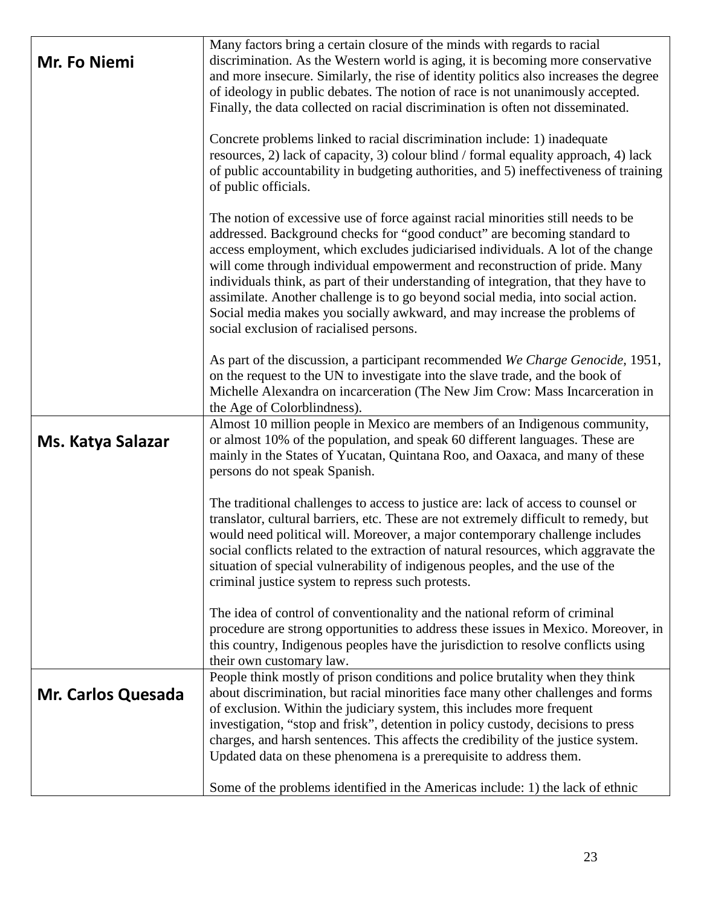| | |
|---|---|
| **Mr. Fo Niemi** | Many factors bring a certain closure of the minds with regards to racial discrimination. As the Western world is aging, it is becoming more conservative and more insecure. Similarly, the rise of identity politics also increases the degree of ideology in public debates. The notion of race is not unanimously accepted. Finally, the data collected on racial discrimination is often not disseminated.<br><br>Concrete problems linked to racial discrimination include: 1) inadequate resources, 2) lack of capacity, 3) colour blind / formal equality approach, 4) lack of public accountability in budgeting authorities, and 5) ineffectiveness of training of public officials.<br><br>The notion of excessive use of force against racial minorities still needs to be addressed. Background checks for "good conduct" are becoming standard to access employment, which excludes judiciarised individuals. A lot of the change will come through individual empowerment and reconstruction of pride. Many individuals think, as part of their understanding of integration, that they have to assimilate. Another challenge is to go beyond social media, into social action. Social media makes you socially awkward, and may increase the problems of social exclusion of racialised persons.<br><br>As part of the discussion, a participant recommended *We Charge Genocide*, 1951, on the request to the UN to investigate into the slave trade, and the book of Michelle Alexandra on incarceration (The New Jim Crow: Mass Incarceration in the Age of Colorblindness). |
| **Ms. Katya Salazar** | Almost 10 million people in Mexico are members of an Indigenous community, or almost 10% of the population, and speak 60 different languages. These are mainly in the States of Yucatan, Quintana Roo, and Oaxaca, and many of these persons do not speak Spanish.<br><br>The traditional challenges to access to justice are: lack of access to counsel or translator, cultural barriers, etc. These are not extremely difficult to remedy, but would need political will. Moreover, a major contemporary challenge includes social conflicts related to the extraction of natural resources, which aggravate the situation of special vulnerability of indigenous peoples, and the use of the criminal justice system to repress such protests.<br><br>The idea of control of conventionality and the national reform of criminal procedure are strong opportunities to address these issues in Mexico. Moreover, in this country, Indigenous peoples have the jurisdiction to resolve conflicts using their own customary law. |
| **Mr. Carlos Quesada** | People think mostly of prison conditions and police brutality when they think about discrimination, but racial minorities face many other challenges and forms of exclusion. Within the judiciary system, this includes more frequent investigation, "stop and frisk", detention in policy custody, decisions to press charges, and harsh sentences. This affects the credibility of the justice system. Updated data on these phenomena is a prerequisite to address them.<br><br>Some of the problems identified in the Americas include: 1) the lack of ethnic |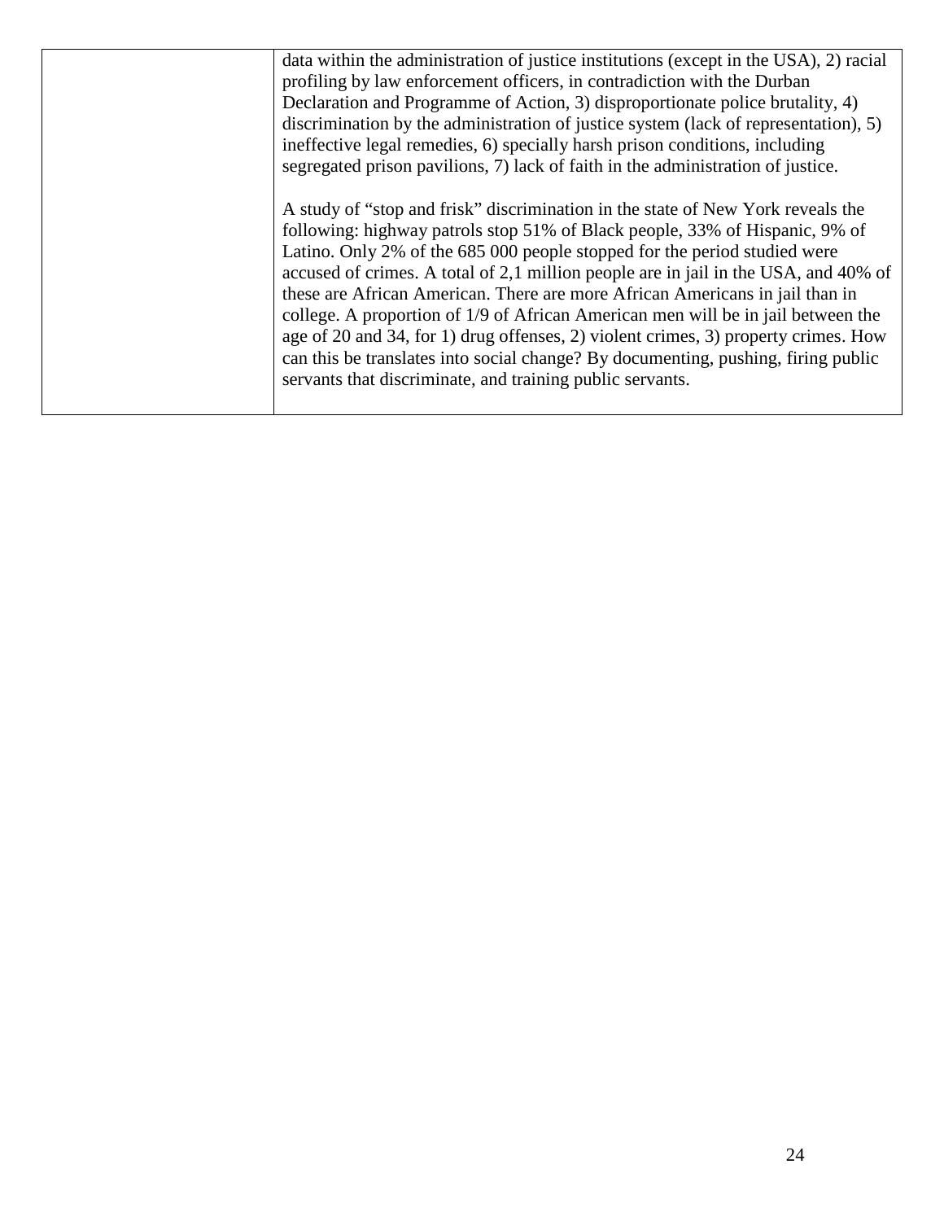| | |
|---|---|
| | data within the administration of justice institutions (except in the USA), 2) racial profiling by law enforcement officers, in contradiction with the Durban Declaration and Programme of Action, 3) disproportionate police brutality, 4) discrimination by the administration of justice system (lack of representation), 5) ineffective legal remedies, 6) specially harsh prison conditions, including segregated prison pavilions, 7) lack of faith in the administration of justice.<br><br>A study of "stop and frisk" discrimination in the state of New York reveals the following: highway patrols stop 51% of Black people, 33% of Hispanic, 9% of Latino. Only 2% of the 685 000 people stopped for the period studied were accused of crimes. A total of 2,1 million people are in jail in the USA, and 40% of these are African American. There are more African Americans in jail than in college. A proportion of 1/9 of African American men will be in jail between the age of 20 and 34, for 1) drug offenses, 2) violent crimes, 3) property crimes. How can this be translates into social change? By documenting, pushing, firing public servants that discriminate, and training public servants. |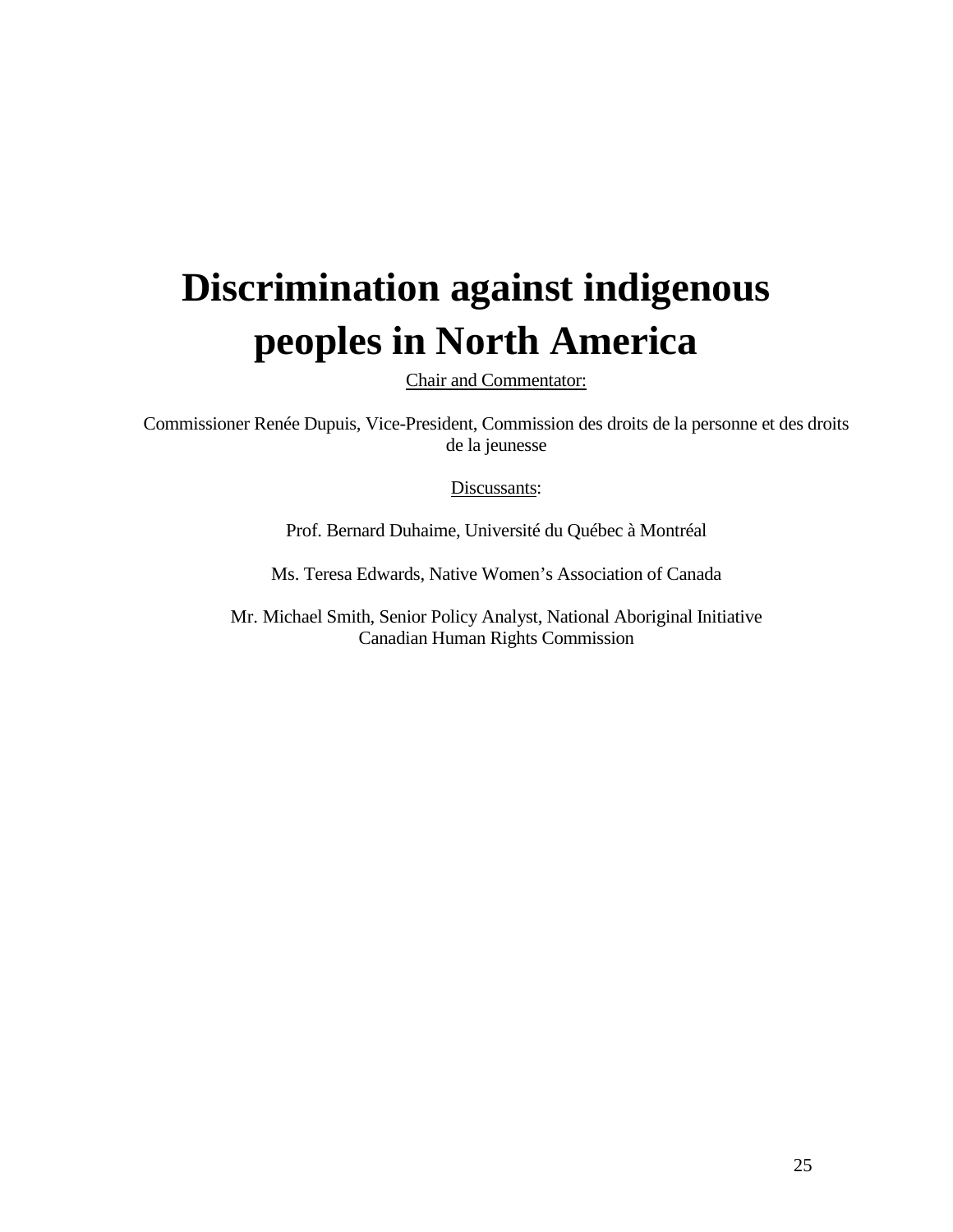# Discrimination against indigenous peoples in North America

Chair and Commentator:

Commissioner Renée Dupuis, Vice-President, Commission des droits de la personne et des droits de la jeunesse

Discussants:

Prof. Bernard Duhaime, Université du Québec à Montréal

Ms. Teresa Edwards, Native Women's Association of Canada

Mr. Michael Smith, Senior Policy Analyst, National Aboriginal Initiative
Canadian Human Rights Commission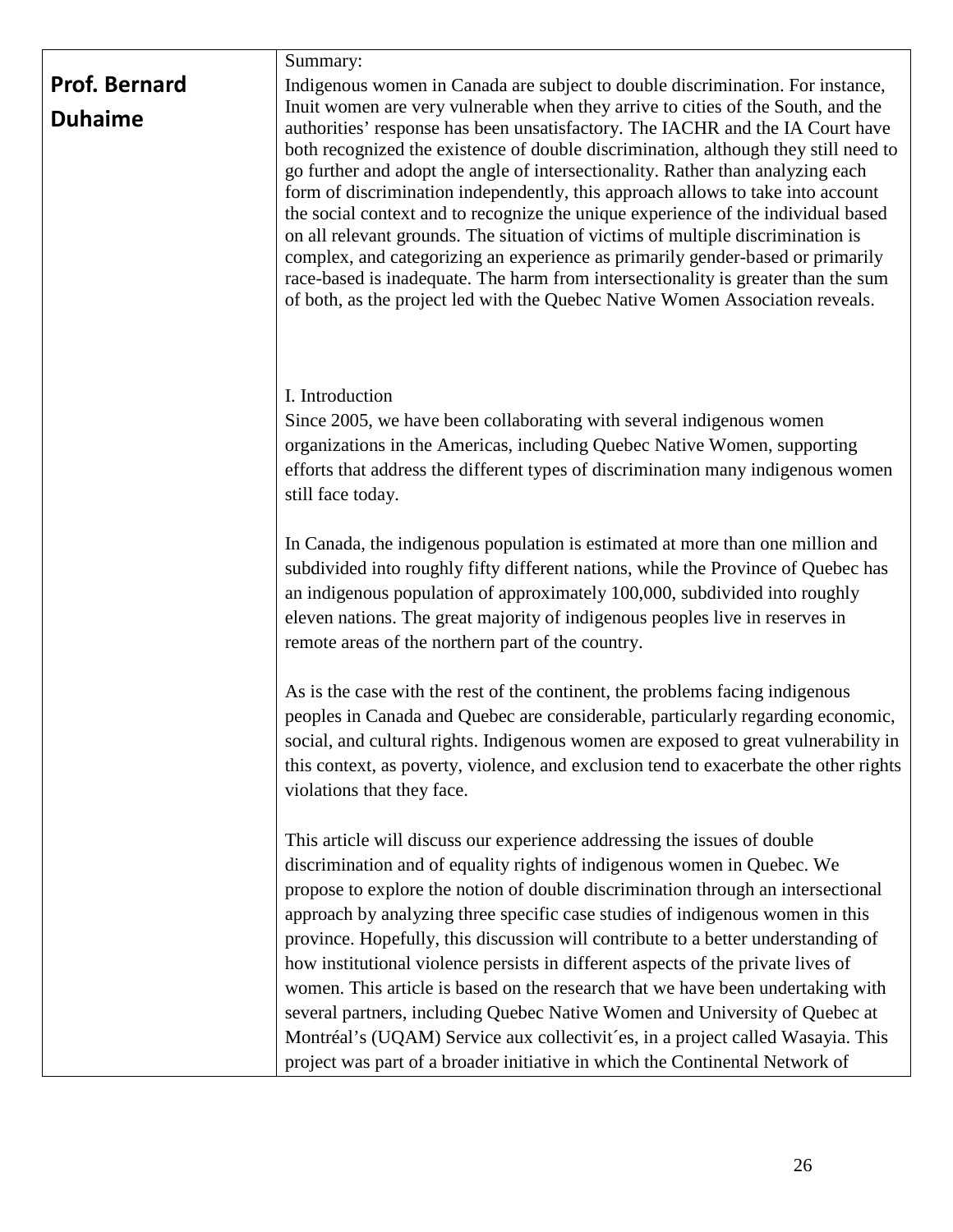**Prof. Bernard Duhaime**

Summary:

Indigenous women in Canada are subject to double discrimination. For instance, Inuit women are very vulnerable when they arrive to cities of the South, and the authorities' response has been unsatisfactory. The IACHR and the IA Court have both recognized the existence of double discrimination, although they still need to go further and adopt the angle of intersectionality. Rather than analyzing each form of discrimination independently, this approach allows to take into account the social context and to recognize the unique experience of the individual based on all relevant grounds. The situation of victims of multiple discrimination is complex, and categorizing an experience as primarily gender-based or primarily race-based is inadequate. The harm from intersectionality is greater than the sum of both, as the project led with the Quebec Native Women Association reveals.

## I. Introduction

Since 2005, we have been collaborating with several indigenous women organizations in the Americas, including Quebec Native Women, supporting efforts that address the different types of discrimination many indigenous women still face today.

In Canada, the indigenous population is estimated at more than one million and subdivided into roughly fifty different nations, while the Province of Quebec has an indigenous population of approximately 100,000, subdivided into roughly eleven nations. The great majority of indigenous peoples live in reserves in remote areas of the northern part of the country.

As is the case with the rest of the continent, the problems facing indigenous peoples in Canada and Quebec are considerable, particularly regarding economic, social, and cultural rights. Indigenous women are exposed to great vulnerability in this context, as poverty, violence, and exclusion tend to exacerbate the other rights violations that they face.

This article will discuss our experience addressing the issues of double discrimination and of equality rights of indigenous women in Quebec. We propose to explore the notion of double discrimination through an intersectional approach by analyzing three specific case studies of indigenous women in this province. Hopefully, this discussion will contribute to a better understanding of how institutional violence persists in different aspects of the private lives of women. This article is based on the research that we have been undertaking with several partners, including Quebec Native Women and University of Quebec at Montréal's (UQAM) Service aux collectivit´es, in a project called Wasayia. This project was part of a broader initiative in which the Continental Network of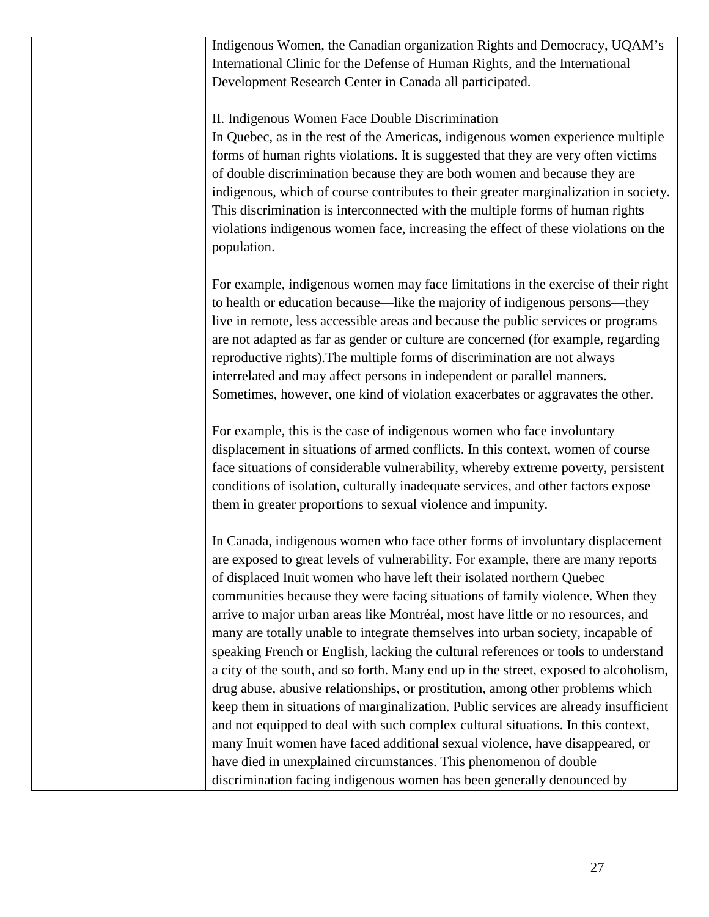| | Indigenous Women, the Canadian organization Rights and Democracy, UQAM's International Clinic for the Defense of Human Rights, and the International Development Research Center in Canada all participated.<br><br>II. Indigenous Women Face Double Discrimination<br>In Quebec, as in the rest of the Americas, indigenous women experience multiple forms of human rights violations. It is suggested that they are very often victims of double discrimination because they are both women and because they are indigenous, which of course contributes to their greater marginalization in society. This discrimination is interconnected with the multiple forms of human rights violations indigenous women face, increasing the effect of these violations on the population.<br><br>For example, indigenous women may face limitations in the exercise of their right to health or education because—like the majority of indigenous persons—they live in remote, less accessible areas and because the public services or programs are not adapted as far as gender or culture are concerned (for example, regarding reproductive rights).The multiple forms of discrimination are not always interrelated and may affect persons in independent or parallel manners. Sometimes, however, one kind of violation exacerbates or aggravates the other.<br><br>For example, this is the case of indigenous women who face involuntary displacement in situations of armed conflicts. In this context, women of course face situations of considerable vulnerability, whereby extreme poverty, persistent conditions of isolation, culturally inadequate services, and other factors expose them in greater proportions to sexual violence and impunity.<br><br>In Canada, indigenous women who face other forms of involuntary displacement are exposed to great levels of vulnerability. For example, there are many reports of displaced Inuit women who have left their isolated northern Quebec communities because they were facing situations of family violence. When they arrive to major urban areas like Montréal, most have little or no resources, and many are totally unable to integrate themselves into urban society, incapable of speaking French or English, lacking the cultural references or tools to understand a city of the south, and so forth. Many end up in the street, exposed to alcoholism, drug abuse, abusive relationships, or prostitution, among other problems which keep them in situations of marginalization. Public services are already insufficient and not equipped to deal with such complex cultural situations. In this context, many Inuit women have faced additional sexual violence, have disappeared, or have died in unexplained circumstances. This phenomenon of double discrimination facing indigenous women has been generally denounced by |
|---|---|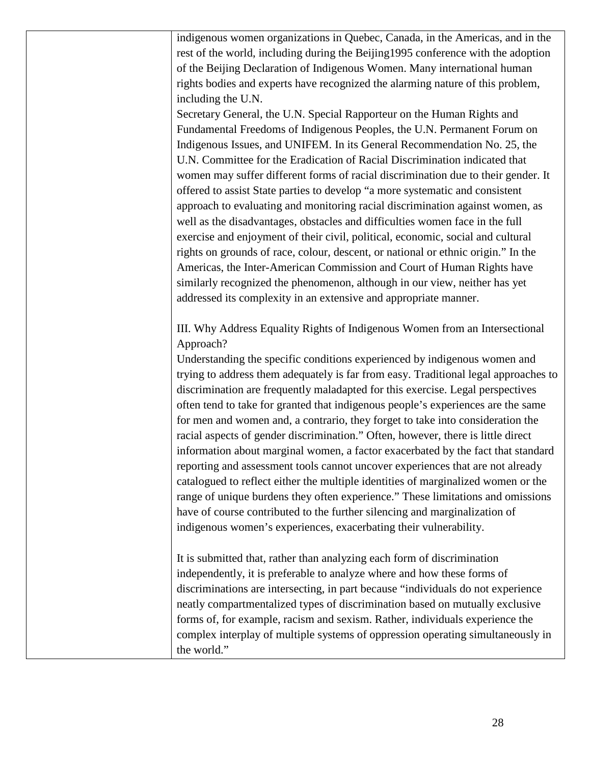| | indigenous women organizations in Quebec, Canada, in the Americas, and in the rest of the world, including during the Beijing1995 conference with the adoption of the Beijing Declaration of Indigenous Women. Many international human rights bodies and experts have recognized the alarming nature of this problem, including the U.N.<br>Secretary General, the U.N. Special Rapporteur on the Human Rights and Fundamental Freedoms of Indigenous Peoples, the U.N. Permanent Forum on Indigenous Issues, and UNIFEM. In its General Recommendation No. 25, the U.N. Committee for the Eradication of Racial Discrimination indicated that women may suffer different forms of racial discrimination due to their gender. It offered to assist State parties to develop "a more systematic and consistent approach to evaluating and monitoring racial discrimination against women, as well as the disadvantages, obstacles and difficulties women face in the full exercise and enjoyment of their civil, political, economic, social and cultural rights on grounds of race, colour, descent, or national or ethnic origin." In the Americas, the Inter-American Commission and Court of Human Rights have similarly recognized the phenomenon, although in our view, neither has yet addressed its complexity in an extensive and appropriate manner.<br><br>III. Why Address Equality Rights of Indigenous Women from an Intersectional Approach?<br>Understanding the specific conditions experienced by indigenous women and trying to address them adequately is far from easy. Traditional legal approaches to discrimination are frequently maladapted for this exercise. Legal perspectives often tend to take for granted that indigenous people's experiences are the same for men and women and, a contrario, they forget to take into consideration the racial aspects of gender discrimination." Often, however, there is little direct information about marginal women, a factor exacerbated by the fact that standard reporting and assessment tools cannot uncover experiences that are not already catalogued to reflect either the multiple identities of marginalized women or the range of unique burdens they often experience." These limitations and omissions have of course contributed to the further silencing and marginalization of indigenous women's experiences, exacerbating their vulnerability.<br><br>It is submitted that, rather than analyzing each form of discrimination independently, it is preferable to analyze where and how these forms of discriminations are intersecting, in part because "individuals do not experience neatly compartmentalized types of discrimination based on mutually exclusive forms of, for example, racism and sexism. Rather, individuals experience the complex interplay of multiple systems of oppression operating simultaneously in the world." |
|---|---|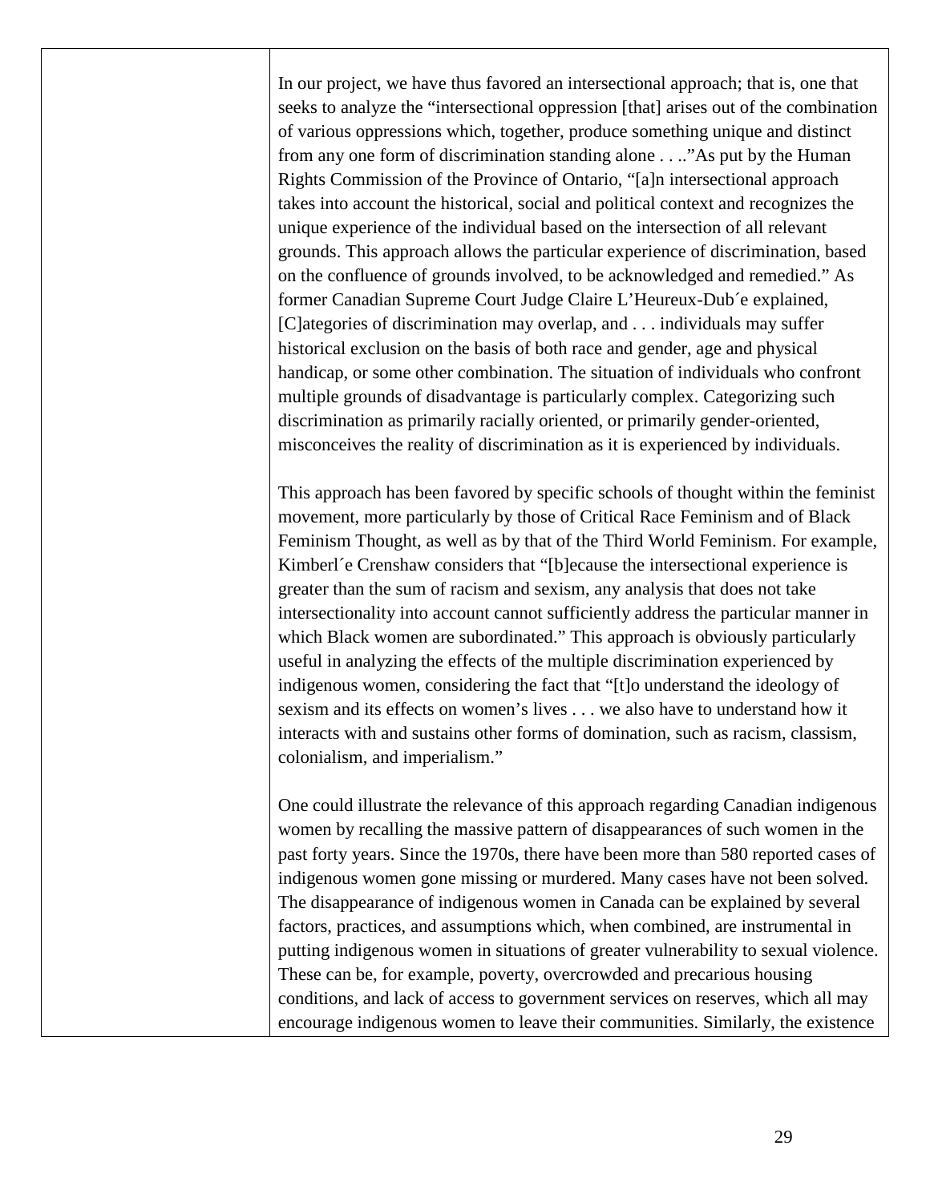In our project, we have thus favored an intersectional approach; that is, one that seeks to analyze the "intersectional oppression [that] arises out of the combination of various oppressions which, together, produce something unique and distinct from any one form of discrimination standing alone . . .."As put by the Human Rights Commission of the Province of Ontario, "[a]n intersectional approach takes into account the historical, social and political context and recognizes the unique experience of the individual based on the intersection of all relevant grounds. This approach allows the particular experience of discrimination, based on the confluence of grounds involved, to be acknowledged and remedied." As former Canadian Supreme Court Judge Claire L'Heureux-Dub´e explained, [C]ategories of discrimination may overlap, and . . . individuals may suffer historical exclusion on the basis of both race and gender, age and physical handicap, or some other combination. The situation of individuals who confront multiple grounds of disadvantage is particularly complex. Categorizing such discrimination as primarily racially oriented, or primarily gender-oriented, misconceives the reality of discrimination as it is experienced by individuals.

This approach has been favored by specific schools of thought within the feminist movement, more particularly by those of Critical Race Feminism and of Black Feminism Thought, as well as by that of the Third World Feminism. For example, Kimberl´e Crenshaw considers that "[b]ecause the intersectional experience is greater than the sum of racism and sexism, any analysis that does not take intersectionality into account cannot sufficiently address the particular manner in which Black women are subordinated." This approach is obviously particularly useful in analyzing the effects of the multiple discrimination experienced by indigenous women, considering the fact that "[t]o understand the ideology of sexism and its effects on women's lives . . . we also have to understand how it interacts with and sustains other forms of domination, such as racism, classism, colonialism, and imperialism."

One could illustrate the relevance of this approach regarding Canadian indigenous women by recalling the massive pattern of disappearances of such women in the past forty years. Since the 1970s, there have been more than 580 reported cases of indigenous women gone missing or murdered. Many cases have not been solved. The disappearance of indigenous women in Canada can be explained by several factors, practices, and assumptions which, when combined, are instrumental in putting indigenous women in situations of greater vulnerability to sexual violence. These can be, for example, poverty, overcrowded and precarious housing conditions, and lack of access to government services on reserves, which all may encourage indigenous women to leave their communities. Similarly, the existence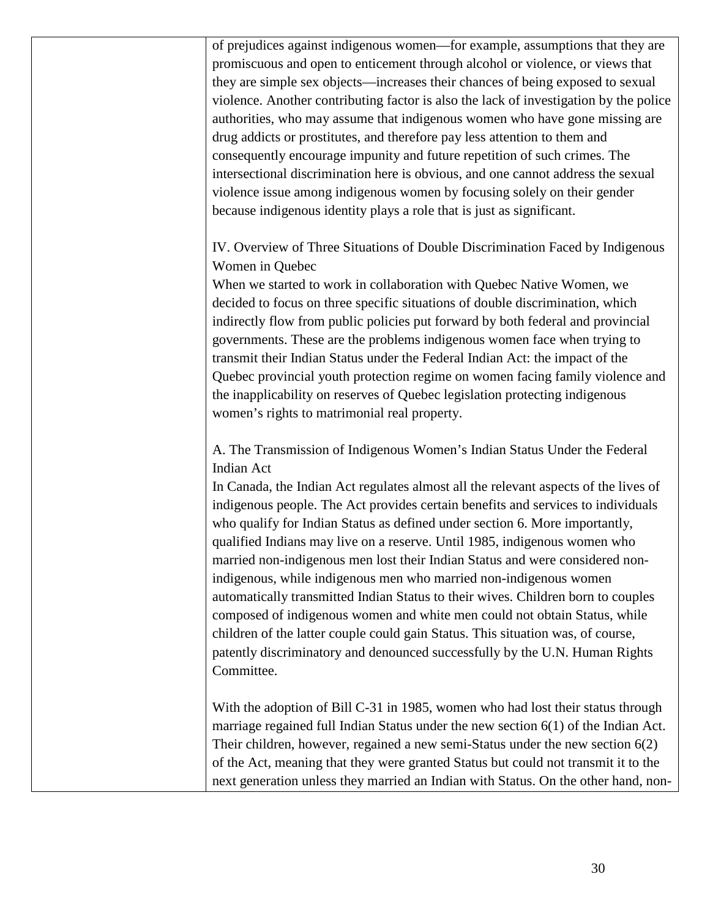of prejudices against indigenous women—for example, assumptions that they are promiscuous and open to enticement through alcohol or violence, or views that they are simple sex objects—increases their chances of being exposed to sexual violence. Another contributing factor is also the lack of investigation by the police authorities, who may assume that indigenous women who have gone missing are drug addicts or prostitutes, and therefore pay less attention to them and consequently encourage impunity and future repetition of such crimes. The intersectional discrimination here is obvious, and one cannot address the sexual violence issue among indigenous women by focusing solely on their gender because indigenous identity plays a role that is just as significant.

## IV. Overview of Three Situations of Double Discrimination Faced by Indigenous Women in Quebec

When we started to work in collaboration with Quebec Native Women, we decided to focus on three specific situations of double discrimination, which indirectly flow from public policies put forward by both federal and provincial governments. These are the problems indigenous women face when trying to transmit their Indian Status under the Federal Indian Act: the impact of the Quebec provincial youth protection regime on women facing family violence and the inapplicability on reserves of Quebec legislation protecting indigenous women's rights to matrimonial real property.

### A. The Transmission of Indigenous Women's Indian Status Under the Federal Indian Act

In Canada, the Indian Act regulates almost all the relevant aspects of the lives of indigenous people. The Act provides certain benefits and services to individuals who qualify for Indian Status as defined under section 6. More importantly, qualified Indians may live on a reserve. Until 1985, indigenous women who married non-indigenous men lost their Indian Status and were considered non-indigenous, while indigenous men who married non-indigenous women automatically transmitted Indian Status to their wives. Children born to couples composed of indigenous women and white men could not obtain Status, while children of the latter couple could gain Status. This situation was, of course, patently discriminatory and denounced successfully by the U.N. Human Rights Committee.

With the adoption of Bill C-31 in 1985, women who had lost their status through marriage regained full Indian Status under the new section 6(1) of the Indian Act. Their children, however, regained a new semi-Status under the new section 6(2) of the Act, meaning that they were granted Status but could not transmit it to the next generation unless they married an Indian with Status. On the other hand, non-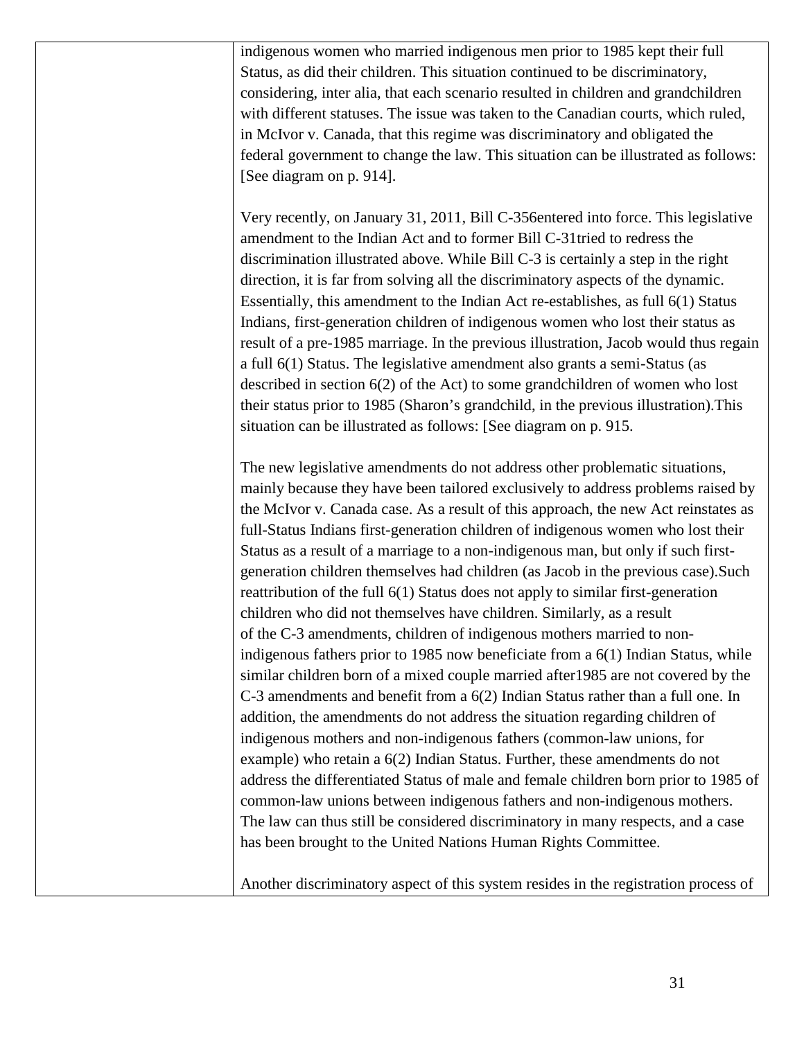| | indigenous women who married indigenous men prior to 1985 kept their full Status, as did their children. This situation continued to be discriminatory, considering, inter alia, that each scenario resulted in children and grandchildren with different statuses. The issue was taken to the Canadian courts, which ruled, in McIvor v. Canada, that this regime was discriminatory and obligated the federal government to change the law. This situation can be illustrated as follows: [See diagram on p. 914].<br><br>Very recently, on January 31, 2011, Bill C-356entered into force. This legislative amendment to the Indian Act and to former Bill C-31tried to redress the discrimination illustrated above. While Bill C-3 is certainly a step in the right direction, it is far from solving all the discriminatory aspects of the dynamic. Essentially, this amendment to the Indian Act re-establishes, as full 6(1) Status Indians, first-generation children of indigenous women who lost their status as result of a pre-1985 marriage. In the previous illustration, Jacob would thus regain a full 6(1) Status. The legislative amendment also grants a semi-Status (as described in section 6(2) of the Act) to some grandchildren of women who lost their status prior to 1985 (Sharon's grandchild, in the previous illustration).This situation can be illustrated as follows: [See diagram on p. 915.<br><br>The new legislative amendments do not address other problematic situations, mainly because they have been tailored exclusively to address problems raised by the McIvor v. Canada case. As a result of this approach, the new Act reinstates as full-Status Indians first-generation children of indigenous women who lost their Status as a result of a marriage to a non-indigenous man, but only if such first-generation children themselves had children (as Jacob in the previous case).Such reattribution of the full 6(1) Status does not apply to similar first-generation children who did not themselves have children. Similarly, as a result of the C-3 amendments, children of indigenous mothers married to non-indigenous fathers prior to 1985 now beneficiate from a 6(1) Indian Status, while similar children born of a mixed couple married after1985 are not covered by the C-3 amendments and benefit from a 6(2) Indian Status rather than a full one. In addition, the amendments do not address the situation regarding children of indigenous mothers and non-indigenous fathers (common-law unions, for example) who retain a 6(2) Indian Status. Further, these amendments do not address the differentiated Status of male and female children born prior to 1985 of common-law unions between indigenous fathers and non-indigenous mothers. The law can thus still be considered discriminatory in many respects, and a case has been brought to the United Nations Human Rights Committee.<br><br>Another discriminatory aspect of this system resides in the registration process of |
|---|---|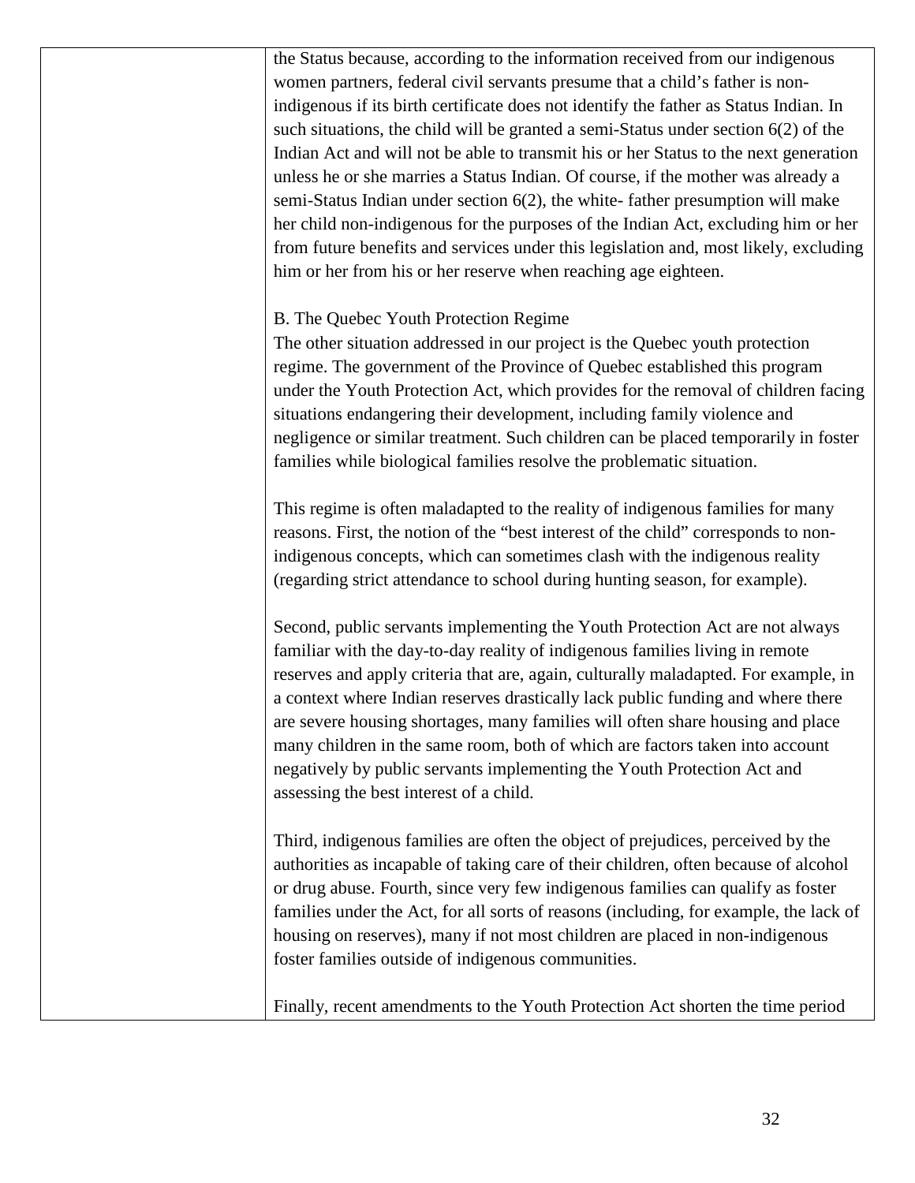the Status because, according to the information received from our indigenous women partners, federal civil servants presume that a child's father is non-indigenous if its birth certificate does not identify the father as Status Indian. In such situations, the child will be granted a semi-Status under section 6(2) of the Indian Act and will not be able to transmit his or her Status to the next generation unless he or she marries a Status Indian. Of course, if the mother was already a semi-Status Indian under section 6(2), the white- father presumption will make her child non-indigenous for the purposes of the Indian Act, excluding him or her from future benefits and services under this legislation and, most likely, excluding him or her from his or her reserve when reaching age eighteen.

B. The Quebec Youth Protection Regime

The other situation addressed in our project is the Quebec youth protection regime. The government of the Province of Quebec established this program under the Youth Protection Act, which provides for the removal of children facing situations endangering their development, including family violence and negligence or similar treatment. Such children can be placed temporarily in foster families while biological families resolve the problematic situation.

This regime is often maladapted to the reality of indigenous families for many reasons. First, the notion of the "best interest of the child" corresponds to non-indigenous concepts, which can sometimes clash with the indigenous reality (regarding strict attendance to school during hunting season, for example).

Second, public servants implementing the Youth Protection Act are not always familiar with the day-to-day reality of indigenous families living in remote reserves and apply criteria that are, again, culturally maladapted. For example, in a context where Indian reserves drastically lack public funding and where there are severe housing shortages, many families will often share housing and place many children in the same room, both of which are factors taken into account negatively by public servants implementing the Youth Protection Act and assessing the best interest of a child.

Third, indigenous families are often the object of prejudices, perceived by the authorities as incapable of taking care of their children, often because of alcohol or drug abuse. Fourth, since very few indigenous families can qualify as foster families under the Act, for all sorts of reasons (including, for example, the lack of housing on reserves), many if not most children are placed in non-indigenous foster families outside of indigenous communities.

Finally, recent amendments to the Youth Protection Act shorten the time period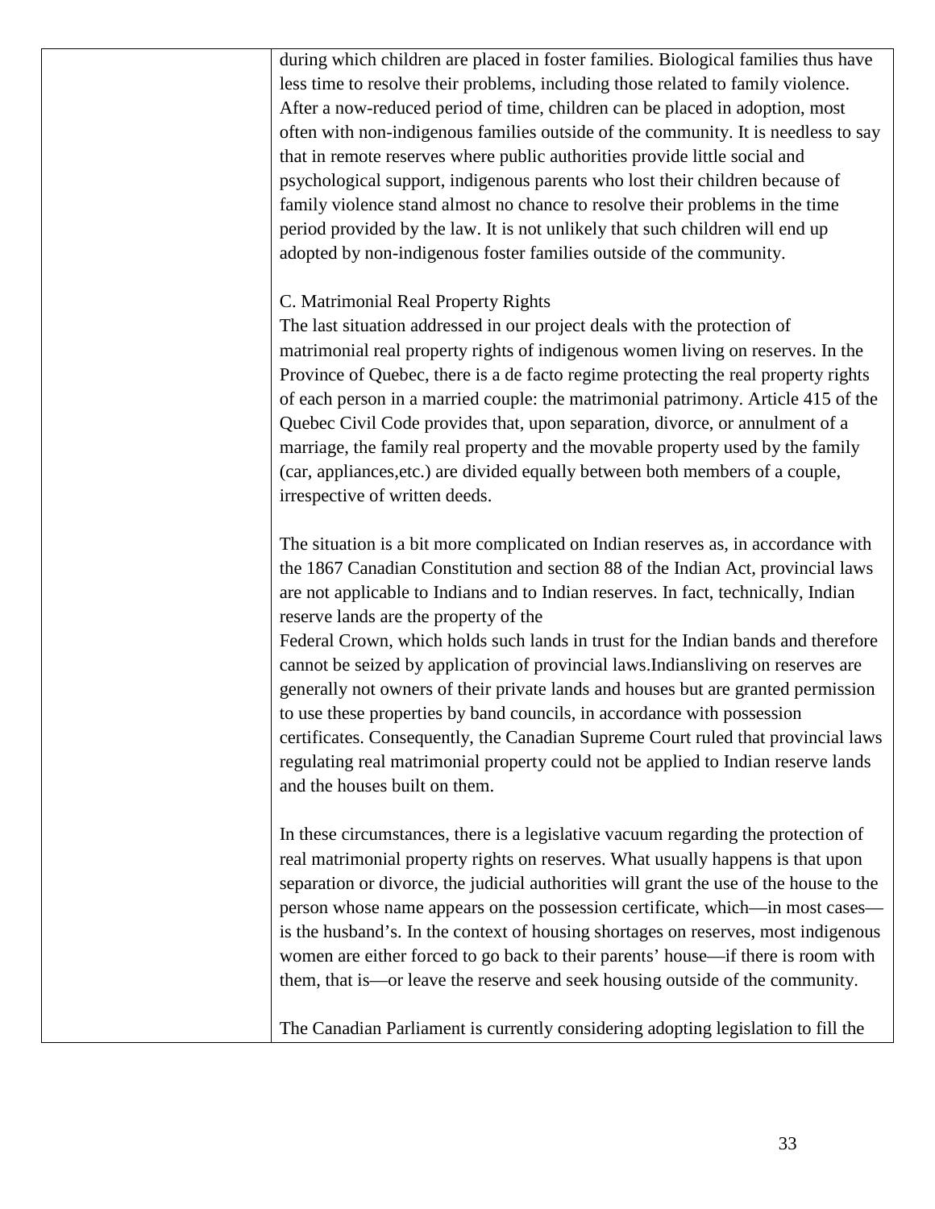during which children are placed in foster families. Biological families thus have less time to resolve their problems, including those related to family violence. After a now-reduced period of time, children can be placed in adoption, most often with non-indigenous families outside of the community. It is needless to say that in remote reserves where public authorities provide little social and psychological support, indigenous parents who lost their children because of family violence stand almost no chance to resolve their problems in the time period provided by the law. It is not unlikely that such children will end up adopted by non-indigenous foster families outside of the community.

C. Matrimonial Real Property Rights

The last situation addressed in our project deals with the protection of matrimonial real property rights of indigenous women living on reserves. In the Province of Quebec, there is a de facto regime protecting the real property rights of each person in a married couple: the matrimonial patrimony. Article 415 of the Quebec Civil Code provides that, upon separation, divorce, or annulment of a marriage, the family real property and the movable property used by the family (car, appliances,etc.) are divided equally between both members of a couple, irrespective of written deeds.

The situation is a bit more complicated on Indian reserves as, in accordance with the 1867 Canadian Constitution and section 88 of the Indian Act, provincial laws are not applicable to Indians and to Indian reserves. In fact, technically, Indian reserve lands are the property of the Federal Crown, which holds such lands in trust for the Indian bands and therefore cannot be seized by application of provincial laws.Indiansliving on reserves are generally not owners of their private lands and houses but are granted permission to use these properties by band councils, in accordance with possession certificates. Consequently, the Canadian Supreme Court ruled that provincial laws regulating real matrimonial property could not be applied to Indian reserve lands and the houses built on them.

In these circumstances, there is a legislative vacuum regarding the protection of real matrimonial property rights on reserves. What usually happens is that upon separation or divorce, the judicial authorities will grant the use of the house to the person whose name appears on the possession certificate, which—in most cases—is the husband's. In the context of housing shortages on reserves, most indigenous women are either forced to go back to their parents' house—if there is room with them, that is—or leave the reserve and seek housing outside of the community.

The Canadian Parliament is currently considering adopting legislation to fill the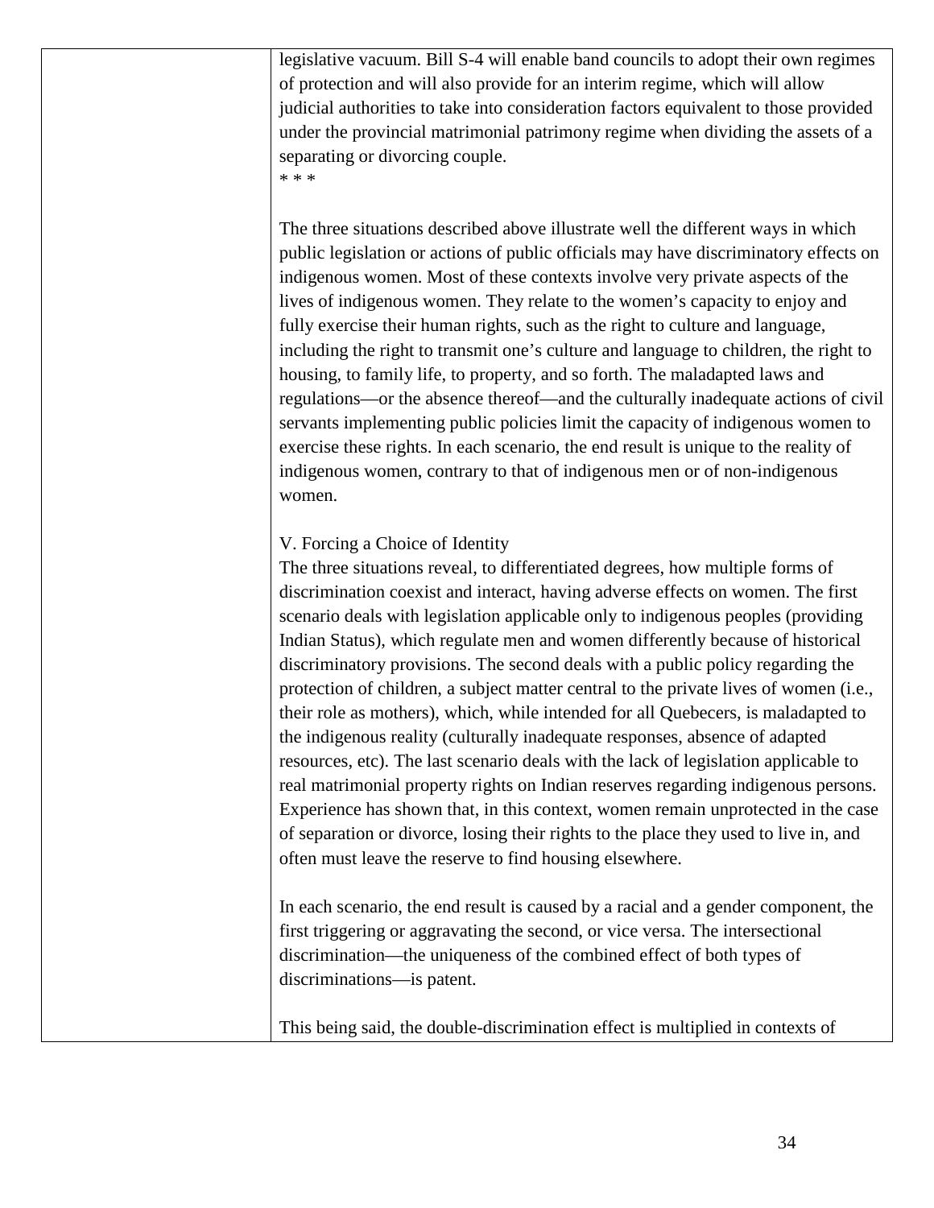legislative vacuum. Bill S-4 will enable band councils to adopt their own regimes of protection and will also provide for an interim regime, which will allow judicial authorities to take into consideration factors equivalent to those provided under the provincial matrimonial patrimony regime when dividing the assets of a separating or divorcing couple.

* * *

The three situations described above illustrate well the different ways in which public legislation or actions of public officials may have discriminatory effects on indigenous women. Most of these contexts involve very private aspects of the lives of indigenous women. They relate to the women's capacity to enjoy and fully exercise their human rights, such as the right to culture and language, including the right to transmit one's culture and language to children, the right to housing, to family life, to property, and so forth. The maladapted laws and regulations—or the absence thereof—and the culturally inadequate actions of civil servants implementing public policies limit the capacity of indigenous women to exercise these rights. In each scenario, the end result is unique to the reality of indigenous women, contrary to that of indigenous men or of non-indigenous women.

## V. Forcing a Choice of Identity

The three situations reveal, to differentiated degrees, how multiple forms of discrimination coexist and interact, having adverse effects on women. The first scenario deals with legislation applicable only to indigenous peoples (providing Indian Status), which regulate men and women differently because of historical discriminatory provisions. The second deals with a public policy regarding the protection of children, a subject matter central to the private lives of women (i.e., their role as mothers), which, while intended for all Quebecers, is maladapted to the indigenous reality (culturally inadequate responses, absence of adapted resources, etc). The last scenario deals with the lack of legislation applicable to real matrimonial property rights on Indian reserves regarding indigenous persons. Experience has shown that, in this context, women remain unprotected in the case of separation or divorce, losing their rights to the place they used to live in, and often must leave the reserve to find housing elsewhere.

In each scenario, the end result is caused by a racial and a gender component, the first triggering or aggravating the second, or vice versa. The intersectional discrimination—the uniqueness of the combined effect of both types of discriminations—is patent.

This being said, the double-discrimination effect is multiplied in contexts of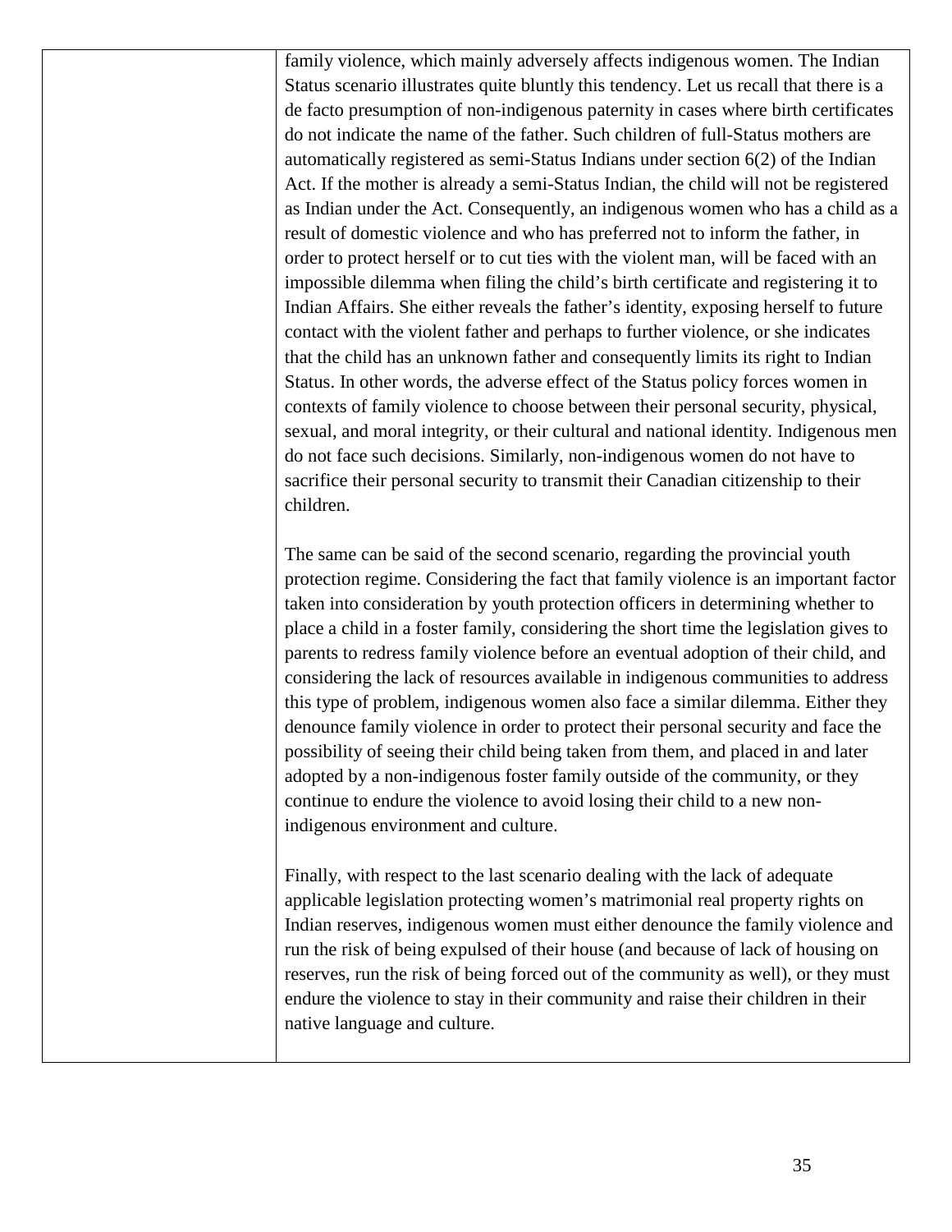| | family violence, which mainly adversely affects indigenous women. The Indian Status scenario illustrates quite bluntly this tendency. Let us recall that there is a de facto presumption of non-indigenous paternity in cases where birth certificates do not indicate the name of the father. Such children of full-Status mothers are automatically registered as semi-Status Indians under section 6(2) of the Indian Act. If the mother is already a semi-Status Indian, the child will not be registered as Indian under the Act. Consequently, an indigenous women who has a child as a result of domestic violence and who has preferred not to inform the father, in order to protect herself or to cut ties with the violent man, will be faced with an impossible dilemma when filing the child's birth certificate and registering it to Indian Affairs. She either reveals the father's identity, exposing herself to future contact with the violent father and perhaps to further violence, or she indicates that the child has an unknown father and consequently limits its right to Indian Status. In other words, the adverse effect of the Status policy forces women in contexts of family violence to choose between their personal security, physical, sexual, and moral integrity, or their cultural and national identity. Indigenous men do not face such decisions. Similarly, non-indigenous women do not have to sacrifice their personal security to transmit their Canadian citizenship to their children.<br><br>The same can be said of the second scenario, regarding the provincial youth protection regime. Considering the fact that family violence is an important factor taken into consideration by youth protection officers in determining whether to place a child in a foster family, considering the short time the legislation gives to parents to redress family violence before an eventual adoption of their child, and considering the lack of resources available in indigenous communities to address this type of problem, indigenous women also face a similar dilemma. Either they denounce family violence in order to protect their personal security and face the possibility of seeing their child being taken from them, and placed in and later adopted by a non-indigenous foster family outside of the community, or they continue to endure the violence to avoid losing their child to a new non-indigenous environment and culture.<br><br>Finally, with respect to the last scenario dealing with the lack of adequate applicable legislation protecting women's matrimonial real property rights on Indian reserves, indigenous women must either denounce the family violence and run the risk of being expulsed of their house (and because of lack of housing on reserves, run the risk of being forced out of the community as well), or they must endure the violence to stay in their community and raise their children in their native language and culture. |
|---|---|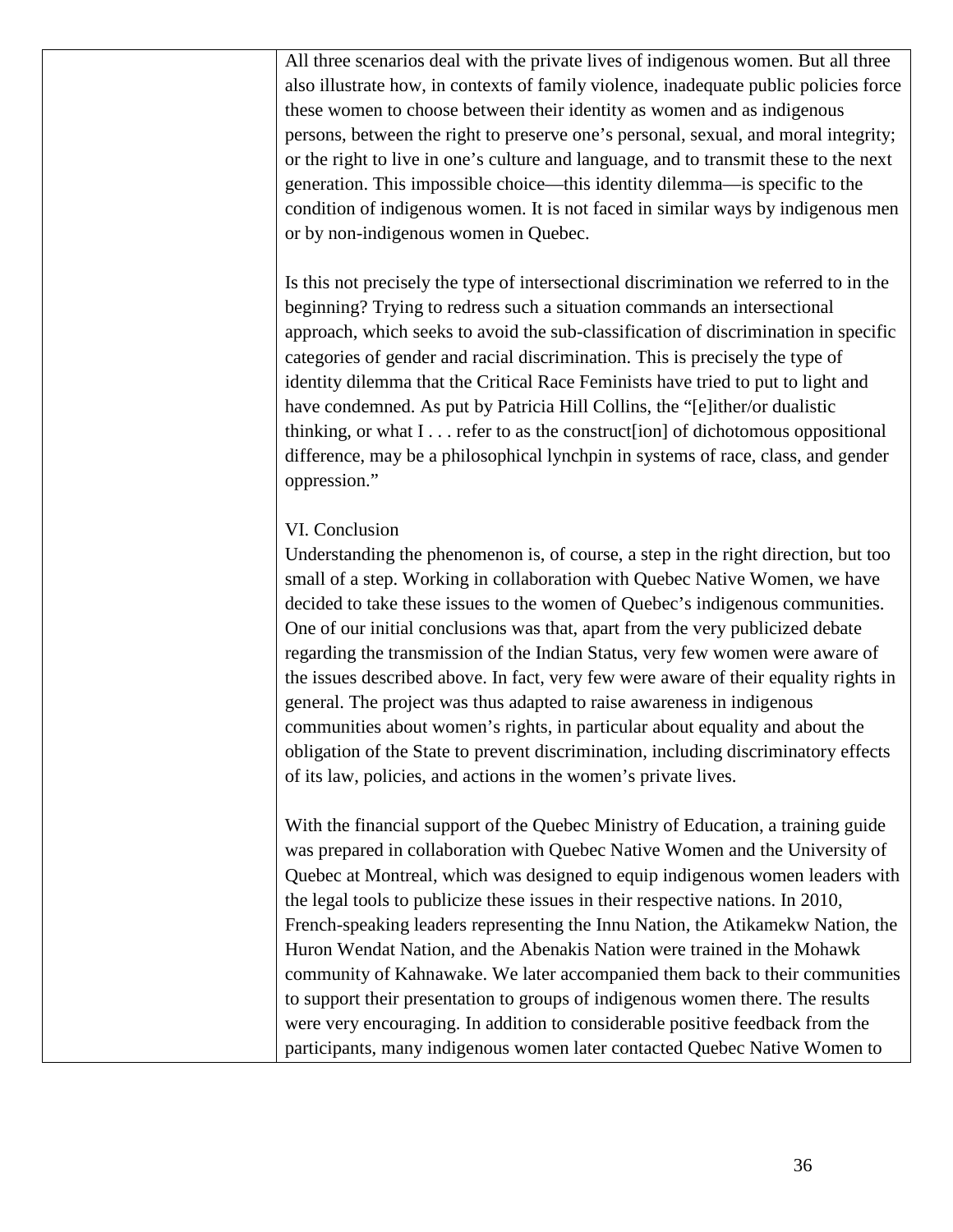All three scenarios deal with the private lives of indigenous women. But all three also illustrate how, in contexts of family violence, inadequate public policies force these women to choose between their identity as women and as indigenous persons, between the right to preserve one's personal, sexual, and moral integrity; or the right to live in one's culture and language, and to transmit these to the next generation. This impossible choice—this identity dilemma—is specific to the condition of indigenous women. It is not faced in similar ways by indigenous men or by non-indigenous women in Quebec.

Is this not precisely the type of intersectional discrimination we referred to in the beginning? Trying to redress such a situation commands an intersectional approach, which seeks to avoid the sub-classification of discrimination in specific categories of gender and racial discrimination. This is precisely the type of identity dilemma that the Critical Race Feminists have tried to put to light and have condemned. As put by Patricia Hill Collins, the "[e]ither/or dualistic thinking, or what I . . . refer to as the construct[ion] of dichotomous oppositional difference, may be a philosophical lynchpin in systems of race, class, and gender oppression."

## VI. Conclusion

Understanding the phenomenon is, of course, a step in the right direction, but too small of a step. Working in collaboration with Quebec Native Women, we have decided to take these issues to the women of Quebec's indigenous communities. One of our initial conclusions was that, apart from the very publicized debate regarding the transmission of the Indian Status, very few women were aware of the issues described above. In fact, very few were aware of their equality rights in general. The project was thus adapted to raise awareness in indigenous communities about women's rights, in particular about equality and about the obligation of the State to prevent discrimination, including discriminatory effects of its law, policies, and actions in the women's private lives.

With the financial support of the Quebec Ministry of Education, a training guide was prepared in collaboration with Quebec Native Women and the University of Quebec at Montreal, which was designed to equip indigenous women leaders with the legal tools to publicize these issues in their respective nations. In 2010, French-speaking leaders representing the Innu Nation, the Atikamekw Nation, the Huron Wendat Nation, and the Abenakis Nation were trained in the Mohawk community of Kahnawake. We later accompanied them back to their communities to support their presentation to groups of indigenous women there. The results were very encouraging. In addition to considerable positive feedback from the participants, many indigenous women later contacted Quebec Native Women to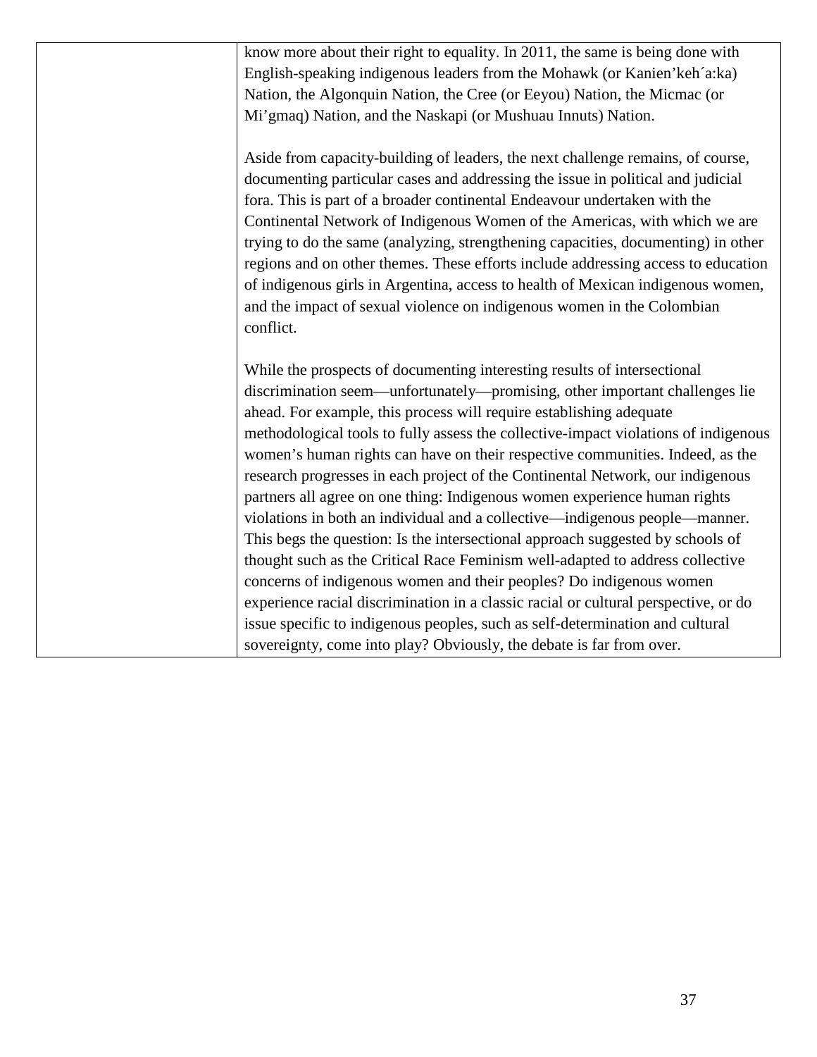| | know more about their right to equality. In 2011, the same is being done with English-speaking indigenous leaders from the Mohawk (or Kanien'keh´a:ka) Nation, the Algonquin Nation, the Cree (or Eeyou) Nation, the Micmac (or Mi'gmaq) Nation, and the Naskapi (or Mushuau Innuts) Nation.<br><br>Aside from capacity-building of leaders, the next challenge remains, of course, documenting particular cases and addressing the issue in political and judicial fora. This is part of a broader continental Endeavour undertaken with the Continental Network of Indigenous Women of the Americas, with which we are trying to do the same (analyzing, strengthening capacities, documenting) in other regions and on other themes. These efforts include addressing access to education of indigenous girls in Argentina, access to health of Mexican indigenous women, and the impact of sexual violence on indigenous women in the Colombian conflict.<br><br>While the prospects of documenting interesting results of intersectional discrimination seem—unfortunately—promising, other important challenges lie ahead. For example, this process will require establishing adequate methodological tools to fully assess the collective-impact violations of indigenous women's human rights can have on their respective communities. Indeed, as the research progresses in each project of the Continental Network, our indigenous partners all agree on one thing: Indigenous women experience human rights violations in both an individual and a collective—indigenous people—manner. This begs the question: Is the intersectional approach suggested by schools of thought such as the Critical Race Feminism well-adapted to address collective concerns of indigenous women and their peoples? Do indigenous women experience racial discrimination in a classic racial or cultural perspective, or do issue specific to indigenous peoples, such as self-determination and cultural sovereignty, come into play? Obviously, the debate is far from over. |
|---|---|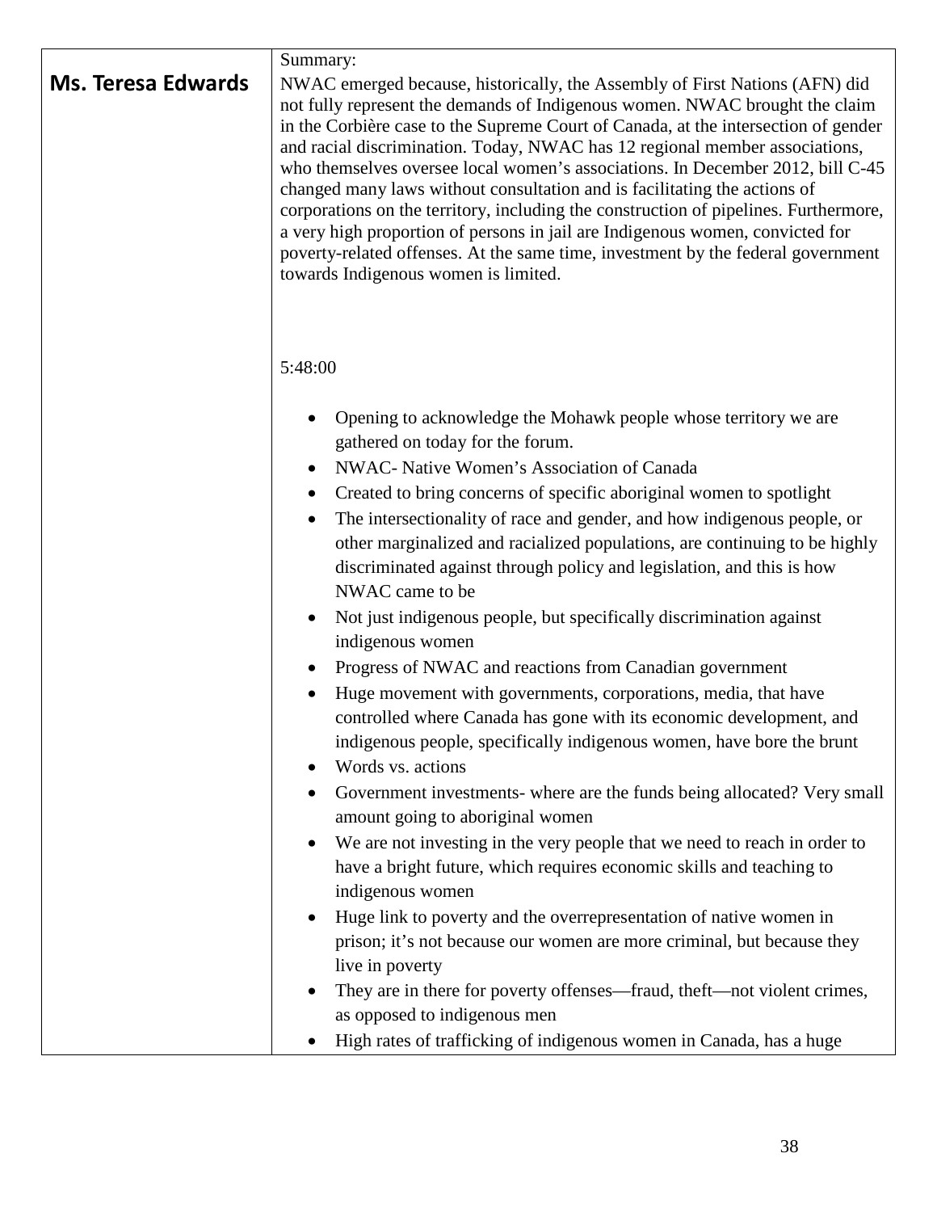| | |
|---|---|
| **Ms. Teresa Edwards** | Summary:<br>NWAC emerged because, historically, the Assembly of First Nations (AFN) did not fully represent the demands of Indigenous women. NWAC brought the claim in the Corbière case to the Supreme Court of Canada, at the intersection of gender and racial discrimination. Today, NWAC has 12 regional member associations, who themselves oversee local women's associations. In December 2012, bill C-45 changed many laws without consultation and is facilitating the actions of corporations on the territory, including the construction of pipelines. Furthermore, a very high proportion of persons in jail are Indigenous women, convicted for poverty-related offenses. At the same time, investment by the federal government towards Indigenous women is limited.<br><br>5:48:00<br><br>• Opening to acknowledge the Mohawk people whose territory we are gathered on today for the forum.<br>• NWAC- Native Women's Association of Canada<br>• Created to bring concerns of specific aboriginal women to spotlight<br>• The intersectionality of race and gender, and how indigenous people, or other marginalized and racialized populations, are continuing to be highly discriminated against through policy and legislation, and this is how NWAC came to be<br>• Not just indigenous people, but specifically discrimination against indigenous women<br>• Progress of NWAC and reactions from Canadian government<br>• Huge movement with governments, corporations, media, that have controlled where Canada has gone with its economic development, and indigenous people, specifically indigenous women, have bore the brunt<br>• Words vs. actions<br>• Government investments- where are the funds being allocated? Very small amount going to aboriginal women<br>• We are not investing in the very people that we need to reach in order to have a bright future, which requires economic skills and teaching to indigenous women<br>• Huge link to poverty and the overrepresentation of native women in prison; it's not because our women are more criminal, but because they live in poverty<br>• They are in there for poverty offenses—fraud, theft—not violent crimes, as opposed to indigenous men<br>• High rates of trafficking of indigenous women in Canada, has a huge |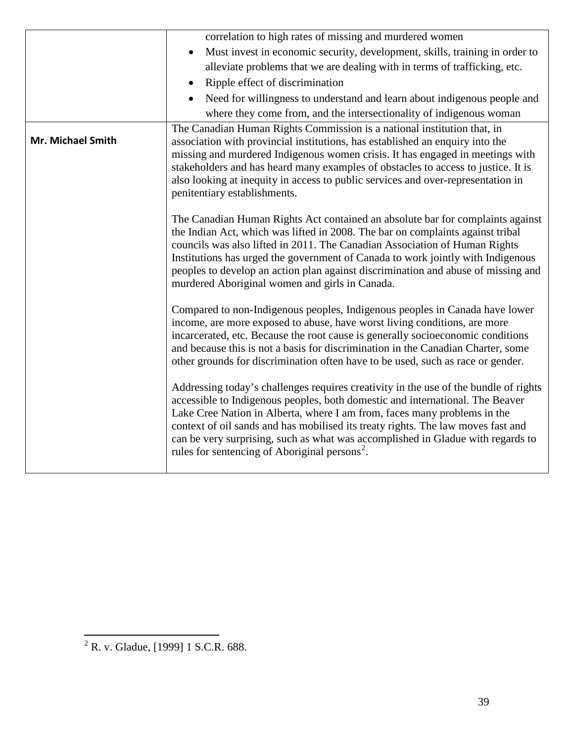| | |
|---|---|
| | correlation to high rates of missing and murdered women<br>• Must invest in economic security, development, skills, training in order to alleviate problems that we are dealing with in terms of trafficking, etc.<br>• Ripple effect of discrimination<br>• Need for willingness to understand and learn about indigenous people and where they come from, and the intersectionality of indigenous woman |
| **Mr. Michael Smith** | The Canadian Human Rights Commission is a national institution that, in association with provincial institutions, has established an enquiry into the missing and murdered Indigenous women crisis. It has engaged in meetings with stakeholders and has heard many examples of obstacles to access to justice. It is also looking at inequity in access to public services and over-representation in penitentiary establishments.<br><br>The Canadian Human Rights Act contained an absolute bar for complaints against the Indian Act, which was lifted in 2008. The bar on complaints against tribal councils was also lifted in 2011. The Canadian Association of Human Rights Institutions has urged the government of Canada to work jointly with Indigenous peoples to develop an action plan against discrimination and abuse of missing and murdered Aboriginal women and girls in Canada.<br><br>Compared to non-Indigenous peoples, Indigenous peoples in Canada have lower income, are more exposed to abuse, have worst living conditions, are more incarcerated, etc. Because the root cause is generally socioeconomic conditions and because this is not a basis for discrimination in the Canadian Charter, some other grounds for discrimination often have to be used, such as race or gender.<br><br>Addressing today's challenges requires creativity in the use of the bundle of rights accessible to Indigenous peoples, both domestic and international. The Beaver Lake Cree Nation in Alberta, where I am from, faces many problems in the context of oil sands and has mobilised its treaty rights. The law moves fast and can be very surprising, such as what was accomplished in Gladue with regards to rules for sentencing of Aboriginal persons[2]. |

[2] R. v. Gladue, [1999] 1 S.C.R. 688.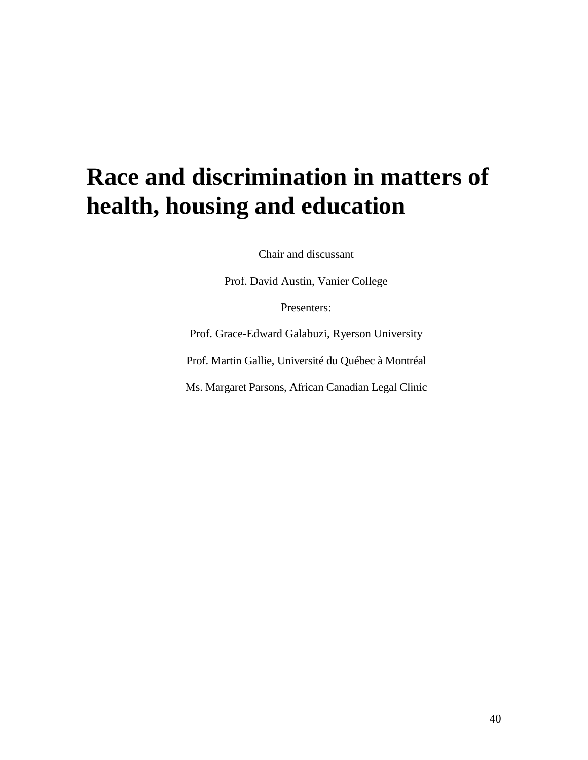# Race and discrimination in matters of health, housing and education

<u>Chair and discussant</u>

Prof. David Austin, Vanier College

<u>Presenters</u>:

Prof. Grace-Edward Galabuzi, Ryerson University

Prof. Martin Gallie, Université du Québec à Montréal

Ms. Margaret Parsons, African Canadian Legal Clinic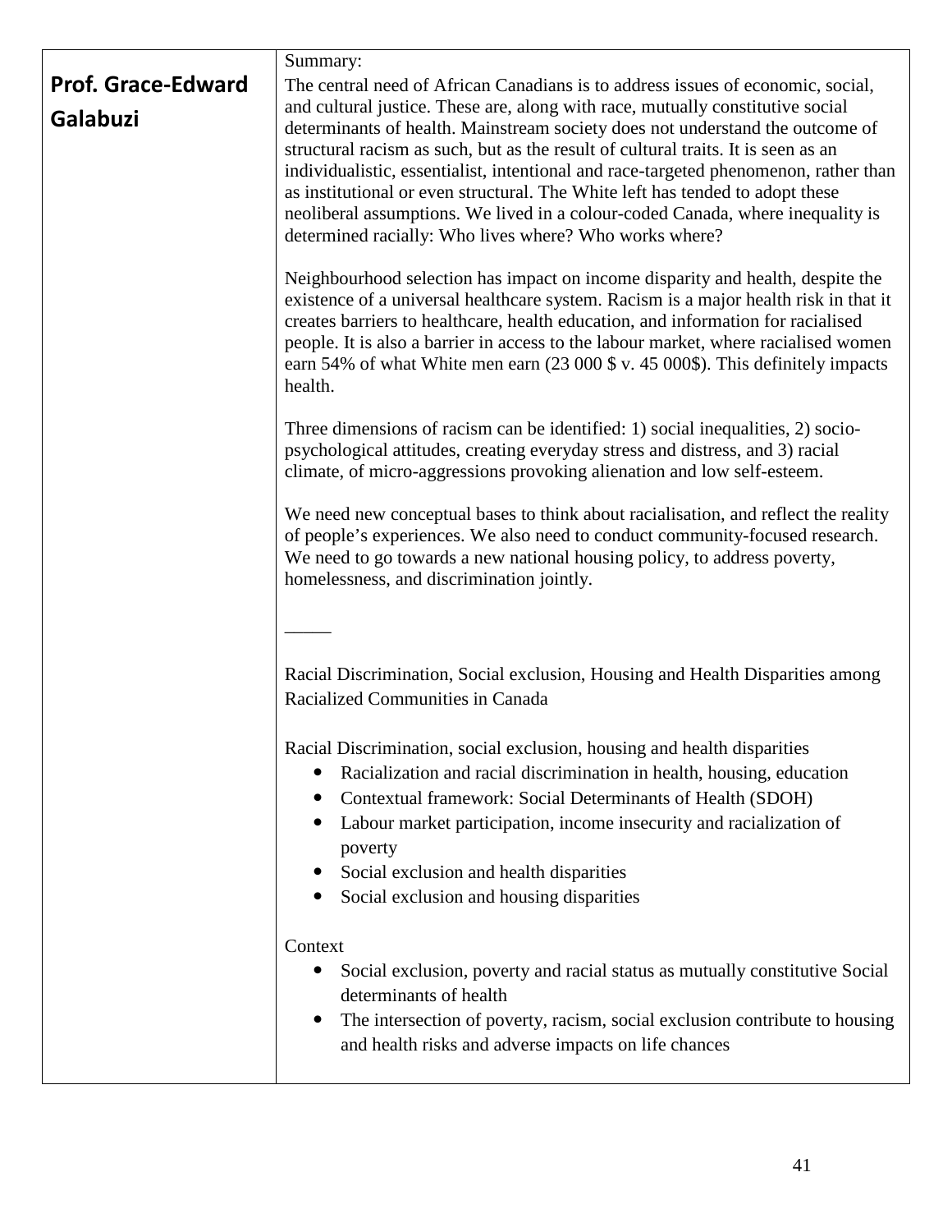| **Prof. Grace-Edward Galabuzi** | Summary:<br>The central need of African Canadians is to address issues of economic, social, and cultural justice. These are, along with race, mutually constitutive social determinants of health. Mainstream society does not understand the outcome of structural racism as such, but as the result of cultural traits. It is seen as an individualistic, essentialist, intentional and race-targeted phenomenon, rather than as institutional or even structural. The White left has tended to adopt these neoliberal assumptions. We lived in a colour-coded Canada, where inequality is determined racially: Who lives where? Who works where?<br><br>Neighbourhood selection has impact on income disparity and health, despite the existence of a universal healthcare system. Racism is a major health risk in that it creates barriers to healthcare, health education, and information for racialised people. It is also a barrier in access to the labour market, where racialised women earn 54% of what White men earn (23 000 $ v. 45 000$). This definitely impacts health.<br><br>Three dimensions of racism can be identified: 1) social inequalities, 2) socio-psychological attitudes, creating everyday stress and distress, and 3) racial climate, of micro-aggressions provoking alienation and low self-esteem.<br><br>We need new conceptual bases to think about racialisation, and reflect the reality of people's experiences. We also need to conduct community-focused research. We need to go towards a new national housing policy, to address poverty, homelessness, and discrimination jointly.<br><br>_____<br><br>Racial Discrimination, Social exclusion, Housing and Health Disparities among Racialized Communities in Canada<br><br>Racial Discrimination, social exclusion, housing and health disparities<br>• Racialization and racial discrimination in health, housing, education<br>• Contextual framework: Social Determinants of Health (SDOH)<br>• Labour market participation, income insecurity and racialization of poverty<br>• Social exclusion and health disparities<br>• Social exclusion and housing disparities<br><br>Context<br>• Social exclusion, poverty and racial status as mutually constitutive Social determinants of health<br>• The intersection of poverty, racism, social exclusion contribute to housing and health risks and adverse impacts on life chances |
|---|---|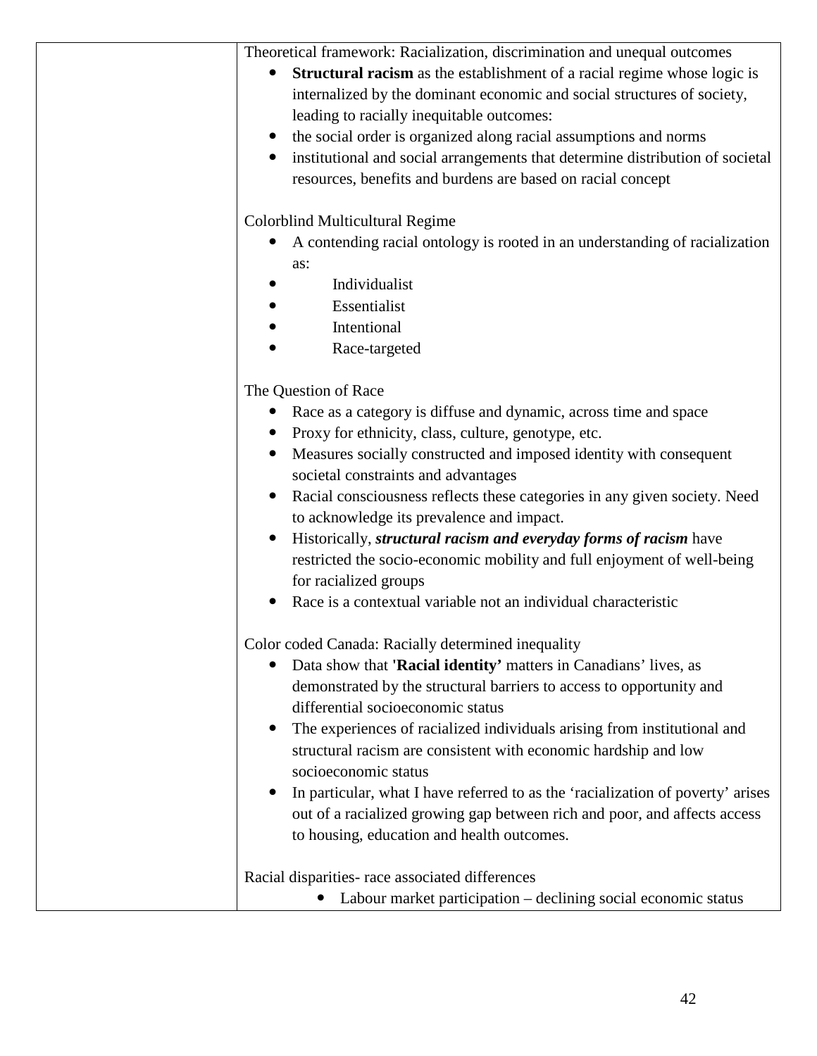| | Theoretical framework: Racialization, discrimination and unequal outcomes<br>• **Structural racism** as the establishment of a racial regime whose logic is internalized by the dominant economic and social structures of society, leading to racially inequitable outcomes:<br>• the social order is organized along racial assumptions and norms<br>• institutional and social arrangements that determine distribution of societal resources, benefits and burdens are based on racial concept<br><br>Colorblind Multicultural Regime<br>• A contending racial ontology is rooted in an understanding of racialization as:<br>• Individualist<br>• Essentialist<br>• Intentional<br>• Race-targeted<br><br>The Question of Race<br>• Race as a category is diffuse and dynamic, across time and space<br>• Proxy for ethnicity, class, culture, genotype, etc.<br>• Measures socially constructed and imposed identity with consequent societal constraints and advantages<br>• Racial consciousness reflects these categories in any given society. Need to acknowledge its prevalence and impact.<br>• Historically, ***structural racism and everyday forms of racism*** have restricted the socio-economic mobility and full enjoyment of well-being for racialized groups<br>• Race is a contextual variable not an individual characteristic<br><br>Color coded Canada: Racially determined inequality<br>• Data show that **'Racial identity'** matters in Canadians' lives, as demonstrated by the structural barriers to access to opportunity and differential socioeconomic status<br>• The experiences of racialized individuals arising from institutional and structural racism are consistent with economic hardship and low socioeconomic status<br>• In particular, what I have referred to as the 'racialization of poverty' arises out of a racialized growing gap between rich and poor, and affects access to housing, education and health outcomes.<br><br>Racial disparities- race associated differences<br>• Labour market participation – declining social economic status |
|---|---|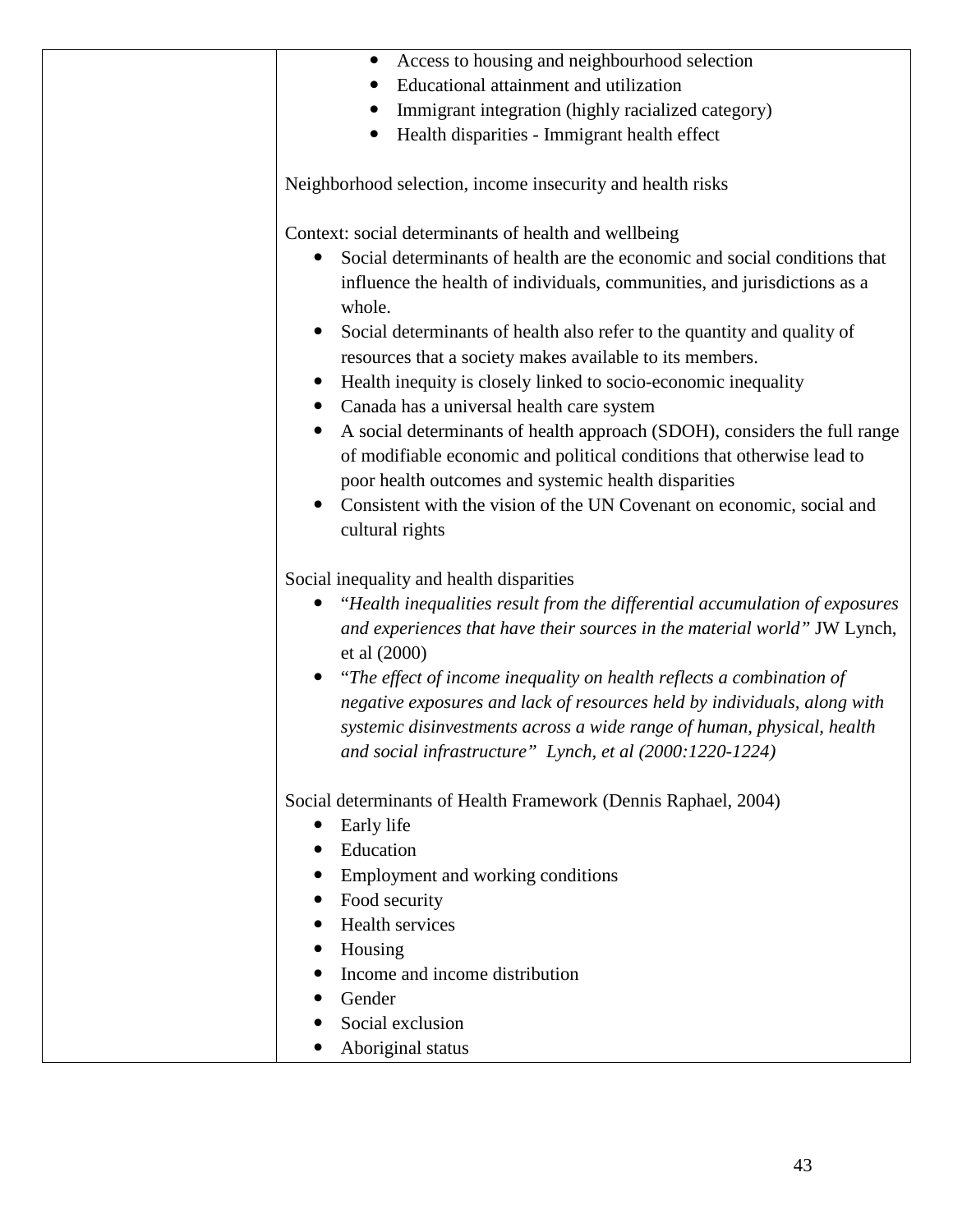| | • Access to housing and neighbourhood selection<br>• Educational attainment and utilization<br>• Immigrant integration (highly racialized category)<br>• Health disparities - Immigrant health effect<br><br>Neighborhood selection, income insecurity and health risks<br><br>Context: social determinants of health and wellbeing<br>• Social determinants of health are the economic and social conditions that influence the health of individuals, communities, and jurisdictions as a whole.<br>• Social determinants of health also refer to the quantity and quality of resources that a society makes available to its members.<br>• Health inequity is closely linked to socio-economic inequality<br>• Canada has a universal health care system<br>• A social determinants of health approach (SDOH), considers the full range of modifiable economic and political conditions that otherwise lead to poor health outcomes and systemic health disparities<br>• Consistent with the vision of the UN Covenant on economic, social and cultural rights<br><br>Social inequality and health disparities<br>• "*Health inequalities result from the differential accumulation of exposures and experiences that have their sources in the material world"* JW Lynch, et al (2000)<br>• "*The effect of income inequality on health reflects a combination of negative exposures and lack of resources held by individuals, along with systemic disinvestments across a wide range of human, physical, health and social infrastructure" Lynch, et al (2000:1220-1224)*<br><br>Social determinants of Health Framework (Dennis Raphael, 2004)<br>• Early life<br>• Education<br>• Employment and working conditions<br>• Food security<br>• Health services<br>• Housing<br>• Income and income distribution<br>• Gender<br>• Social exclusion<br>• Aboriginal status |
|---|---|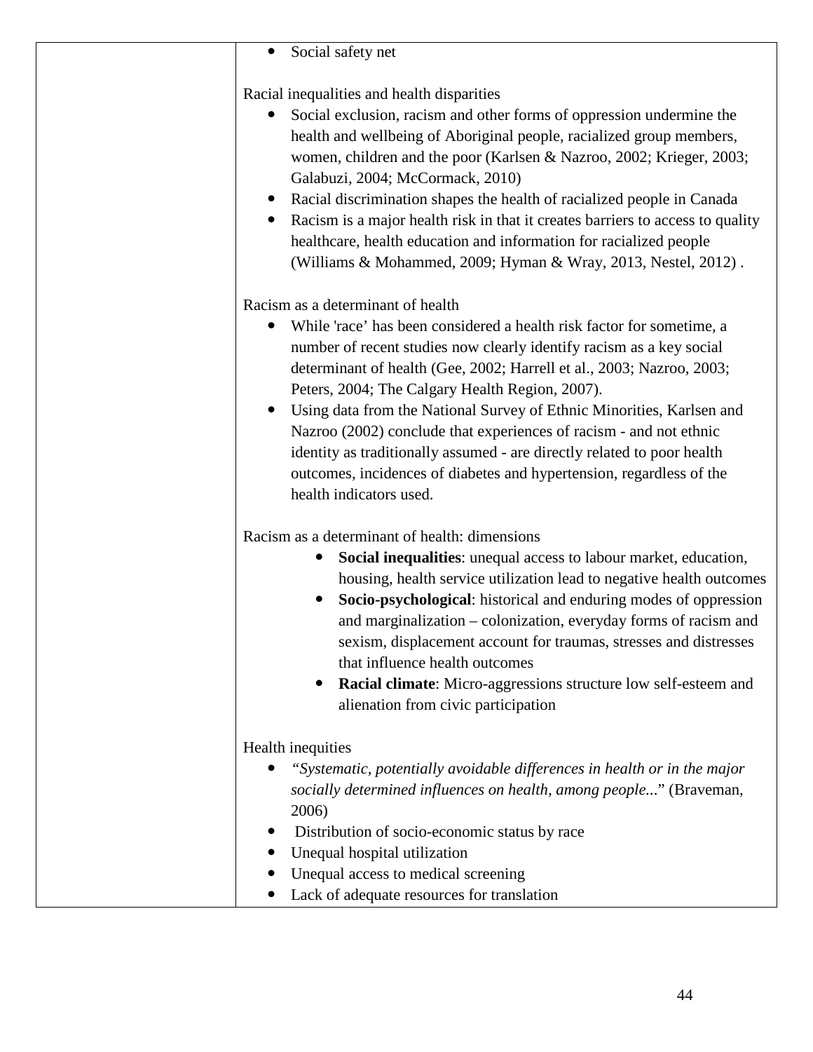| | • Social safety net<br><br>Racial inequalities and health disparities<br>• Social exclusion, racism and other forms of oppression undermine the health and wellbeing of Aboriginal people, racialized group members, women, children and the poor (Karlsen & Nazroo, 2002; Krieger, 2003; Galabuzi, 2004; McCormack, 2010)<br>• Racial discrimination shapes the health of racialized people in Canada<br>• Racism is a major health risk in that it creates barriers to access to quality healthcare, health education and information for racialized people (Williams & Mohammed, 2009; Hyman & Wray, 2013, Nestel, 2012) .<br><br>Racism as a determinant of health<br>• While 'race' has been considered a health risk factor for sometime, a number of recent studies now clearly identify racism as a key social determinant of health (Gee, 2002; Harrell et al., 2003; Nazroo, 2003; Peters, 2004; The Calgary Health Region, 2007).<br>• Using data from the National Survey of Ethnic Minorities, Karlsen and Nazroo (2002) conclude that experiences of racism - and not ethnic identity as traditionally assumed - are directly related to poor health outcomes, incidences of diabetes and hypertension, regardless of the health indicators used.<br><br>Racism as a determinant of health: dimensions<br>• **Social inequalities**: unequal access to labour market, education, housing, health service utilization lead to negative health outcomes<br>• **Socio-psychological**: historical and enduring modes of oppression and marginalization – colonization, everyday forms of racism and sexism, displacement account for traumas, stresses and distresses that influence health outcomes<br>• **Racial climate**: Micro-aggressions structure low self-esteem and alienation from civic participation<br><br>Health inequities<br>• *"Systematic, potentially avoidable differences in health or in the major socially determined influences on health, among people...*" (Braveman, 2006)<br>• Distribution of socio-economic status by race<br>• Unequal hospital utilization<br>• Unequal access to medical screening<br>• Lack of adequate resources for translation |
|---|---|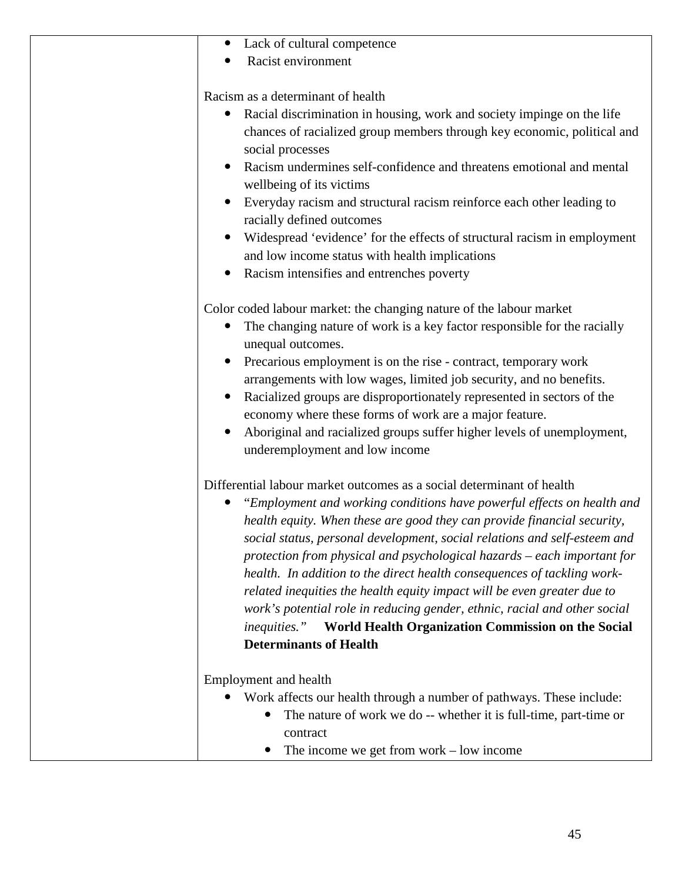| | • Lack of cultural competence<br>• Racist environment<br><br>Racism as a determinant of health<br>• Racial discrimination in housing, work and society impinge on the life chances of racialized group members through key economic, political and social processes<br>• Racism undermines self-confidence and threatens emotional and mental wellbeing of its victims<br>• Everyday racism and structural racism reinforce each other leading to racially defined outcomes<br>• Widespread 'evidence' for the effects of structural racism in employment and low income status with health implications<br>• Racism intensifies and entrenches poverty<br><br>Color coded labour market: the changing nature of the labour market<br>• The changing nature of work is a key factor responsible for the racially unequal outcomes.<br>• Precarious employment is on the rise - contract, temporary work arrangements with low wages, limited job security, and no benefits.<br>• Racialized groups are disproportionately represented in sectors of the economy where these forms of work are a major feature.<br>• Aboriginal and racialized groups suffer higher levels of unemployment, underemployment and low income<br><br>Differential labour market outcomes as a social determinant of health<br>• "*Employment and working conditions have powerful effects on health and health equity. When these are good they can provide financial security, social status, personal development, social relations and self-esteem and protection from physical and psychological hazards – each important for health. In addition to the direct health consequences of tackling work-related inequities the health equity impact will be even greater due to work's potential role in reducing gender, ethnic, racial and other social inequities.*" **World Health Organization Commission on the Social Determinants of Health**<br><br>Employment and health<br>• Work affects our health through a number of pathways. These include:<br>&nbsp;&nbsp;&nbsp;&nbsp;• The nature of work we do -- whether it is full-time, part-time or contract<br>&nbsp;&nbsp;&nbsp;&nbsp;• The income we get from work – low income |
|---|---|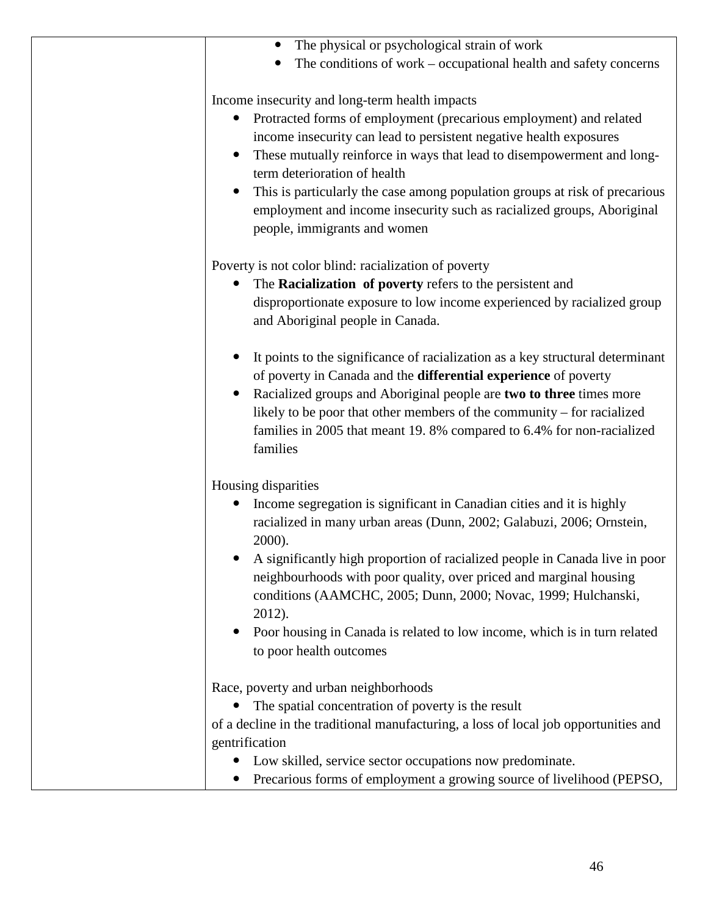| | |
|---|---|
| | • The physical or psychological strain of work<br>• The conditions of work – occupational health and safety concerns<br><br>Income insecurity and long-term health impacts<br>• Protracted forms of employment (precarious employment) and related income insecurity can lead to persistent negative health exposures<br>• These mutually reinforce in ways that lead to disempowerment and long-term deterioration of health<br>• This is particularly the case among population groups at risk of precarious employment and income insecurity such as racialized groups, Aboriginal people, immigrants and women<br><br>Poverty is not color blind: racialization of poverty<br>• The **Racialization of poverty** refers to the persistent and disproportionate exposure to low income experienced by racialized group and Aboriginal people in Canada.<br><br>• It points to the significance of racialization as a key structural determinant of poverty in Canada and the **differential experience** of poverty<br>• Racialized groups and Aboriginal people are **two to three** times more likely to be poor that other members of the community – for racialized families in 2005 that meant 19. 8% compared to 6.4% for non-racialized families<br><br>Housing disparities<br>• Income segregation is significant in Canadian cities and it is highly racialized in many urban areas (Dunn, 2002; Galabuzi, 2006; Ornstein, 2000).<br>• A significantly high proportion of racialized people in Canada live in poor neighbourhoods with poor quality, over priced and marginal housing conditions (AAMCHC, 2005; Dunn, 2000; Novac, 1999; Hulchanski, 2012).<br>• Poor housing in Canada is related to low income, which is in turn related to poor health outcomes<br><br>Race, poverty and urban neighborhoods<br>• The spatial concentration of poverty is the result of a decline in the traditional manufacturing, a loss of local job opportunities and gentrification<br>• Low skilled, service sector occupations now predominate.<br>• Precarious forms of employment a growing source of livelihood (PEPSO, |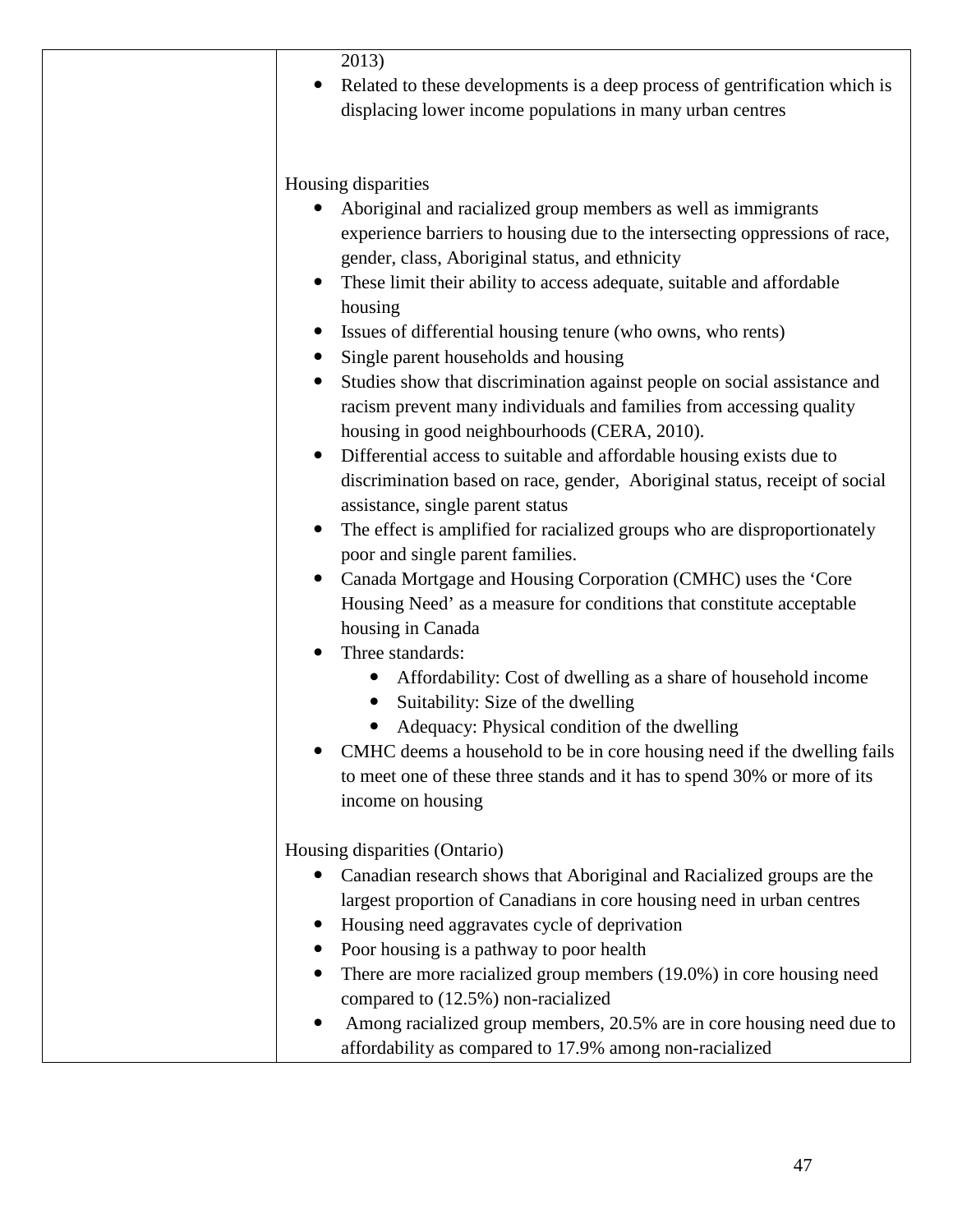| | 2013)<br>• Related to these developments is a deep process of gentrification which is displacing lower income populations in many urban centres<br><br>Housing disparities<br>• Aboriginal and racialized group members as well as immigrants experience barriers to housing due to the intersecting oppressions of race, gender, class, Aboriginal status, and ethnicity<br>• These limit their ability to access adequate, suitable and affordable housing<br>• Issues of differential housing tenure (who owns, who rents)<br>• Single parent households and housing<br>• Studies show that discrimination against people on social assistance and racism prevent many individuals and families from accessing quality housing in good neighbourhoods (CERA, 2010).<br>• Differential access to suitable and affordable housing exists due to discrimination based on race, gender, Aboriginal status, receipt of social assistance, single parent status<br>• The effect is amplified for racialized groups who are disproportionately poor and single parent families.<br>• Canada Mortgage and Housing Corporation (CMHC) uses the 'Core Housing Need' as a measure for conditions that constitute acceptable housing in Canada<br>• Three standards:<br>&nbsp;&nbsp;&nbsp;&nbsp;• Affordability: Cost of dwelling as a share of household income<br>&nbsp;&nbsp;&nbsp;&nbsp;• Suitability: Size of the dwelling<br>&nbsp;&nbsp;&nbsp;&nbsp;• Adequacy: Physical condition of the dwelling<br>• CMHC deems a household to be in core housing need if the dwelling fails to meet one of these three stands and it has to spend 30% or more of its income on housing<br><br>Housing disparities (Ontario)<br>• Canadian research shows that Aboriginal and Racialized groups are the largest proportion of Canadians in core housing need in urban centres<br>• Housing need aggravates cycle of deprivation<br>• Poor housing is a pathway to poor health<br>• There are more racialized group members (19.0%) in core housing need compared to (12.5%) non-racialized<br>• Among racialized group members, 20.5% are in core housing need due to affordability as compared to 17.9% among non-racialized |
|---|---|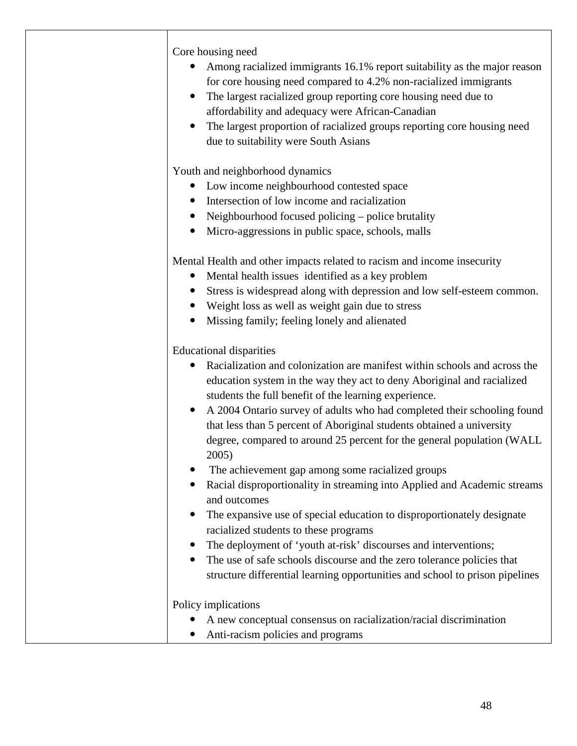| | Core housing need<br>• Among racialized immigrants 16.1% report suitability as the major reason for core housing need compared to 4.2% non-racialized immigrants<br>• The largest racialized group reporting core housing need due to affordability and adequacy were African-Canadian<br>• The largest proportion of racialized groups reporting core housing need due to suitability were South Asians<br><br>Youth and neighborhood dynamics<br>• Low income neighbourhood contested space<br>• Intersection of low income and racialization<br>• Neighbourhood focused policing – police brutality<br>• Micro-aggressions in public space, schools, malls<br><br>Mental Health and other impacts related to racism and income insecurity<br>• Mental health issues identified as a key problem<br>• Stress is widespread along with depression and low self-esteem common.<br>• Weight loss as well as weight gain due to stress<br>• Missing family; feeling lonely and alienated<br><br>Educational disparities<br>• Racialization and colonization are manifest within schools and across the education system in the way they act to deny Aboriginal and racialized students the full benefit of the learning experience.<br>• A 2004 Ontario survey of adults who had completed their schooling found that less than 5 percent of Aboriginal students obtained a university degree, compared to around 25 percent for the general population (WALL 2005)<br>• The achievement gap among some racialized groups<br>• Racial disproportionality in streaming into Applied and Academic streams and outcomes<br>• The expansive use of special education to disproportionately designate racialized students to these programs<br>• The deployment of 'youth at-risk' discourses and interventions;<br>• The use of safe schools discourse and the zero tolerance policies that structure differential learning opportunities and school to prison pipelines<br><br>Policy implications<br>• A new conceptual consensus on racialization/racial discrimination<br>• Anti-racism policies and programs |
|---|---|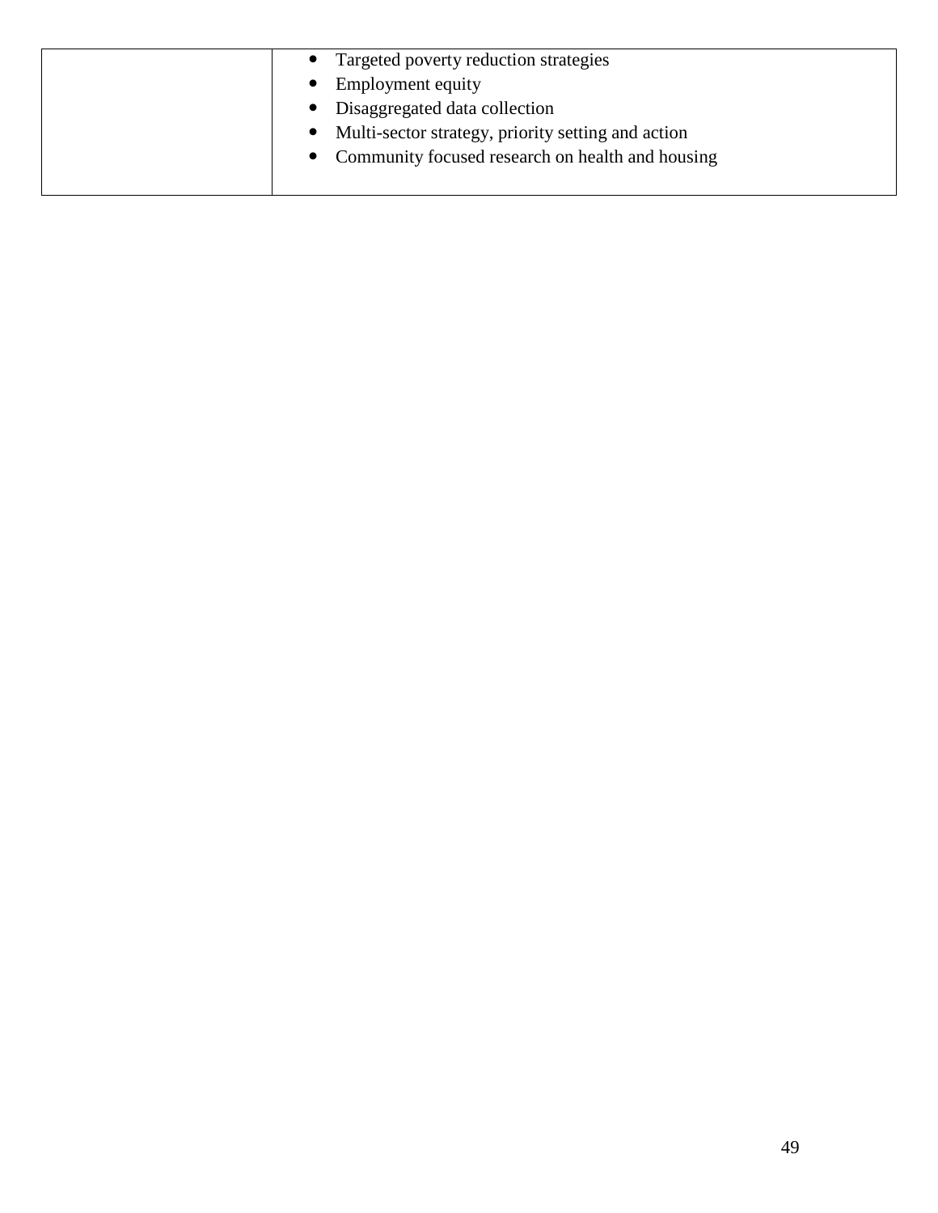| | |
|---|---|
| | • Targeted poverty reduction strategies<br>• Employment equity<br>• Disaggregated data collection<br>• Multi-sector strategy, priority setting and action<br>• Community focused research on health and housing |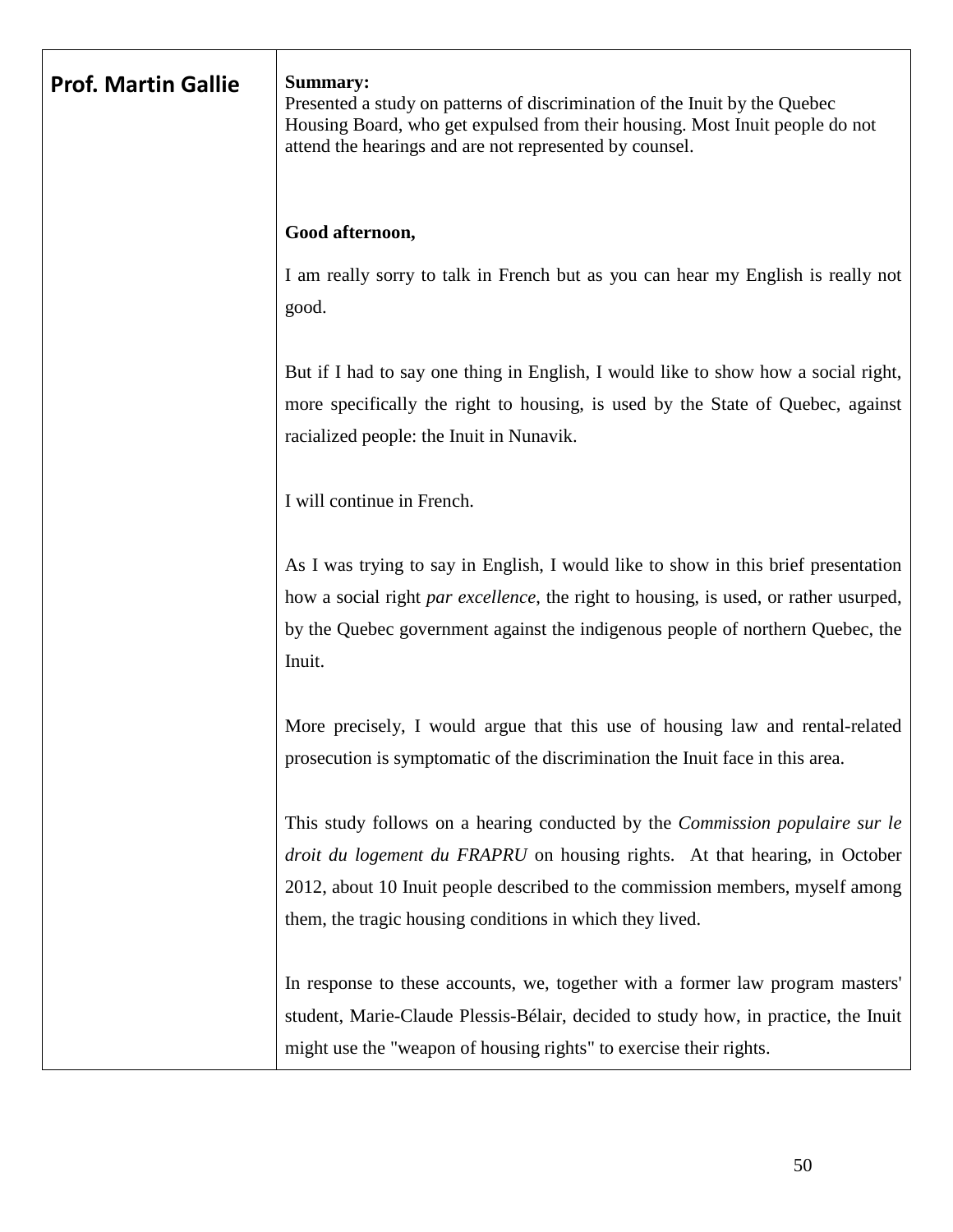| **Prof. Martin Gallie** | **Summary:**<br>Presented a study on patterns of discrimination of the Inuit by the Quebec Housing Board, who get expulsed from their housing. Most Inuit people do not attend the hearings and are not represented by counsel.<br><br>**Good afternoon,**<br><br>I am really sorry to talk in French but as you can hear my English is really not good.<br><br>But if I had to say one thing in English, I would like to show how a social right, more specifically the right to housing, is used by the State of Quebec, against racialized people: the Inuit in Nunavik.<br><br>I will continue in French.<br><br>As I was trying to say in English, I would like to show in this brief presentation how a social right *par excellence*, the right to housing, is used, or rather usurped, by the Quebec government against the indigenous people of northern Quebec, the Inuit.<br><br>More precisely, I would argue that this use of housing law and rental-related prosecution is symptomatic of the discrimination the Inuit face in this area.<br><br>This study follows on a hearing conducted by the *Commission populaire sur le droit du logement du FRAPRU* on housing rights. At that hearing, in October 2012, about 10 Inuit people described to the commission members, myself among them, the tragic housing conditions in which they lived.<br><br>In response to these accounts, we, together with a former law program masters' student, Marie-Claude Plessis-Bélair, decided to study how, in practice, the Inuit might use the "weapon of housing rights" to exercise their rights. |
|---|---|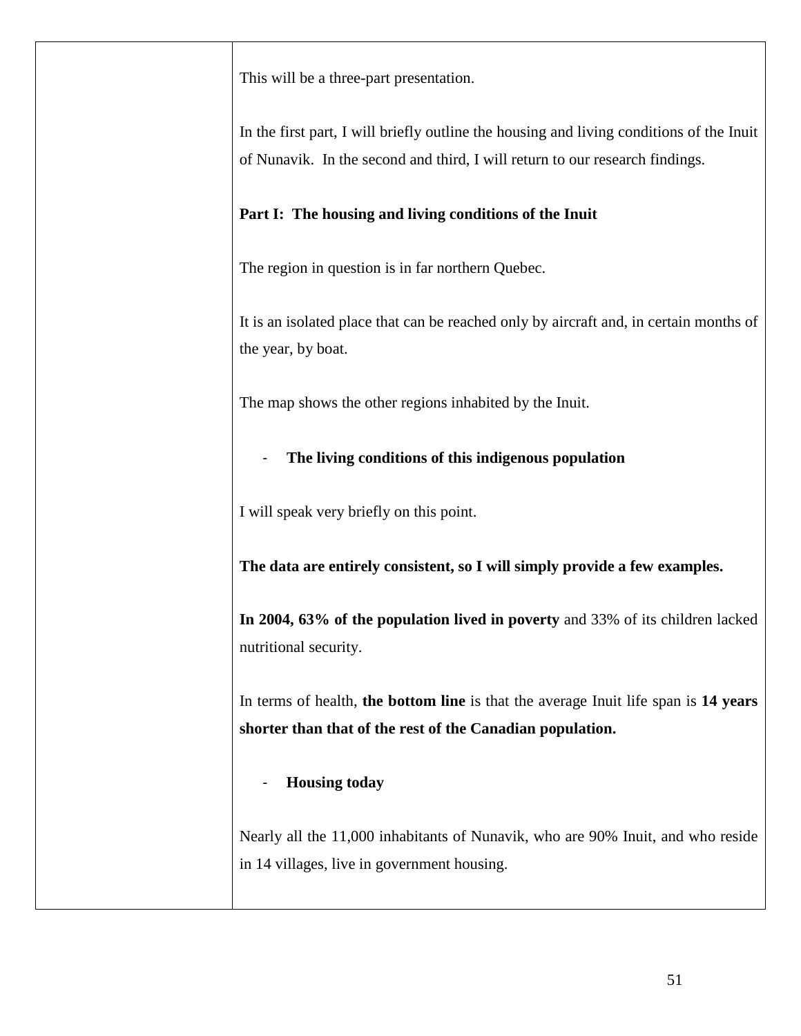This will be a three-part presentation.

In the first part, I will briefly outline the housing and living conditions of the Inuit of Nunavik. In the second and third, I will return to our research findings.

**Part I: The housing and living conditions of the Inuit**

The region in question is in far northern Quebec.

It is an isolated place that can be reached only by aircraft and, in certain months of the year, by boat.

The map shows the other regions inhabited by the Inuit.

- **The living conditions of this indigenous population**

I will speak very briefly on this point.

**The data are entirely consistent, so I will simply provide a few examples.**

**In 2004, 63% of the population lived in poverty** and 33% of its children lacked nutritional security.

In terms of health, **the bottom line** is that the average Inuit life span is **14 years shorter than that of the rest of the Canadian population.**

- **Housing today**

Nearly all the 11,000 inhabitants of Nunavik, who are 90% Inuit, and who reside in 14 villages, live in government housing.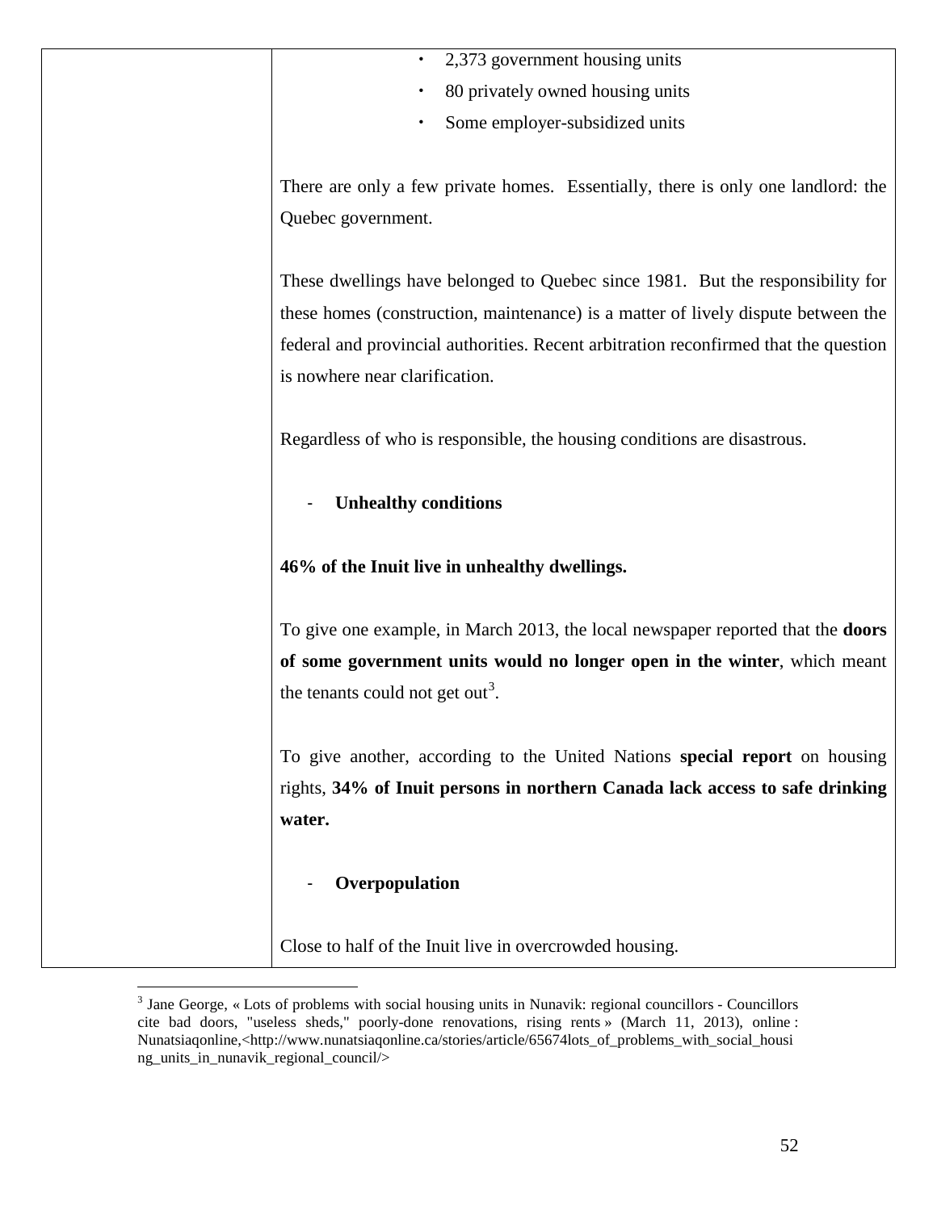| | • 2,373 government housing units<br>• 80 privately owned housing units<br>• Some employer-subsidized units<br><br>There are only a few private homes. Essentially, there is only one landlord: the Quebec government.<br><br>These dwellings have belonged to Quebec since 1981. But the responsibility for these homes (construction, maintenance) is a matter of lively dispute between the federal and provincial authorities. Recent arbitration reconfirmed that the question is nowhere near clarification.<br><br>Regardless of who is responsible, the housing conditions are disastrous.<br><br>- **Unhealthy conditions**<br><br>**46% of the Inuit live in unhealthy dwellings.**<br><br>To give one example, in March 2013, the local newspaper reported that the **doors of some government units would no longer open in the winter**, which meant the tenants could not get out[3].<br><br>To give another, according to the United Nations **special report** on housing rights, **34% of Inuit persons in northern Canada lack access to safe drinking water.**<br><br>- **Overpopulation**<br><br>Close to half of the Inuit live in overcrowded housing. |
|---|---|

[3] Jane George, « Lots of problems with social housing units in Nunavik: regional councillors - Councillors cite bad doors, "useless sheds," poorly-done renovations, rising rents » (March 11, 2013), online : Nunatsiaqonline,<http://www.nunatsiaqonline.ca/stories/article/65674lots_of_problems_with_social_housing_units_in_nunavik_regional_council/>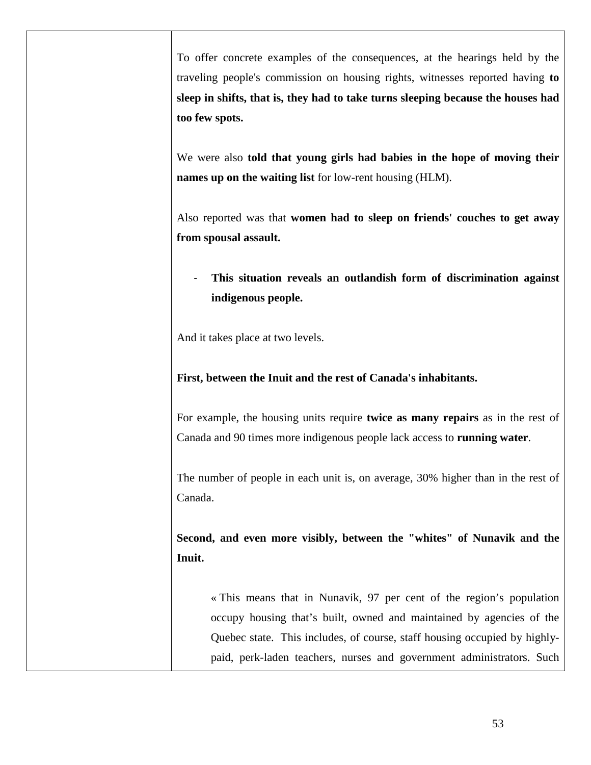To offer concrete examples of the consequences, at the hearings held by the traveling people's commission on housing rights, witnesses reported having **to sleep in shifts, that is, they had to take turns sleeping because the houses had too few spots.**

We were also **told that young girls had babies in the hope of moving their names up on the waiting list** for low-rent housing (HLM).

Also reported was that **women had to sleep on friends' couches to get away from spousal assault.**

- **This situation reveals an outlandish form of discrimination against indigenous people.**

And it takes place at two levels.

**First, between the Inuit and the rest of Canada's inhabitants.**

For example, the housing units require **twice as many repairs** as in the rest of Canada and 90 times more indigenous people lack access to **running water**.

The number of people in each unit is, on average, 30% higher than in the rest of Canada.

**Second, and even more visibly, between the "whites" of Nunavik and the Inuit.**

> « This means that in Nunavik, 97 per cent of the region's population occupy housing that's built, owned and maintained by agencies of the Quebec state. This includes, of course, staff housing occupied by highly-paid, perk-laden teachers, nurses and government administrators. Such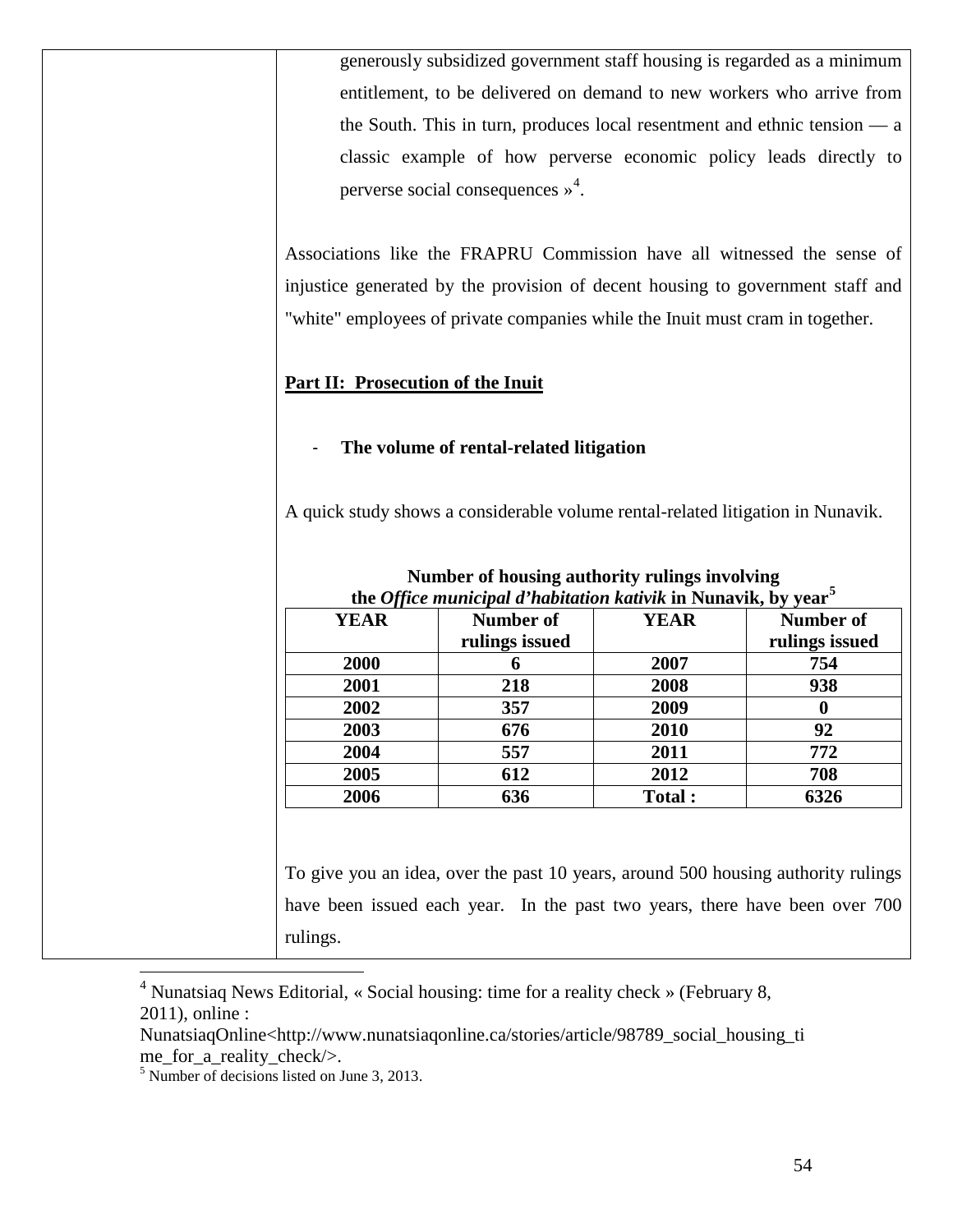generously subsidized government staff housing is regarded as a minimum entitlement, to be delivered on demand to new workers who arrive from the South. This in turn, produces local resentment and ethnic tension — a classic example of how perverse economic policy leads directly to perverse social consequences »[4].

Associations like the FRAPRU Commission have all witnessed the sense of injustice generated by the provision of decent housing to government staff and "white" employees of private companies while the Inuit must cram in together.

## Part II: Prosecution of the Inuit

- **The volume of rental-related litigation**

A quick study shows a considerable volume rental-related litigation in Nunavik.

**Number of housing authority rulings involving the *Office municipal d'habitation kativik* in Nunavik, by year[5]**

| YEAR | Number of rulings issued | YEAR | Number of rulings issued |
|---|---|---|---|
| 2000 | 6 | 2007 | 754 |
| 2001 | 218 | 2008 | 938 |
| 2002 | 357 | 2009 | 0 |
| 2003 | 676 | 2010 | 92 |
| 2004 | 557 | 2011 | 772 |
| 2005 | 612 | 2012 | 708 |
| 2006 | 636 | Total : | 6326 |

To give you an idea, over the past 10 years, around 500 housing authority rulings have been issued each year. In the past two years, there have been over 700 rulings.

---

[4] Nunatsiaq News Editorial, « Social housing: time for a reality check » (February 8, 2011), online : NunatsiaqOnline<http://www.nunatsiaqonline.ca/stories/article/98789_social_housing_time_for_a_reality_check/>.

[5] Number of decisions listed on June 3, 2013.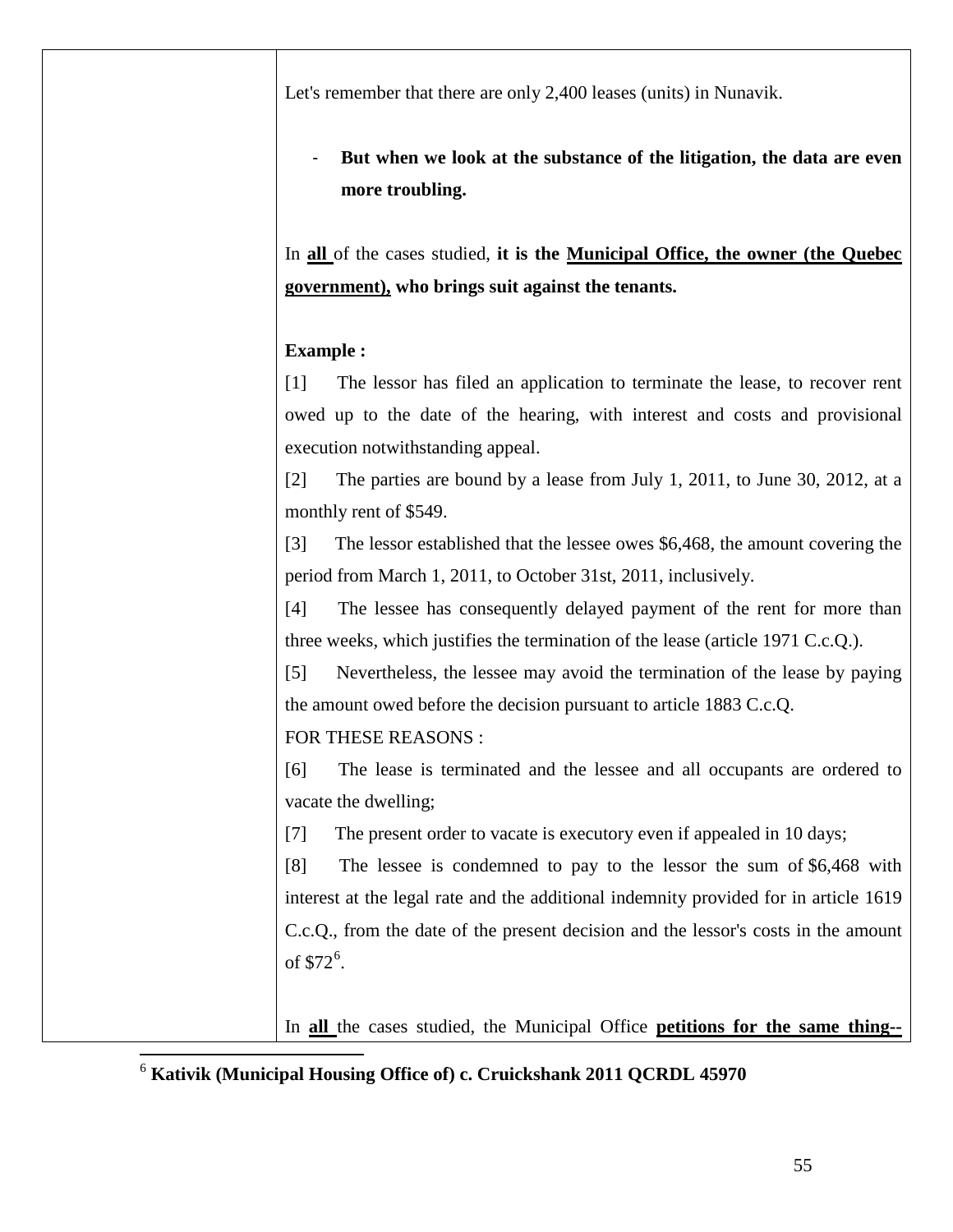Let's remember that there are only 2,400 leases (units) in Nunavik.

- **But when we look at the substance of the litigation, the data are even more troubling.**

In **<u>all</u>** of the cases studied, **it is the <u>Municipal Office, the owner (the Quebec government),</u> who brings suit against the tenants.**

**Example :**

[1] The lessor has filed an application to terminate the lease, to recover rent owed up to the date of the hearing, with interest and costs and provisional execution notwithstanding appeal.

[2] The parties are bound by a lease from July 1, 2011, to June 30, 2012, at a monthly rent of $549.

[3] The lessor established that the lessee owes $6,468, the amount covering the period from March 1, 2011, to October 31st, 2011, inclusively.

[4] The lessee has consequently delayed payment of the rent for more than three weeks, which justifies the termination of the lease (article 1971 C.c.Q.).

[5] Nevertheless, the lessee may avoid the termination of the lease by paying the amount owed before the decision pursuant to article 1883 C.c.Q.

FOR THESE REASONS :

[6] The lease is terminated and the lessee and all occupants are ordered to vacate the dwelling;

[7] The present order to vacate is executory even if appealed in 10 days;

[8] The lessee is condemned to pay to the lessor the sum of $6,468 with interest at the legal rate and the additional indemnity provided for in article 1619 C.c.Q., from the date of the present decision and the lessor's costs in the amount of $72[6].

In **<u>all</u>** the cases studied, the Municipal Office **<u>petitions for the same thing--</u>**

---

[6] **Kativik (Municipal Housing Office of) c. Cruickshank 2011 QCRDL 45970**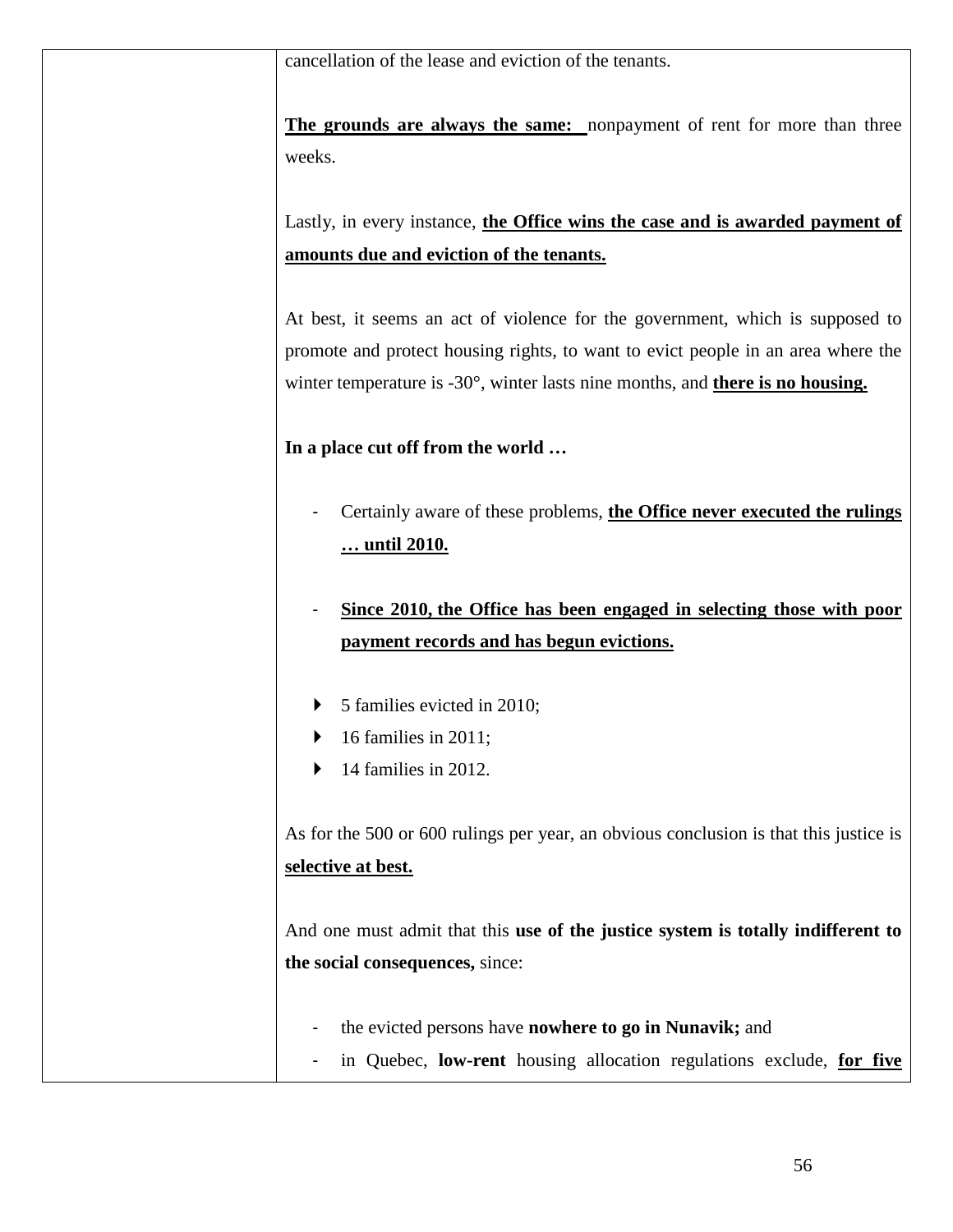cancellation of the lease and eviction of the tenants.

**<u>The grounds are always the same:</u>** nonpayment of rent for more than three weeks.

Lastly, in every instance, **<u>the Office wins the case and is awarded payment of amounts due and eviction of the tenants.</u>**

At best, it seems an act of violence for the government, which is supposed to promote and protect housing rights, to want to evict people in an area where the winter temperature is -30°, winter lasts nine months, and **<u>there is no housing.</u>**

**In a place cut off from the world …**

- Certainly aware of these problems, **<u>the Office never executed the rulings … until 2010.</u>**

- **<u>Since 2010, the Office has been engaged in selecting those with poor payment records and has begun evictions.</u>**

- 5 families evicted in 2010;
- 16 families in 2011;
- 14 families in 2012.

As for the 500 or 600 rulings per year, an obvious conclusion is that this justice is **<u>selective at best.</u>**

And one must admit that this **use of the justice system is totally indifferent to the social consequences,** since:

- the evicted persons have **nowhere to go in Nunavik;** and
- in Quebec, **low-rent** housing allocation regulations exclude, **<u>for five</u>**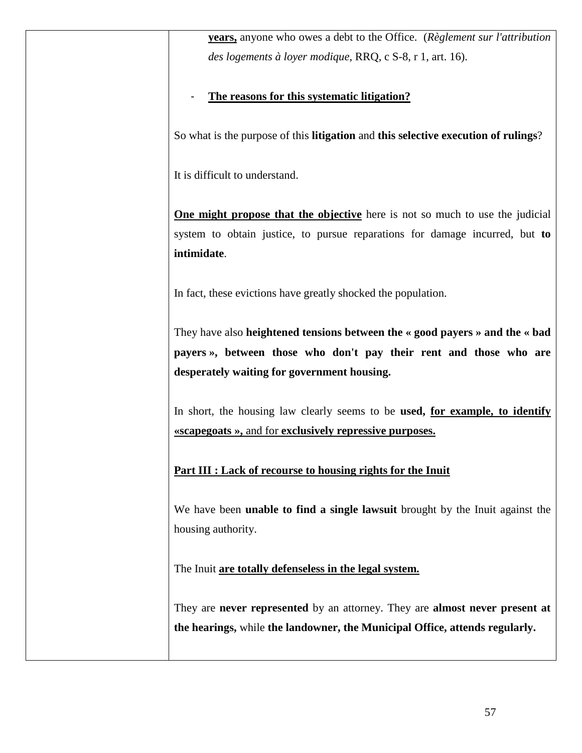| | **years,** anyone who owes a debt to the Office. (*Règlement sur l'attribution des logements à loyer modique*, RRQ, c S-8, r 1, art. 16).<br><br>- **The reasons for this systematic litigation?**<br><br>So what is the purpose of this **litigation** and **this selective execution of rulings**?<br><br>It is difficult to understand.<br><br>**One might propose that the objective** here is not so much to use the judicial system to obtain justice, to pursue reparations for damage incurred, but **to intimidate**.<br><br>In fact, these evictions have greatly shocked the population.<br><br>They have also **heightened tensions between the « good payers » and the « bad payers », between those who don't pay their rent and those who are desperately waiting for government housing.**<br><br>In short, the housing law clearly seems to be **used, for example, to identify «scapegoats »,** and for **exclusively repressive purposes.**<br><br>**Part III : Lack of recourse to housing rights for the Inuit**<br><br>We have been **unable to find a single lawsuit** brought by the Inuit against the housing authority.<br><br>The Inuit **are totally defenseless in the legal system.**<br><br>They are **never represented** by an attorney. They are **almost never present at the hearings,** while **the landowner, the Municipal Office, attends regularly.** |
|---|---|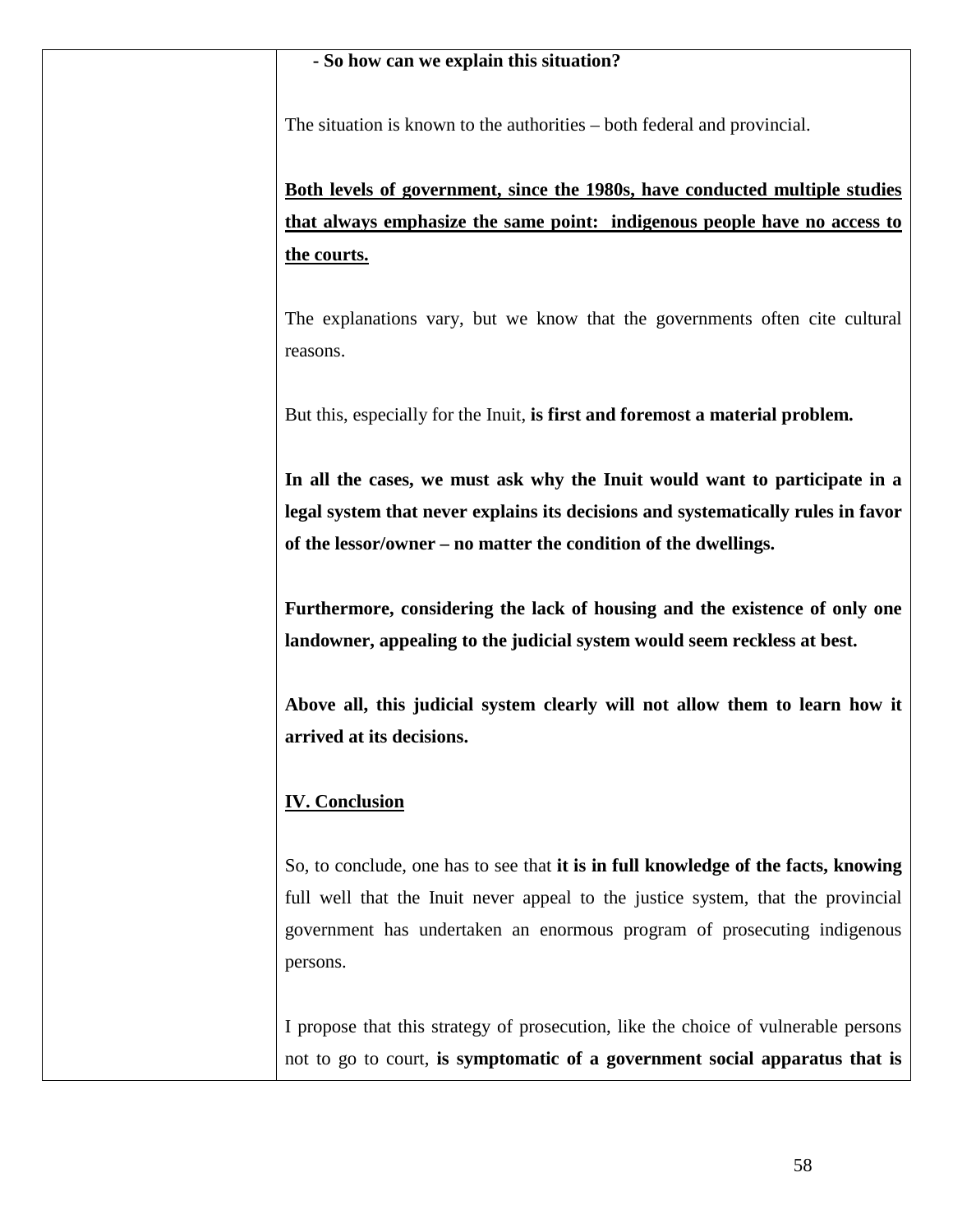**- So how can we explain this situation?**

The situation is known to the authorities – both federal and provincial.

**Both levels of government, since the 1980s, have conducted multiple studies that always emphasize the same point: indigenous people have no access to the courts.**

The explanations vary, but we know that the governments often cite cultural reasons.

But this, especially for the Inuit, **is first and foremost a material problem.**

**In all the cases, we must ask why the Inuit would want to participate in a legal system that never explains its decisions and systematically rules in favor of the lessor/owner – no matter the condition of the dwellings.**

**Furthermore, considering the lack of housing and the existence of only one landowner, appealing to the judicial system would seem reckless at best.**

**Above all, this judicial system clearly will not allow them to learn how it arrived at its decisions.**

## IV. Conclusion

So, to conclude, one has to see that **it is in full knowledge of the facts, knowing** full well that the Inuit never appeal to the justice system, that the provincial government has undertaken an enormous program of prosecuting indigenous persons.

I propose that this strategy of prosecution, like the choice of vulnerable persons not to go to court, **is symptomatic of a government social apparatus that is**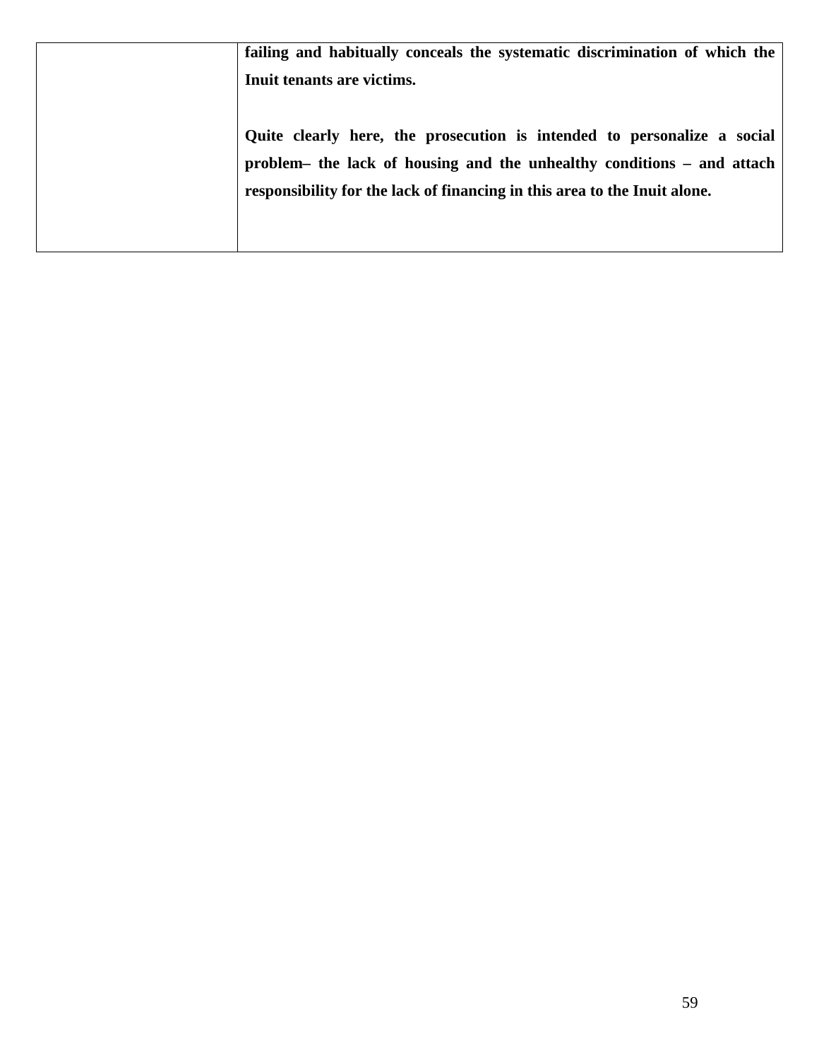|  |  |
|---|---|
|  | **failing and habitually conceals the systematic discrimination of which the Inuit tenants are victims.**<br><br>**Quite clearly here, the prosecution is intended to personalize a social problem– the lack of housing and the unhealthy conditions – and attach responsibility for the lack of financing in this area to the Inuit alone.** |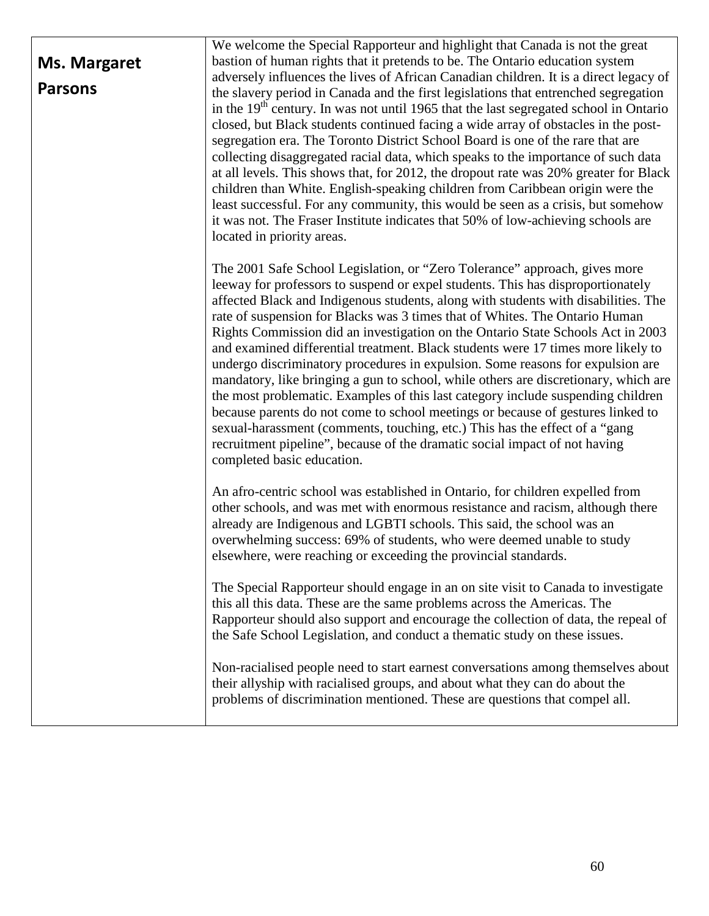| | |
|---|---|
| **Ms. Margaret Parsons** | We welcome the Special Rapporteur and highlight that Canada is not the great bastion of human rights that it pretends to be. The Ontario education system adversely influences the lives of African Canadian children. It is a direct legacy of the slavery period in Canada and the first legislations that entrenched segregation in the 19th century. In was not until 1965 that the last segregated school in Ontario closed, but Black students continued facing a wide array of obstacles in the post-segregation era. The Toronto District School Board is one of the rare that are collecting disaggregated racial data, which speaks to the importance of such data at all levels. This shows that, for 2012, the dropout rate was 20% greater for Black children than White. English-speaking children from Caribbean origin were the least successful. For any community, this would be seen as a crisis, but somehow it was not. The Fraser Institute indicates that 50% of low-achieving schools are located in priority areas.<br><br>The 2001 Safe School Legislation, or "Zero Tolerance" approach, gives more leeway for professors to suspend or expel students. This has disproportionately affected Black and Indigenous students, along with students with disabilities. The rate of suspension for Blacks was 3 times that of Whites. The Ontario Human Rights Commission did an investigation on the Ontario State Schools Act in 2003 and examined differential treatment. Black students were 17 times more likely to undergo discriminatory procedures in expulsion. Some reasons for expulsion are mandatory, like bringing a gun to school, while others are discretionary, which are the most problematic. Examples of this last category include suspending children because parents do not come to school meetings or because of gestures linked to sexual-harassment (comments, touching, etc.) This has the effect of a "gang recruitment pipeline", because of the dramatic social impact of not having completed basic education.<br><br>An afro-centric school was established in Ontario, for children expelled from other schools, and was met with enormous resistance and racism, although there already are Indigenous and LGBTI schools. This said, the school was an overwhelming success: 69% of students, who were deemed unable to study elsewhere, were reaching or exceeding the provincial standards.<br><br>The Special Rapporteur should engage in an on site visit to Canada to investigate this all this data. These are the same problems across the Americas. The Rapporteur should also support and encourage the collection of data, the repeal of the Safe School Legislation, and conduct a thematic study on these issues.<br><br>Non-racialised people need to start earnest conversations among themselves about their allyship with racialised groups, and about what they can do about the problems of discrimination mentioned. These are questions that compel all. |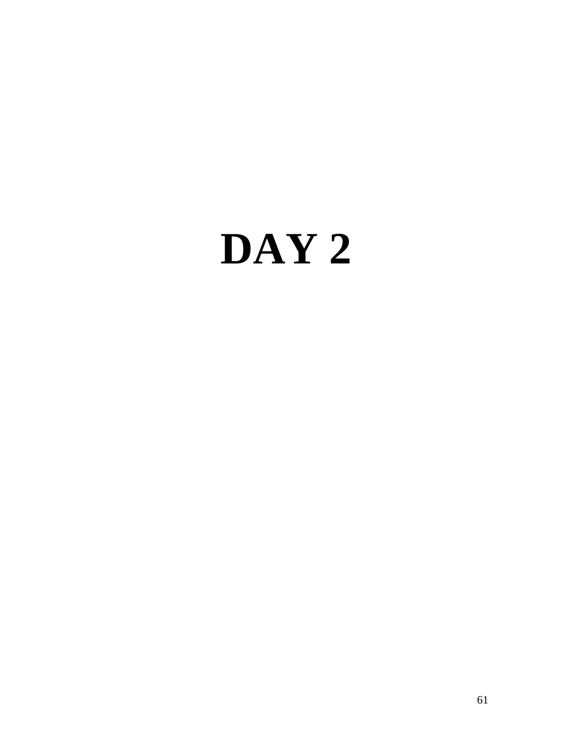# DAY 2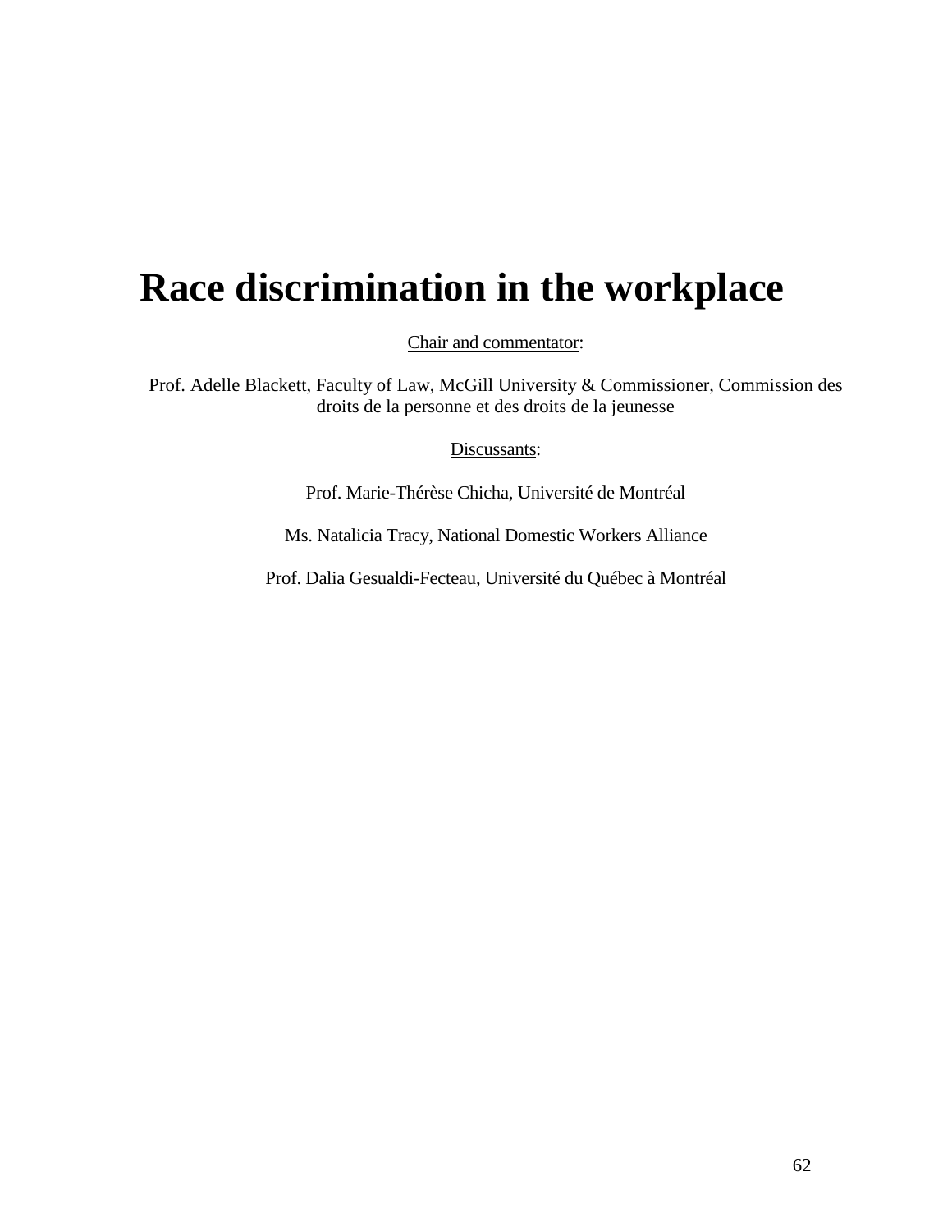# Race discrimination in the workplace

<u>Chair and commentator</u>:

Prof. Adelle Blackett, Faculty of Law, McGill University & Commissioner, Commission des droits de la personne et des droits de la jeunesse

<u>Discussants</u>:

Prof. Marie-Thérèse Chicha, Université de Montréal

Ms. Natalicia Tracy, National Domestic Workers Alliance

Prof. Dalia Gesualdi-Fecteau, Université du Québec à Montréal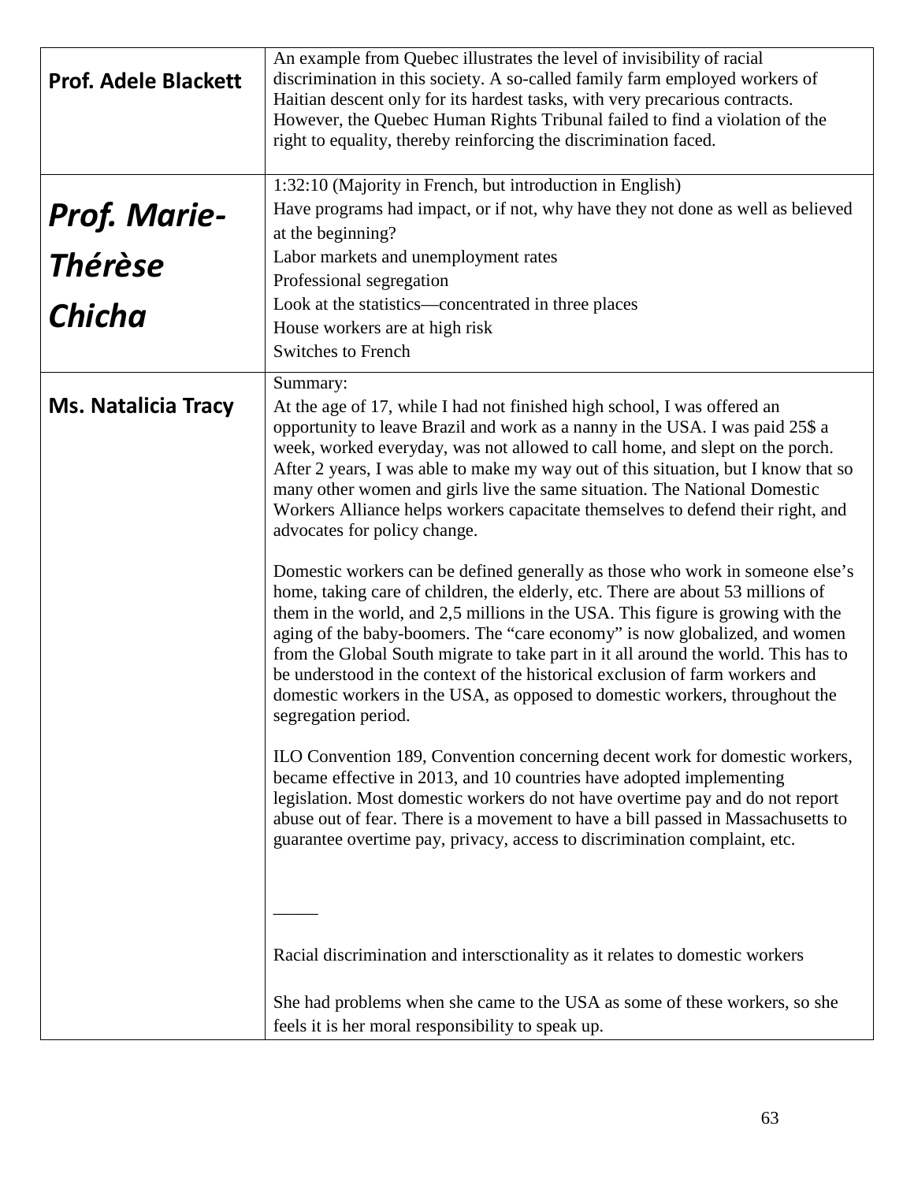| | |
|---|---|
| **Prof. Adele Blackett** | An example from Quebec illustrates the level of invisibility of racial discrimination in this society. A so-called family farm employed workers of Haitian descent only for its hardest tasks, with very precarious contracts. However, the Quebec Human Rights Tribunal failed to find a violation of the right to equality, thereby reinforcing the discrimination faced. |
| ***Prof. Marie-Thérèse Chicha*** | 1:32:10 (Majority in French, but introduction in English)<br>Have programs had impact, or if not, why have they not done as well as believed at the beginning?<br>Labor markets and unemployment rates<br>Professional segregation<br>Look at the statistics—concentrated in three places<br>House workers are at high risk<br>Switches to French |
| **Ms. Natalicia Tracy** | Summary:<br>At the age of 17, while I had not finished high school, I was offered an opportunity to leave Brazil and work as a nanny in the USA. I was paid 25$ a week, worked everyday, was not allowed to call home, and slept on the porch. After 2 years, I was able to make my way out of this situation, but I know that so many other women and girls live the same situation. The National Domestic Workers Alliance helps workers capacitate themselves to defend their right, and advocates for policy change.<br><br>Domestic workers can be defined generally as those who work in someone else's home, taking care of children, the elderly, etc. There are about 53 millions of them in the world, and 2,5 millions in the USA. This figure is growing with the aging of the baby-boomers. The "care economy" is now globalized, and women from the Global South migrate to take part in it all around the world. This has to be understood in the context of the historical exclusion of farm workers and domestic workers in the USA, as opposed to domestic workers, throughout the segregation period.<br><br>ILO Convention 189, Convention concerning decent work for domestic workers, became effective in 2013, and 10 countries have adopted implementing legislation. Most domestic workers do not have overtime pay and do not report abuse out of fear. There is a movement to have a bill passed in Massachusetts to guarantee overtime pay, privacy, access to discrimination complaint, etc.<br><br>_____<br><br>Racial discrimination and intersctionality as it relates to domestic workers<br><br>She had problems when she came to the USA as some of these workers, so she feels it is her moral responsibility to speak up. |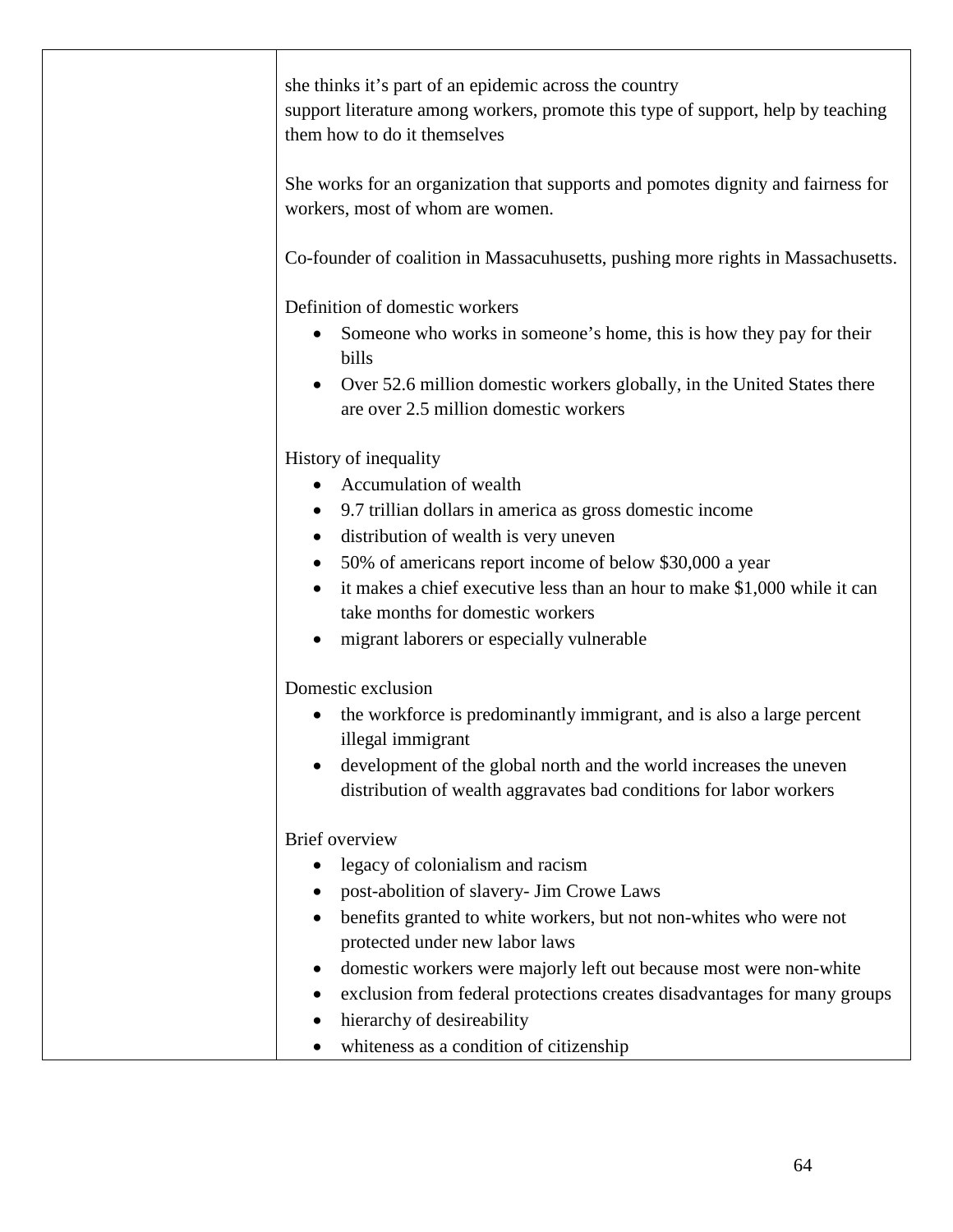| | she thinks it's part of an epidemic across the country<br>support literature among workers, promote this type of support, help by teaching them how to do it themselves<br><br>She works for an organization that supports and pomotes dignity and fairness for workers, most of whom are women.<br><br>Co-founder of coalition in Massacuhusetts, pushing more rights in Massachusetts.<br><br>Definition of domestic workers<br>• Someone who works in someone's home, this is how they pay for their bills<br>• Over 52.6 million domestic workers globally, in the United States there are over 2.5 million domestic workers<br><br>History of inequality<br>• Accumulation of wealth<br>• 9.7 trillian dollars in america as gross domestic income<br>• distribution of wealth is very uneven<br>• 50% of americans report income of below $30,000 a year<br>• it makes a chief executive less than an hour to make $1,000 while it can take months for domestic workers<br>• migrant laborers or especially vulnerable<br><br>Domestic exclusion<br>• the workforce is predominantly immigrant, and is also a large percent illegal immigrant<br>• development of the global north and the world increases the uneven distribution of wealth aggravates bad conditions for labor workers<br><br>Brief overview<br>• legacy of colonialism and racism<br>• post-abolition of slavery- Jim Crowe Laws<br>• benefits granted to white workers, but not non-whites who were not protected under new labor laws<br>• domestic workers were majorly left out because most were non-white<br>• exclusion from federal protections creates disadvantages for many groups<br>• hierarchy of desireability<br>• whiteness as a condition of citizenship |
|---|---|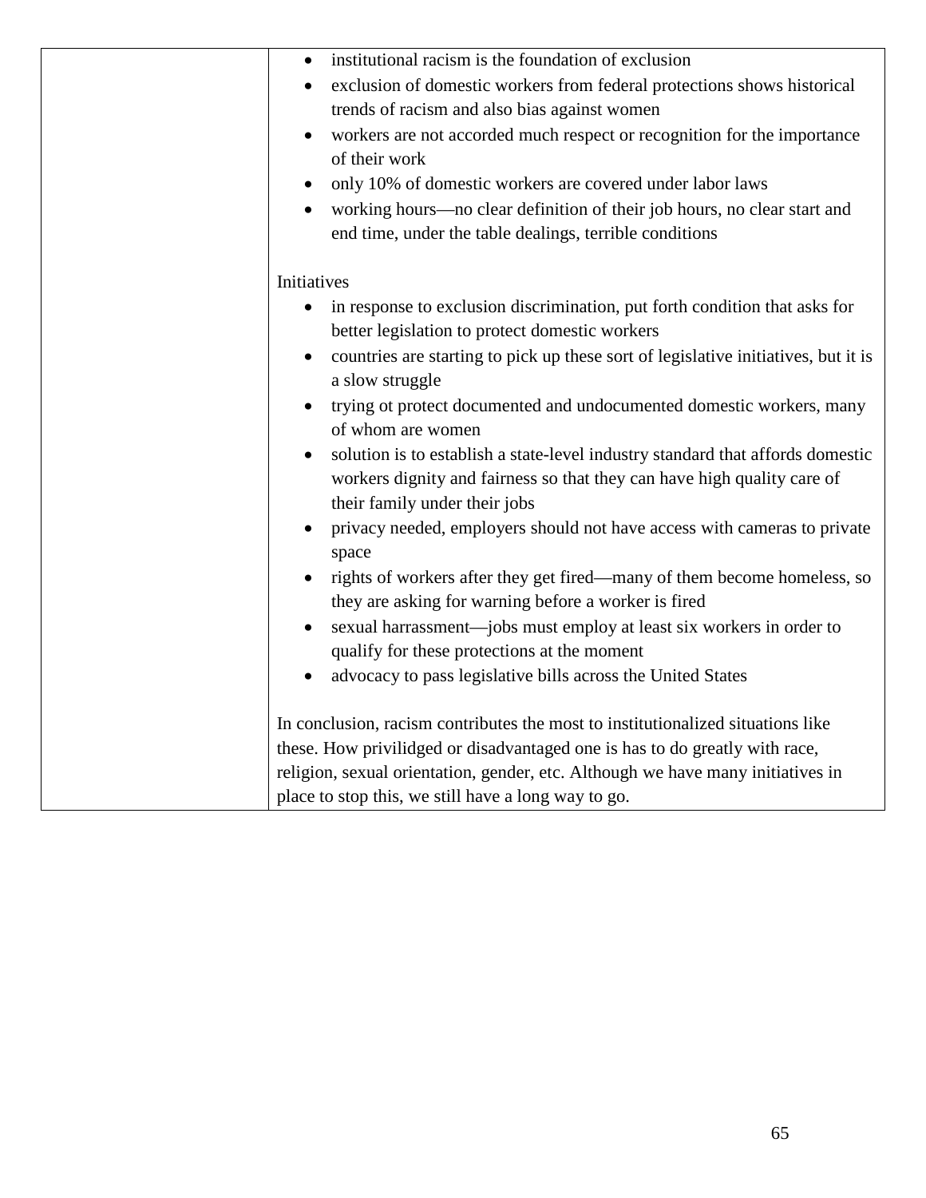| | - institutional racism is the foundation of exclusion<br>- exclusion of domestic workers from federal protections shows historical trends of racism and also bias against women<br>- workers are not accorded much respect or recognition for the importance of their work<br>- only 10% of domestic workers are covered under labor laws<br>- working hours—no clear definition of their job hours, no clear start and end time, under the table dealings, terrible conditions<br><br>Initiatives<br>- in response to exclusion discrimination, put forth condition that asks for better legislation to protect domestic workers<br>- countries are starting to pick up these sort of legislative initiatives, but it is a slow struggle<br>- trying ot protect documented and undocumented domestic workers, many of whom are women<br>- solution is to establish a state-level industry standard that affords domestic workers dignity and fairness so that they can have high quality care of their family under their jobs<br>- privacy needed, employers should not have access with cameras to private space<br>- rights of workers after they get fired—many of them become homeless, so they are asking for warning before a worker is fired<br>- sexual harrassment—jobs must employ at least six workers in order to qualify for these protections at the moment<br>- advocacy to pass legislative bills across the United States<br><br>In conclusion, racism contributes the most to institutionalized situations like these. How privilidged or disadvantaged one is has to do greatly with race, religion, sexual orientation, gender, etc. Although we have many initiatives in place to stop this, we still have a long way to go. |
|---|---|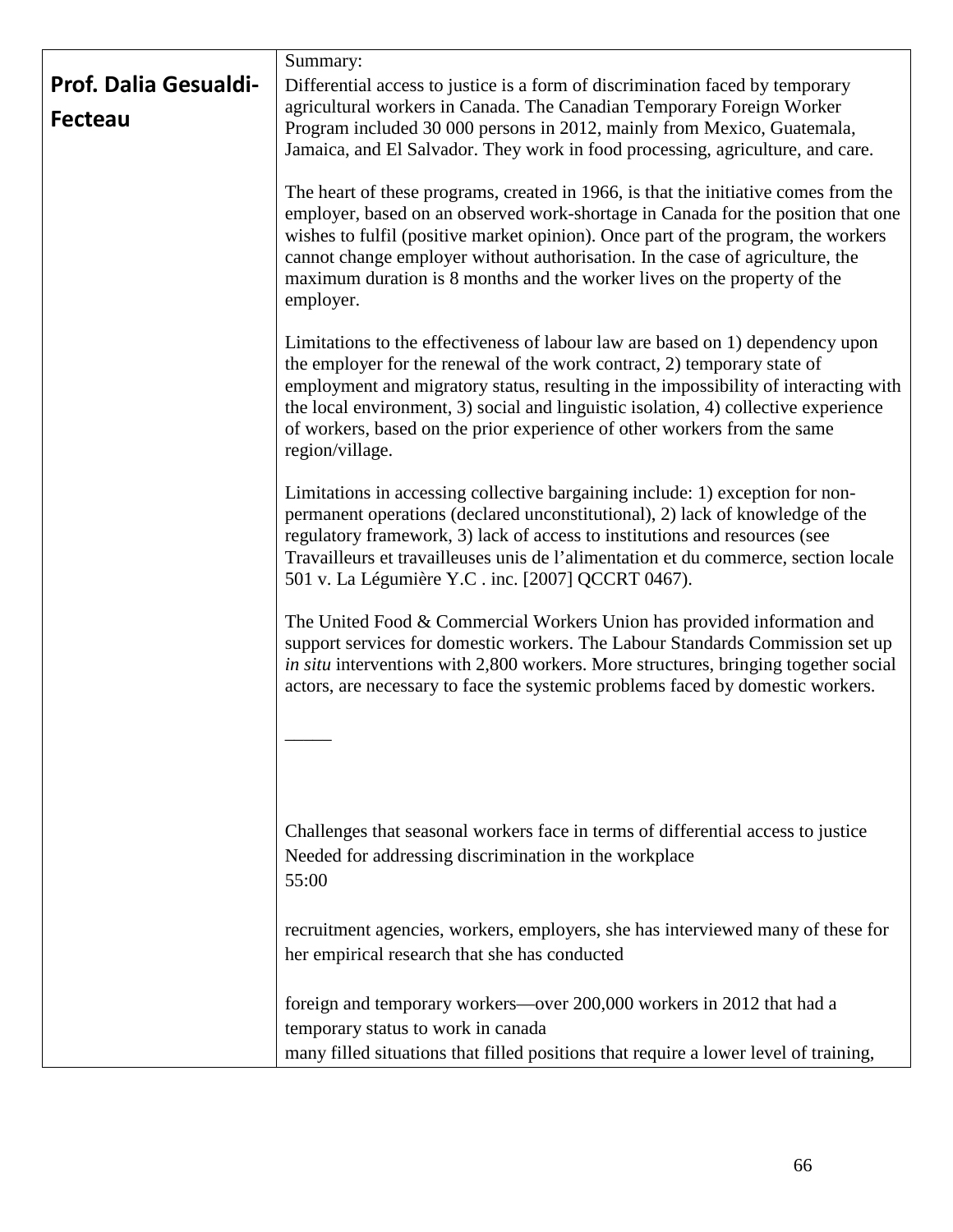| **Prof. Dalia Gesualdi-Fecteau** | Summary:<br>Differential access to justice is a form of discrimination faced by temporary agricultural workers in Canada. The Canadian Temporary Foreign Worker Program included 30 000 persons in 2012, mainly from Mexico, Guatemala, Jamaica, and El Salvador. They work in food processing, agriculture, and care.<br><br>The heart of these programs, created in 1966, is that the initiative comes from the employer, based on an observed work-shortage in Canada for the position that one wishes to fulfil (positive market opinion). Once part of the program, the workers cannot change employer without authorisation. In the case of agriculture, the maximum duration is 8 months and the worker lives on the property of the employer.<br><br>Limitations to the effectiveness of labour law are based on 1) dependency upon the employer for the renewal of the work contract, 2) temporary state of employment and migratory status, resulting in the impossibility of interacting with the local environment, 3) social and linguistic isolation, 4) collective experience of workers, based on the prior experience of other workers from the same region/village.<br><br>Limitations in accessing collective bargaining include: 1) exception for non-permanent operations (declared unconstitutional), 2) lack of knowledge of the regulatory framework, 3) lack of access to institutions and resources (see Travailleurs et travailleuses unis de l'alimentation et du commerce, section locale 501 v. La Légumière Y.C . inc. [2007] QCCRT 0467).<br><br>The United Food & Commercial Workers Union has provided information and support services for domestic workers. The Labour Standards Commission set up *in situ* interventions with 2,800 workers. More structures, bringing together social actors, are necessary to face the systemic problems faced by domestic workers.<br><br>_____<br><br>Challenges that seasonal workers face in terms of differential access to justice<br>Needed for addressing discrimination in the workplace<br>55:00<br><br>recruitment agencies, workers, employers, she has interviewed many of these for her empirical research that she has conducted<br><br>foreign and temporary workers—over 200,000 workers in 2012 that had a temporary status to work in canada<br>many filled situations that filled positions that require a lower level of training, |
|---|---|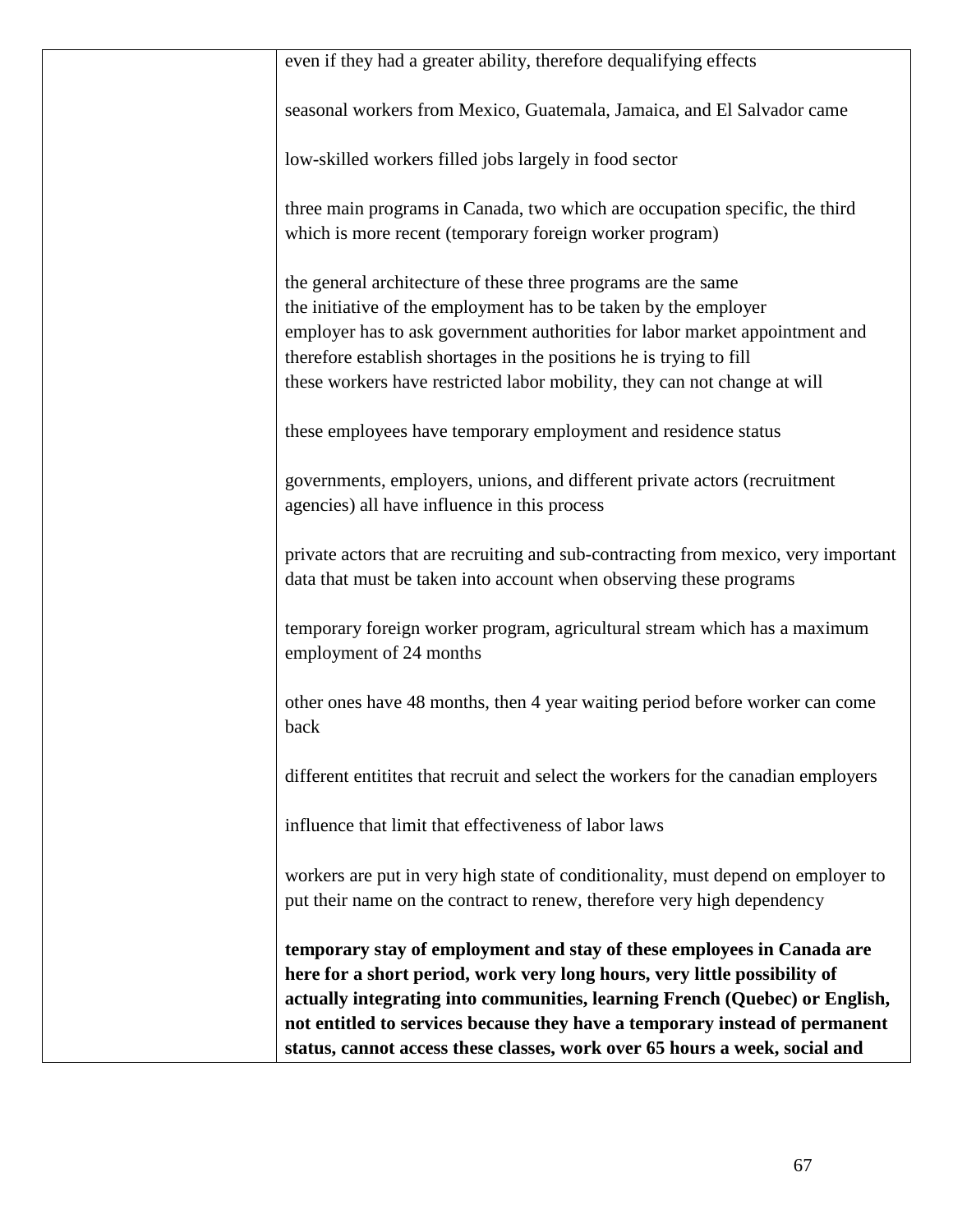| | |
|---|---|
| | even if they had a greater ability, therefore dequalifying effects<br><br>seasonal workers from Mexico, Guatemala, Jamaica, and El Salvador came<br><br>low-skilled workers filled jobs largely in food sector<br><br>three main programs in Canada, two which are occupation specific, the third which is more recent (temporary foreign worker program)<br><br>the general architecture of these three programs are the same<br>the initiative of the employment has to be taken by the employer<br>employer has to ask government authorities for labor market appointment and therefore establish shortages in the positions he is trying to fill<br>these workers have restricted labor mobility, they can not change at will<br><br>these employees have temporary employment and residence status<br><br>governments, employers, unions, and different private actors (recruitment agencies) all have influence in this process<br><br>private actors that are recruiting and sub-contracting from mexico, very important data that must be taken into account when observing these programs<br><br>temporary foreign worker program, agricultural stream which has a maximum employment of 24 months<br><br>other ones have 48 months, then 4 year waiting period before worker can come back<br><br>different entitites that recruit and select the workers for the canadian employers<br><br>influence that limit that effectiveness of labor laws<br><br>workers are put in very high state of conditionality, must depend on employer to put their name on the contract to renew, therefore very high dependency<br><br>**temporary stay of employment and stay of these employees in Canada are here for a short period, work very long hours, very little possibility of actually integrating into communities, learning French (Quebec) or English, not entitled to services because they have a temporary instead of permanent status, cannot access these classes, work over 65 hours a week, social and** |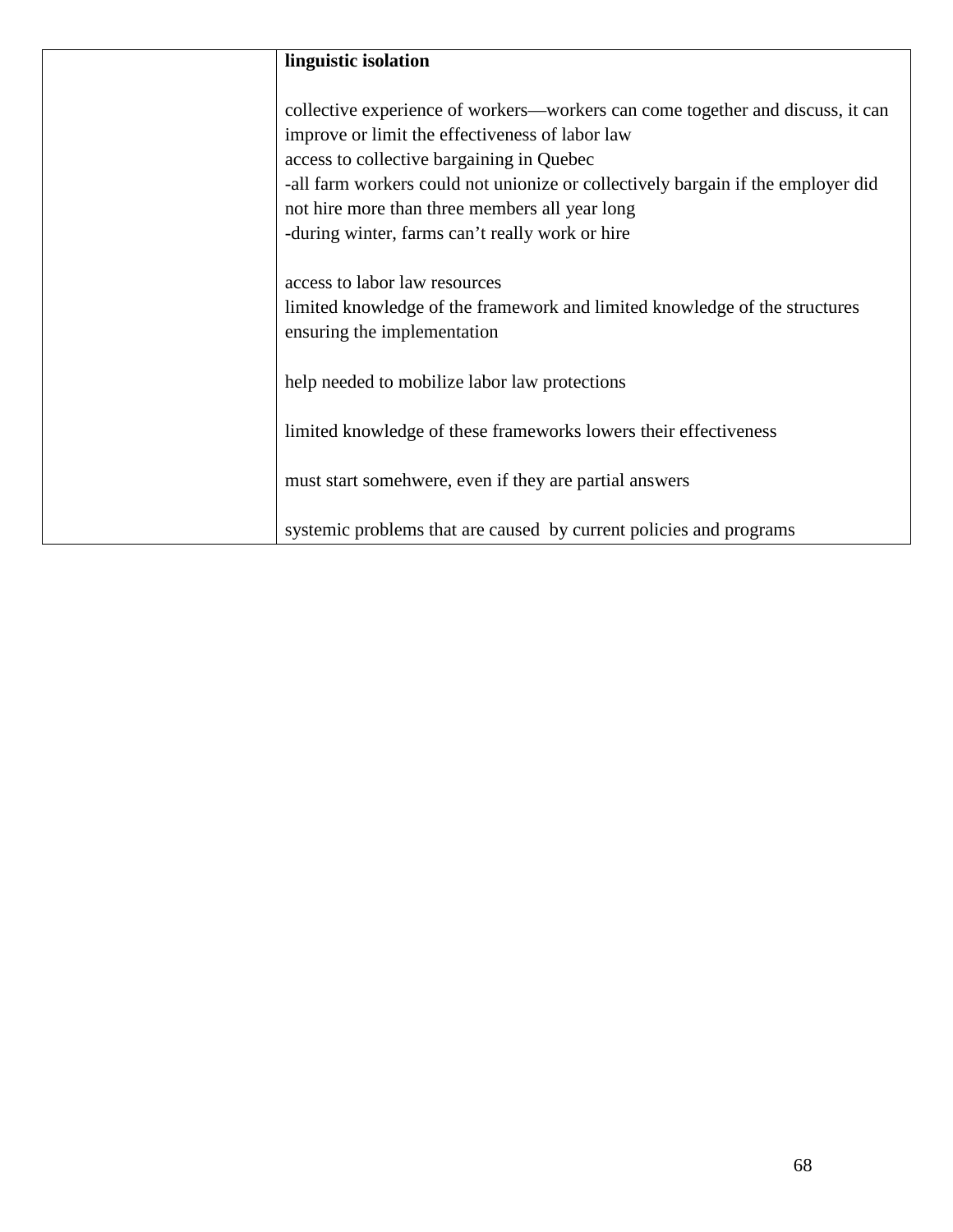| | **linguistic isolation**<br><br>collective experience of workers—workers can come together and discuss, it can improve or limit the effectiveness of labor law<br>access to collective bargaining in Quebec<br>-all farm workers could not unionize or collectively bargain if the employer did not hire more than three members all year long<br>-during winter, farms can't really work or hire<br><br>access to labor law resources<br>limited knowledge of the framework and limited knowledge of the structures ensuring the implementation<br><br>help needed to mobilize labor law protections<br><br>limited knowledge of these frameworks lowers their effectiveness<br><br>must start somehwere, even if they are partial answers<br><br>systemic problems that are caused by current policies and programs |
|---|---|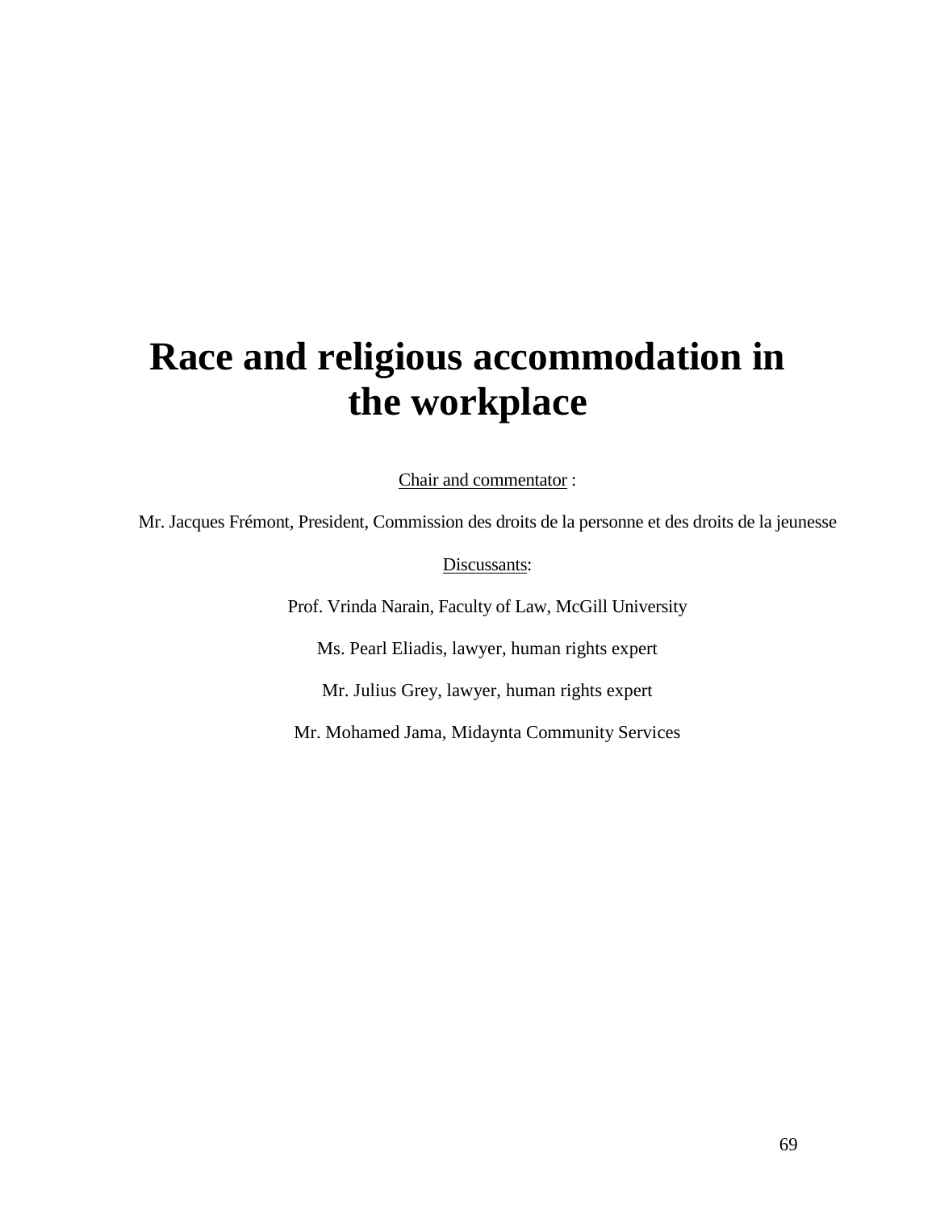# Race and religious accommodation in the workplace

<u>Chair and commentator</u> :

Mr. Jacques Frémont, President, Commission des droits de la personne et des droits de la jeunesse

<u>Discussants</u>:

Prof. Vrinda Narain, Faculty of Law, McGill University

Ms. Pearl Eliadis, lawyer, human rights expert

Mr. Julius Grey, lawyer, human rights expert

Mr. Mohamed Jama, Midaynta Community Services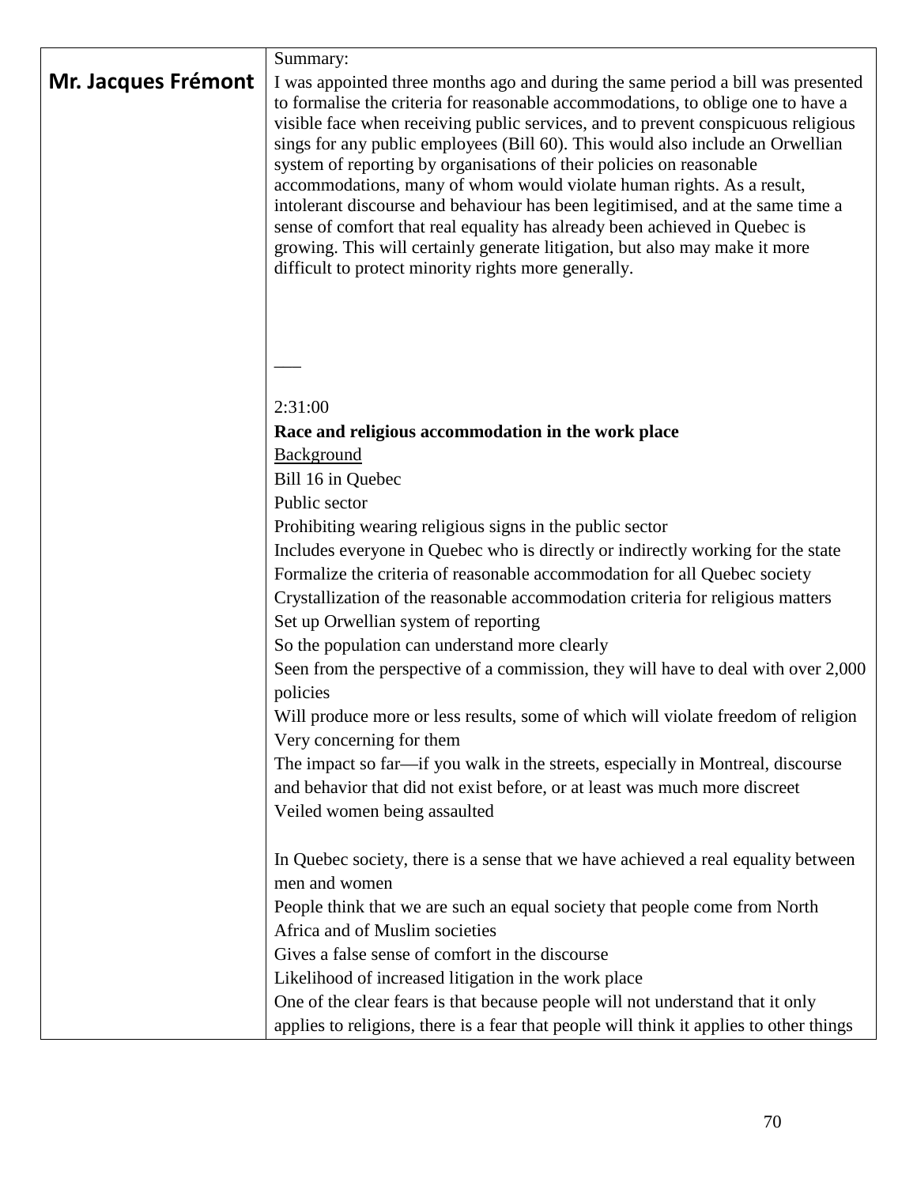| **Mr. Jacques Frémont** | Summary:<br>I was appointed three months ago and during the same period a bill was presented to formalise the criteria for reasonable accommodations, to oblige one to have a visible face when receiving public services, and to prevent conspicuous religious sings for any public employees (Bill 60). This would also include an Orwellian system of reporting by organisations of their policies on reasonable accommodations, many of whom would violate human rights. As a result, intolerant discourse and behaviour has been legitimised, and at the same time a sense of comfort that real equality has already been achieved in Quebec is growing. This will certainly generate litigation, but also may make it more difficult to protect minority rights more generally.<br><br>___<br><br>2:31:00<br>**Race and religious accommodation in the work place**<br><u>Background</u><br>Bill 16 in Quebec<br>Public sector<br>Prohibiting wearing religious signs in the public sector<br>Includes everyone in Quebec who is directly or indirectly working for the state<br>Formalize the criteria of reasonable accommodation for all Quebec society<br>Crystallization of the reasonable accommodation criteria for religious matters<br>Set up Orwellian system of reporting<br>So the population can understand more clearly<br>Seen from the perspective of a commission, they will have to deal with over 2,000 policies<br>Will produce more or less results, some of which will violate freedom of religion<br>Very concerning for them<br>The impact so far—if you walk in the streets, especially in Montreal, discourse and behavior that did not exist before, or at least was much more discreet<br>Veiled women being assaulted<br><br>In Quebec society, there is a sense that we have achieved a real equality between men and women<br>People think that we are such an equal society that people come from North Africa and of Muslim societies<br>Gives a false sense of comfort in the discourse<br>Likelihood of increased litigation in the work place<br>One of the clear fears is that because people will not understand that it only applies to religions, there is a fear that people will think it applies to other things |
|---|---|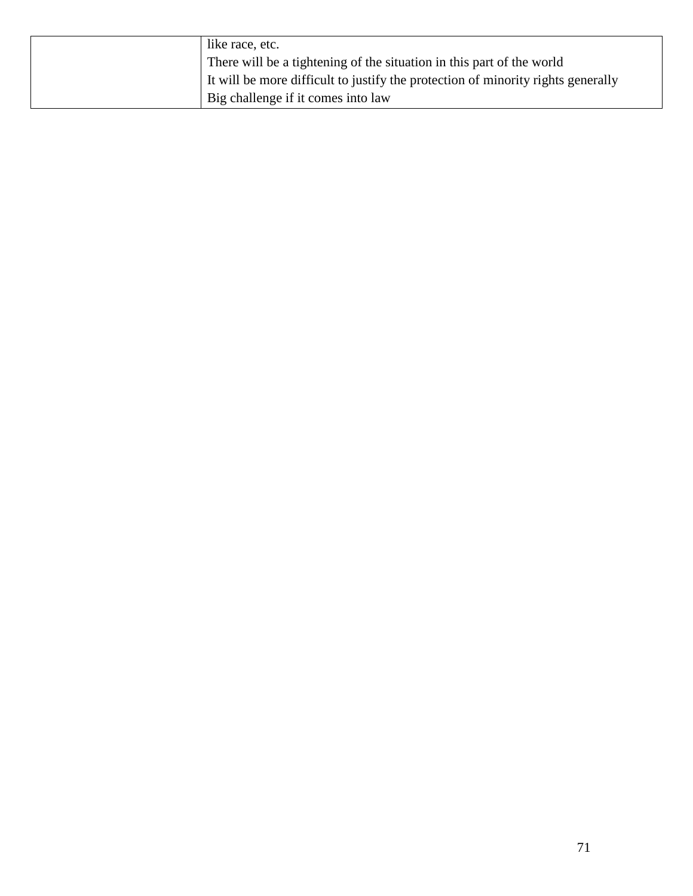| | |
|---|---|
| | like race, etc.<br>There will be a tightening of the situation in this part of the world<br>It will be more difficult to justify the protection of minority rights generally<br>Big challenge if it comes into law |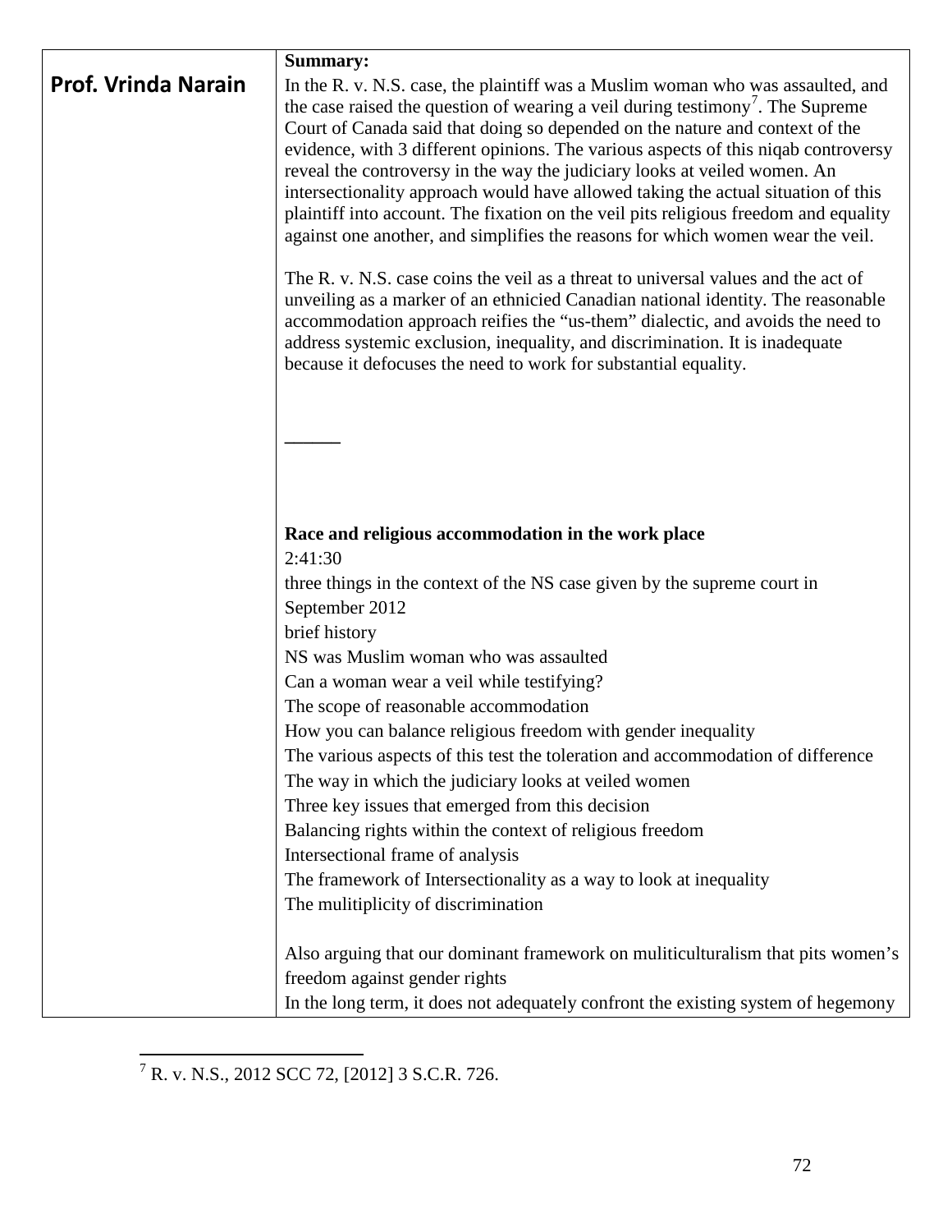| | |
|---|---|
| **Prof. Vrinda Narain** | **Summary:**<br>In the R. v. N.S. case, the plaintiff was a Muslim woman who was assaulted, and the case raised the question of wearing a veil during testimony[7]. The Supreme Court of Canada said that doing so depended on the nature and context of the evidence, with 3 different opinions. The various aspects of this niqab controversy reveal the controversy in the way the judiciary looks at veiled women. An intersectionality approach would have allowed taking the actual situation of this plaintiff into account. The fixation on the veil pits religious freedom and equality against one another, and simplifies the reasons for which women wear the veil.<br><br>The R. v. N.S. case coins the veil as a threat to universal values and the act of unveiling as a marker of an ethnicied Canadian national identity. The reasonable accommodation approach reifies the "us-them" dialectic, and avoids the need to address systemic exclusion, inequality, and discrimination. It is inadequate because it defocuses the need to work for substantial equality.<br><br>______<br><br>**Race and religious accommodation in the work place**<br>2:41:30<br>three things in the context of the NS case given by the supreme court in September 2012<br>brief history<br>NS was Muslim woman who was assaulted<br>Can a woman wear a veil while testifying?<br>The scope of reasonable accommodation<br>How you can balance religious freedom with gender inequality<br>The various aspects of this test the toleration and accommodation of difference<br>The way in which the judiciary looks at veiled women<br>Three key issues that emerged from this decision<br>Balancing rights within the context of religious freedom<br>Intersectional frame of analysis<br>The framework of Intersectionality as a way to look at inequality<br>The mulitiplicity of discrimination<br><br>Also arguing that our dominant framework on muliticulturalism that pits women's freedom against gender rights<br>In the long term, it does not adequately confront the existing system of hegemony |

[7] R. v. N.S., 2012 SCC 72, [2012] 3 S.C.R. 726.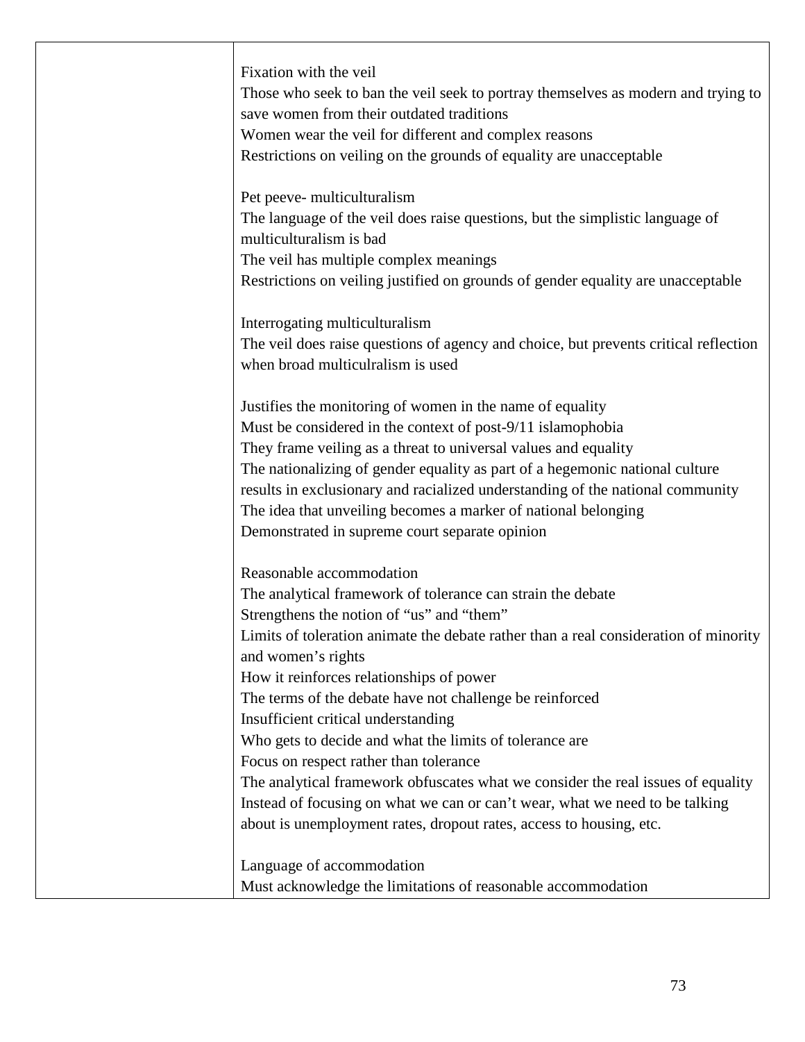| | Fixation with the veil<br>Those who seek to ban the veil seek to portray themselves as modern and trying to save women from their outdated traditions<br>Women wear the veil for different and complex reasons<br>Restrictions on veiling on the grounds of equality are unacceptable<br><br>Pet peeve- multiculturalism<br>The language of the veil does raise questions, but the simplistic language of multiculturalism is bad<br>The veil has multiple complex meanings<br>Restrictions on veiling justified on grounds of gender equality are unacceptable<br><br>Interrogating multiculturalism<br>The veil does raise questions of agency and choice, but prevents critical reflection when broad multiculralism is used<br><br>Justifies the monitoring of women in the name of equality<br>Must be considered in the context of post-9/11 islamophobia<br>They frame veiling as a threat to universal values and equality<br>The nationalizing of gender equality as part of a hegemonic national culture results in exclusionary and racialized understanding of the national community<br>The idea that unveiling becomes a marker of national belonging<br>Demonstrated in supreme court separate opinion<br><br>Reasonable accommodation<br>The analytical framework of tolerance can strain the debate<br>Strengthens the notion of "us" and "them"<br>Limits of toleration animate the debate rather than a real consideration of minority and women's rights<br>How it reinforces relationships of power<br>The terms of the debate have not challenge be reinforced<br>Insufficient critical understanding<br>Who gets to decide and what the limits of tolerance are<br>Focus on respect rather than tolerance<br>The analytical framework obfuscates what we consider the real issues of equality<br>Instead of focusing on what we can or can't wear, what we need to be talking about is unemployment rates, dropout rates, access to housing, etc.<br><br>Language of accommodation<br>Must acknowledge the limitations of reasonable accommodation |
|---|---|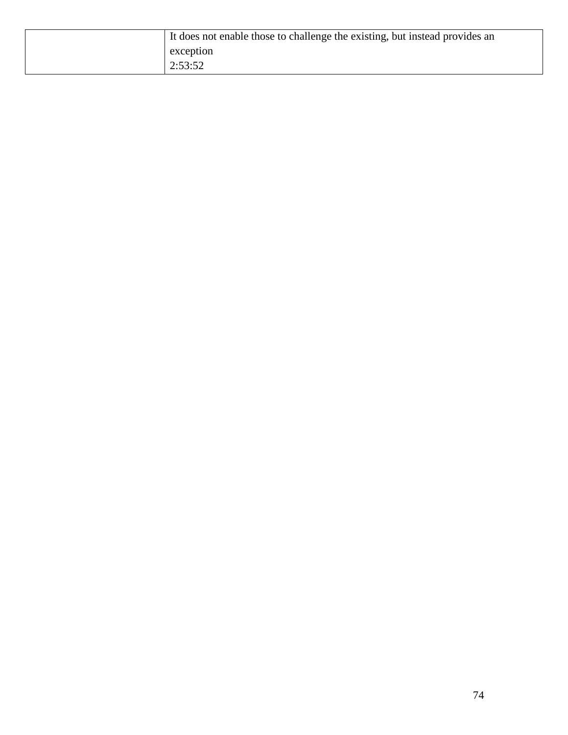|  |  |
|---|---|
|  | It does not enable those to challenge the existing, but instead provides an exception<br>2:53:52 |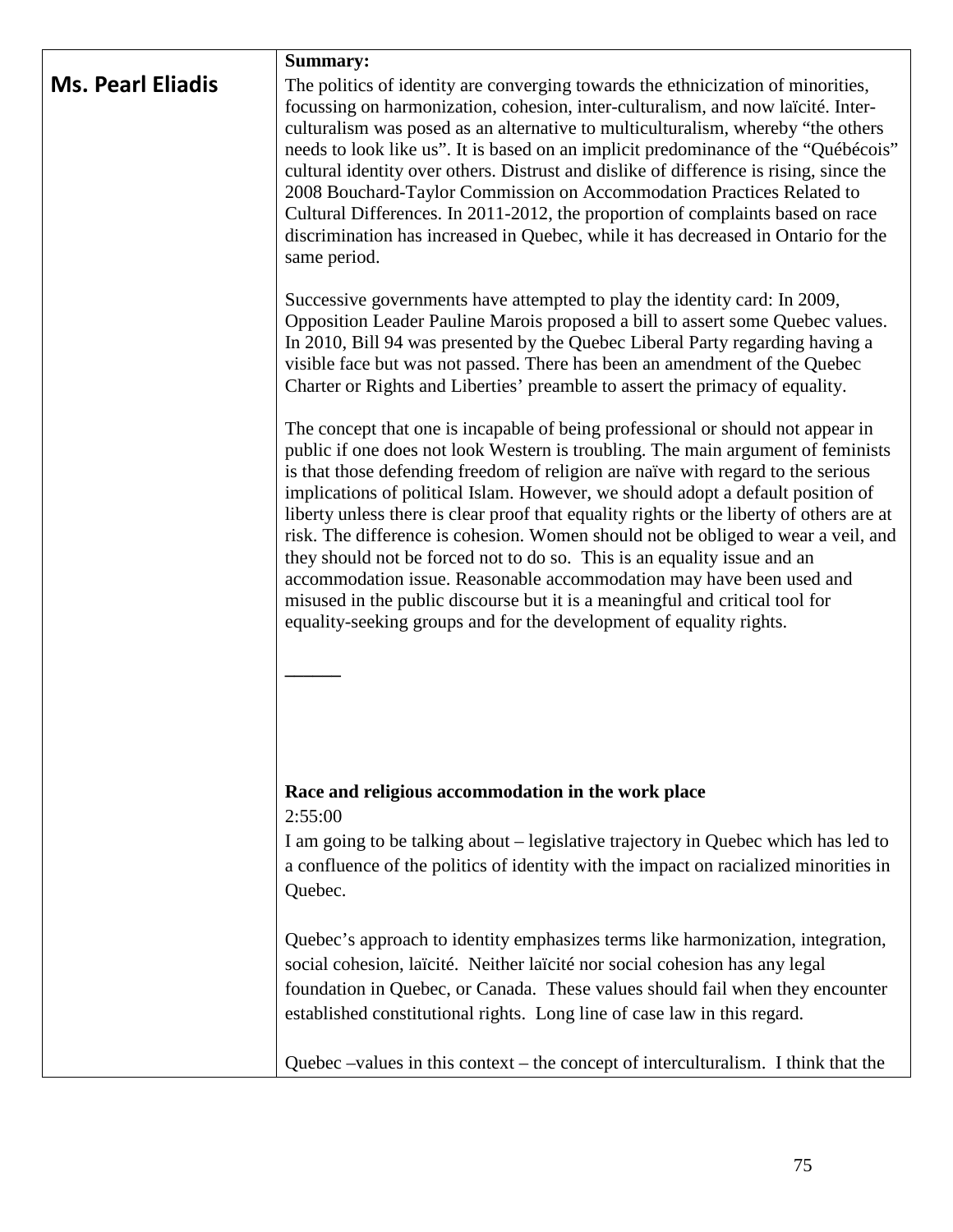| **Ms. Pearl Eliadis** | **Summary:**<br>The politics of identity are converging towards the ethnicization of minorities, focussing on harmonization, cohesion, inter-culturalism, and now laïcité. Inter-culturalism was posed as an alternative to multiculturalism, whereby "the others needs to look like us". It is based on an implicit predominance of the "Québécois" cultural identity over others. Distrust and dislike of difference is rising, since the 2008 Bouchard-Taylor Commission on Accommodation Practices Related to Cultural Differences. In 2011-2012, the proportion of complaints based on race discrimination has increased in Quebec, while it has decreased in Ontario for the same period.<br><br>Successive governments have attempted to play the identity card: In 2009, Opposition Leader Pauline Marois proposed a bill to assert some Quebec values. In 2010, Bill 94 was presented by the Quebec Liberal Party regarding having a visible face but was not passed. There has been an amendment of the Quebec Charter or Rights and Liberties' preamble to assert the primacy of equality.<br><br>The concept that one is incapable of being professional or should not appear in public if one does not look Western is troubling. The main argument of feminists is that those defending freedom of religion are naïve with regard to the serious implications of political Islam. However, we should adopt a default position of liberty unless there is clear proof that equality rights or the liberty of others are at risk. The difference is cohesion. Women should not be obliged to wear a veil, and they should not be forced not to do so. This is an equality issue and an accommodation issue. Reasonable accommodation may have been used and misused in the public discourse but it is a meaningful and critical tool for equality-seeking groups and for the development of equality rights.<br><br>\_\_\_\_\_\_<br><br>**Race and religious accommodation in the work place**<br>2:55:00<br>I am going to be talking about – legislative trajectory in Quebec which has led to a confluence of the politics of identity with the impact on racialized minorities in Quebec.<br><br>Quebec's approach to identity emphasizes terms like harmonization, integration, social cohesion, laïcité. Neither laïcité nor social cohesion has any legal foundation in Quebec, or Canada. These values should fail when they encounter established constitutional rights. Long line of case law in this regard.<br><br>Quebec –values in this context – the concept of interculturalism. I think that the |
|---|---|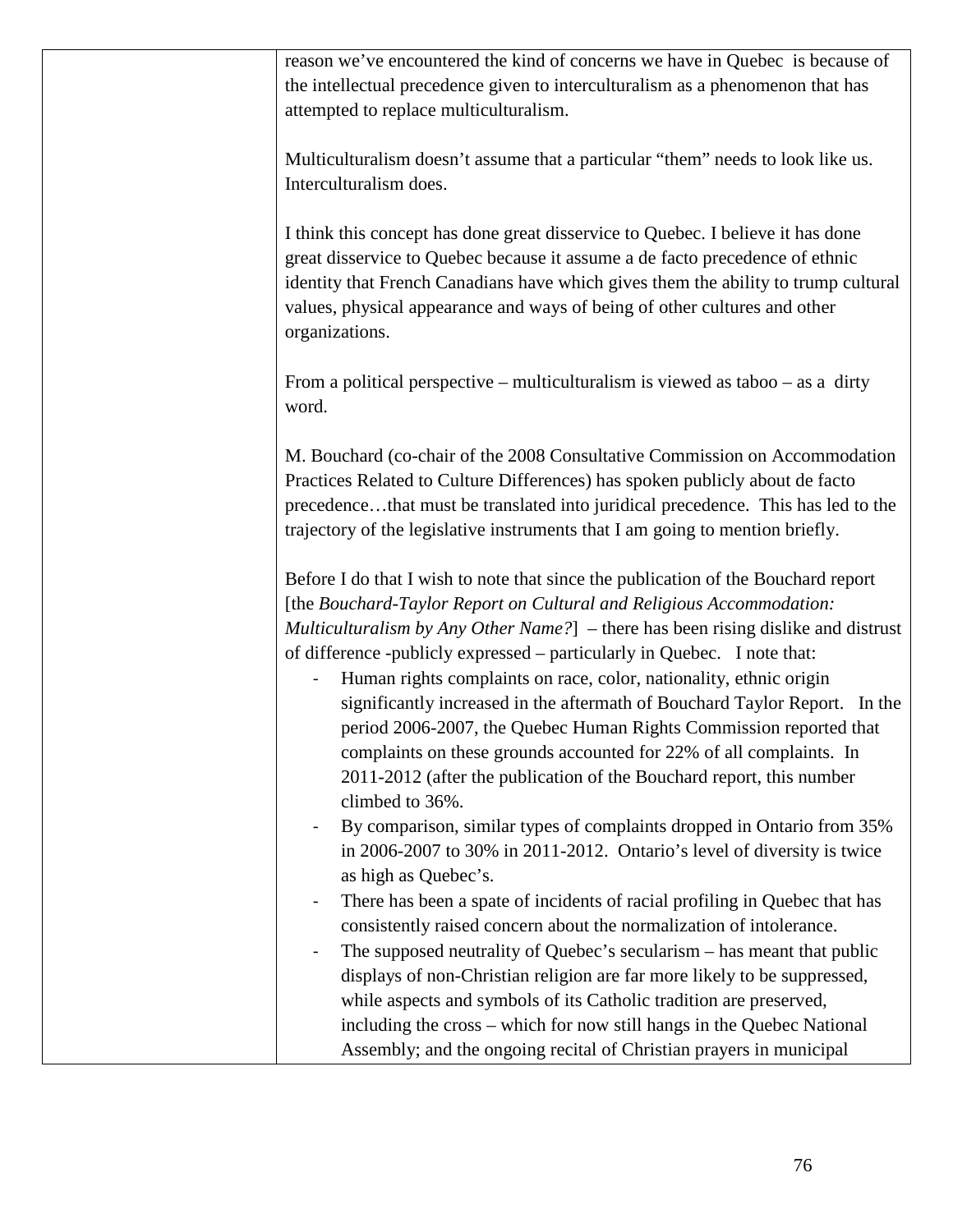| | reason we've encountered the kind of concerns we have in Quebec is because of the intellectual precedence given to interculturalism as a phenomenon that has attempted to replace multiculturalism.<br><br>Multiculturalism doesn't assume that a particular "them" needs to look like us. Interculturalism does.<br><br>I think this concept has done great disservice to Quebec. I believe it has done great disservice to Quebec because it assume a de facto precedence of ethnic identity that French Canadians have which gives them the ability to trump cultural values, physical appearance and ways of being of other cultures and other organizations.<br><br>From a political perspective – multiculturalism is viewed as taboo – as a dirty word.<br><br>M. Bouchard (co-chair of the 2008 Consultative Commission on Accommodation Practices Related to Culture Differences) has spoken publicly about de facto precedence…that must be translated into juridical precedence. This has led to the trajectory of the legislative instruments that I am going to mention briefly.<br><br>Before I do that I wish to note that since the publication of the Bouchard report [the *Bouchard-Taylor Report on Cultural and Religious Accommodation: Multiculturalism by Any Other Name?*] – there has been rising dislike and distrust of difference -publicly expressed – particularly in Quebec. I note that:<br>- Human rights complaints on race, color, nationality, ethnic origin significantly increased in the aftermath of Bouchard Taylor Report. In the period 2006-2007, the Quebec Human Rights Commission reported that complaints on these grounds accounted for 22% of all complaints. In 2011-2012 (after the publication of the Bouchard report, this number climbed to 36%.<br>- By comparison, similar types of complaints dropped in Ontario from 35% in 2006-2007 to 30% in 2011-2012. Ontario's level of diversity is twice as high as Quebec's.<br>- There has been a spate of incidents of racial profiling in Quebec that has consistently raised concern about the normalization of intolerance.<br>- The supposed neutrality of Quebec's secularism – has meant that public displays of non-Christian religion are far more likely to be suppressed, while aspects and symbols of its Catholic tradition are preserved, including the cross – which for now still hangs in the Quebec National Assembly; and the ongoing recital of Christian prayers in municipal |
|---|---|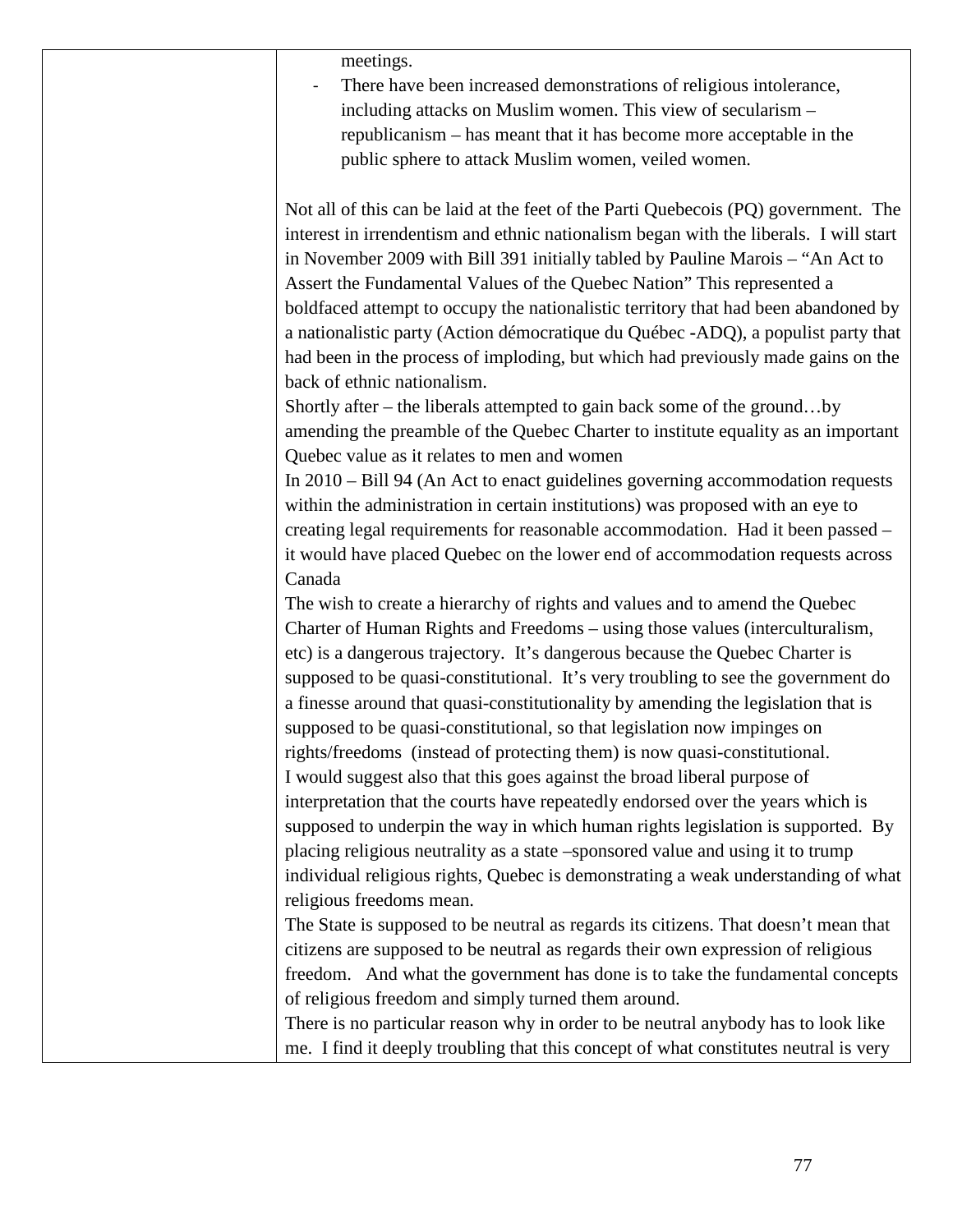| | meetings.<br>- There have been increased demonstrations of religious intolerance, including attacks on Muslim women. This view of secularism – republicanism – has meant that it has become more acceptable in the public sphere to attack Muslim women, veiled women.<br><br>Not all of this can be laid at the feet of the Parti Quebecois (PQ) government. The interest in irrendentism and ethnic nationalism began with the liberals. I will start in November 2009 with Bill 391 initially tabled by Pauline Marois – "An Act to Assert the Fundamental Values of the Quebec Nation" This represented a boldfaced attempt to occupy the nationalistic territory that had been abandoned by a nationalistic party (Action démocratique du Québec -ADQ), a populist party that had been in the process of imploding, but which had previously made gains on the back of ethnic nationalism.<br>Shortly after – the liberals attempted to gain back some of the ground…by amending the preamble of the Quebec Charter to institute equality as an important Quebec value as it relates to men and women<br>In 2010 – Bill 94 (An Act to enact guidelines governing accommodation requests within the administration in certain institutions) was proposed with an eye to creating legal requirements for reasonable accommodation. Had it been passed – it would have placed Quebec on the lower end of accommodation requests across Canada<br>The wish to create a hierarchy of rights and values and to amend the Quebec Charter of Human Rights and Freedoms – using those values (interculturalism, etc) is a dangerous trajectory. It's dangerous because the Quebec Charter is supposed to be quasi-constitutional. It's very troubling to see the government do a finesse around that quasi-constitutionality by amending the legislation that is supposed to be quasi-constitutional, so that legislation now impinges on rights/freedoms (instead of protecting them) is now quasi-constitutional.<br>I would suggest also that this goes against the broad liberal purpose of interpretation that the courts have repeatedly endorsed over the years which is supposed to underpin the way in which human rights legislation is supported. By placing religious neutrality as a state –sponsored value and using it to trump individual religious rights, Quebec is demonstrating a weak understanding of what religious freedoms mean.<br>The State is supposed to be neutral as regards its citizens. That doesn't mean that citizens are supposed to be neutral as regards their own expression of religious freedom. And what the government has done is to take the fundamental concepts of religious freedom and simply turned them around.<br>There is no particular reason why in order to be neutral anybody has to look like me. I find it deeply troubling that this concept of what constitutes neutral is very |
|---|---|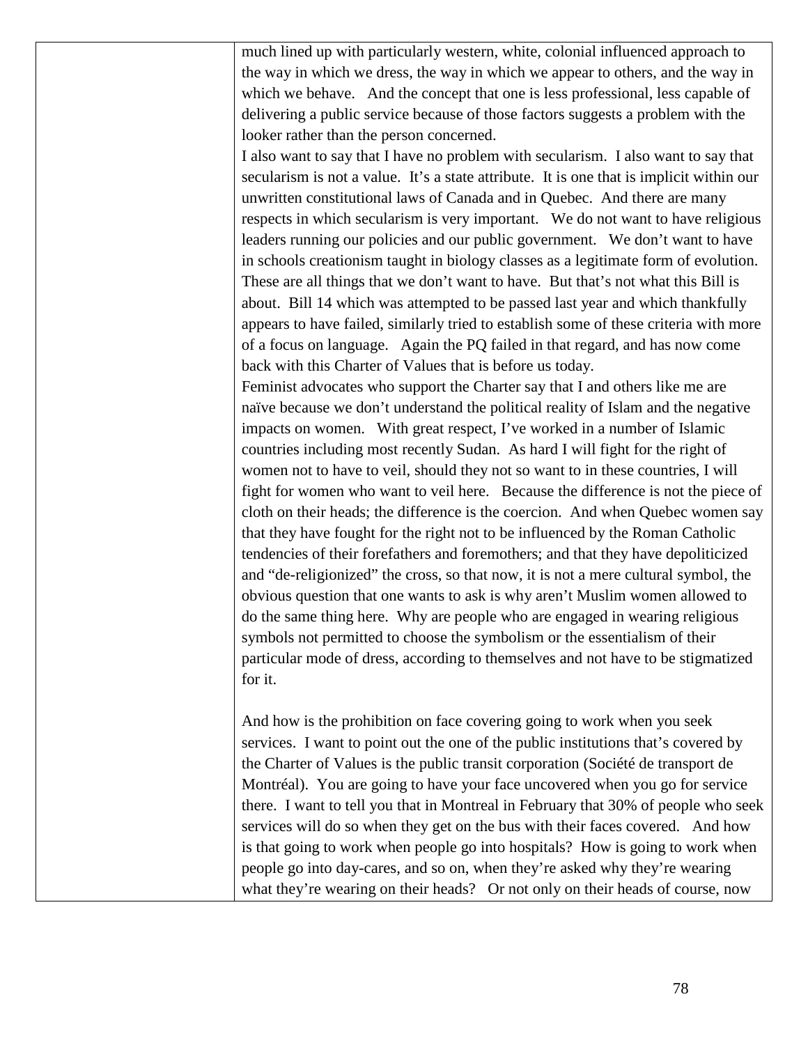much lined up with particularly western, white, colonial influenced approach to the way in which we dress, the way in which we appear to others, and the way in which we behave. And the concept that one is less professional, less capable of delivering a public service because of those factors suggests a problem with the looker rather than the person concerned.

I also want to say that I have no problem with secularism. I also want to say that secularism is not a value. It's a state attribute. It is one that is implicit within our unwritten constitutional laws of Canada and in Quebec. And there are many respects in which secularism is very important. We do not want to have religious leaders running our policies and our public government. We don't want to have in schools creationism taught in biology classes as a legitimate form of evolution. These are all things that we don't want to have. But that's not what this Bill is about. Bill 14 which was attempted to be passed last year and which thankfully appears to have failed, similarly tried to establish some of these criteria with more of a focus on language. Again the PQ failed in that regard, and has now come back with this Charter of Values that is before us today.

Feminist advocates who support the Charter say that I and others like me are naïve because we don't understand the political reality of Islam and the negative impacts on women. With great respect, I've worked in a number of Islamic countries including most recently Sudan. As hard I will fight for the right of women not to have to veil, should they not so want to in these countries, I will fight for women who want to veil here. Because the difference is not the piece of cloth on their heads; the difference is the coercion. And when Quebec women say that they have fought for the right not to be influenced by the Roman Catholic tendencies of their forefathers and foremothers; and that they have depoliticized and "de-religionized" the cross, so that now, it is not a mere cultural symbol, the obvious question that one wants to ask is why aren't Muslim women allowed to do the same thing here. Why are people who are engaged in wearing religious symbols not permitted to choose the symbolism or the essentialism of their particular mode of dress, according to themselves and not have to be stigmatized for it.

And how is the prohibition on face covering going to work when you seek services. I want to point out the one of the public institutions that's covered by the Charter of Values is the public transit corporation (Société de transport de Montréal). You are going to have your face uncovered when you go for service there. I want to tell you that in Montreal in February that 30% of people who seek services will do so when they get on the bus with their faces covered. And how is that going to work when people go into hospitals? How is going to work when people go into day-cares, and so on, when they're asked why they're wearing what they're wearing on their heads? Or not only on their heads of course, now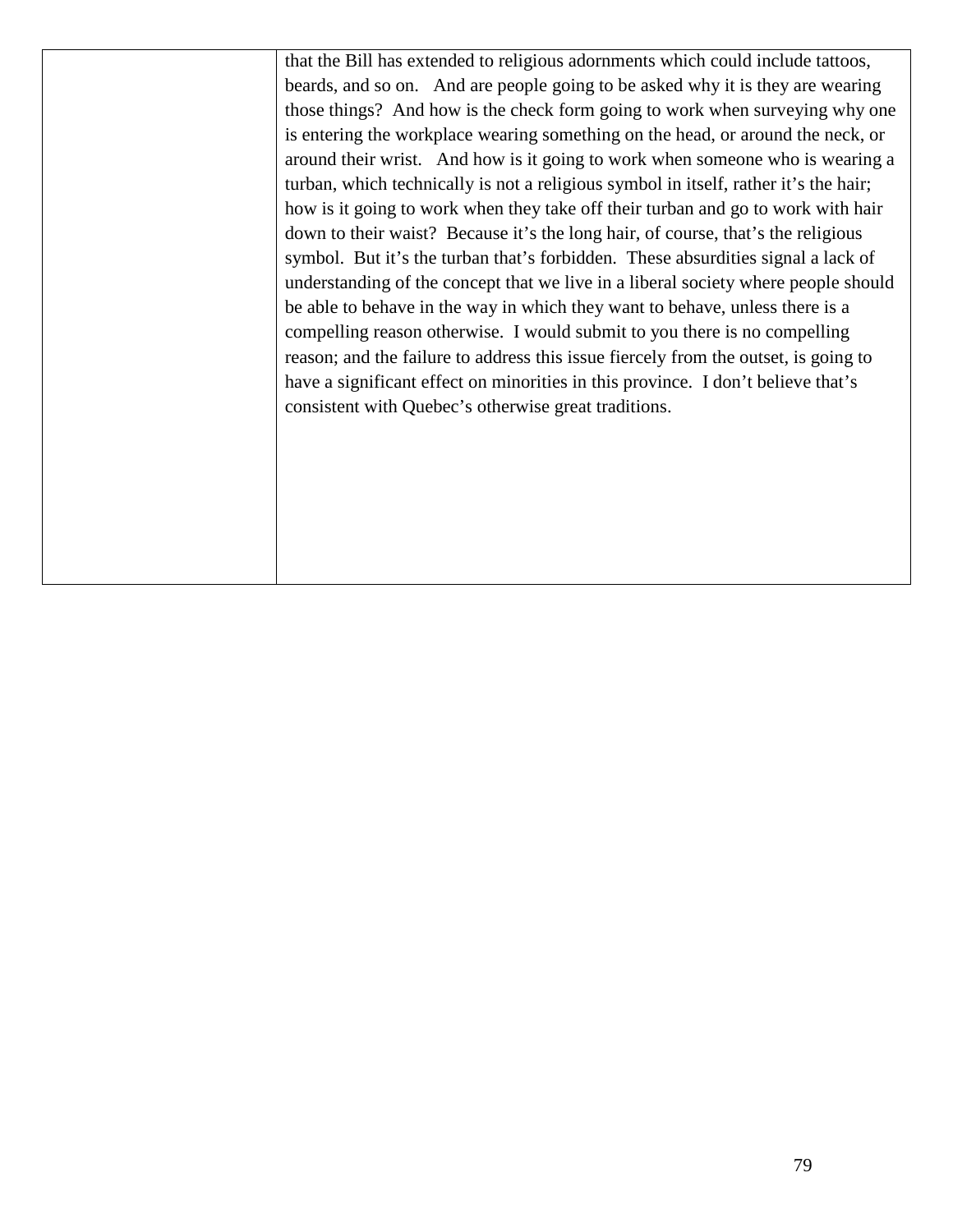| | that the Bill has extended to religious adornments which could include tattoos, beards, and so on. And are people going to be asked why it is they are wearing those things? And how is the check form going to work when surveying why one is entering the workplace wearing something on the head, or around the neck, or around their wrist. And how is it going to work when someone who is wearing a turban, which technically is not a religious symbol in itself, rather it's the hair; how is it going to work when they take off their turban and go to work with hair down to their waist? Because it's the long hair, of course, that's the religious symbol. But it's the turban that's forbidden. These absurdities signal a lack of understanding of the concept that we live in a liberal society where people should be able to behave in the way in which they want to behave, unless there is a compelling reason otherwise. I would submit to you there is no compelling reason; and the failure to address this issue fiercely from the outset, is going to have a significant effect on minorities in this province. I don't believe that's consistent with Quebec's otherwise great traditions. |
|---|---|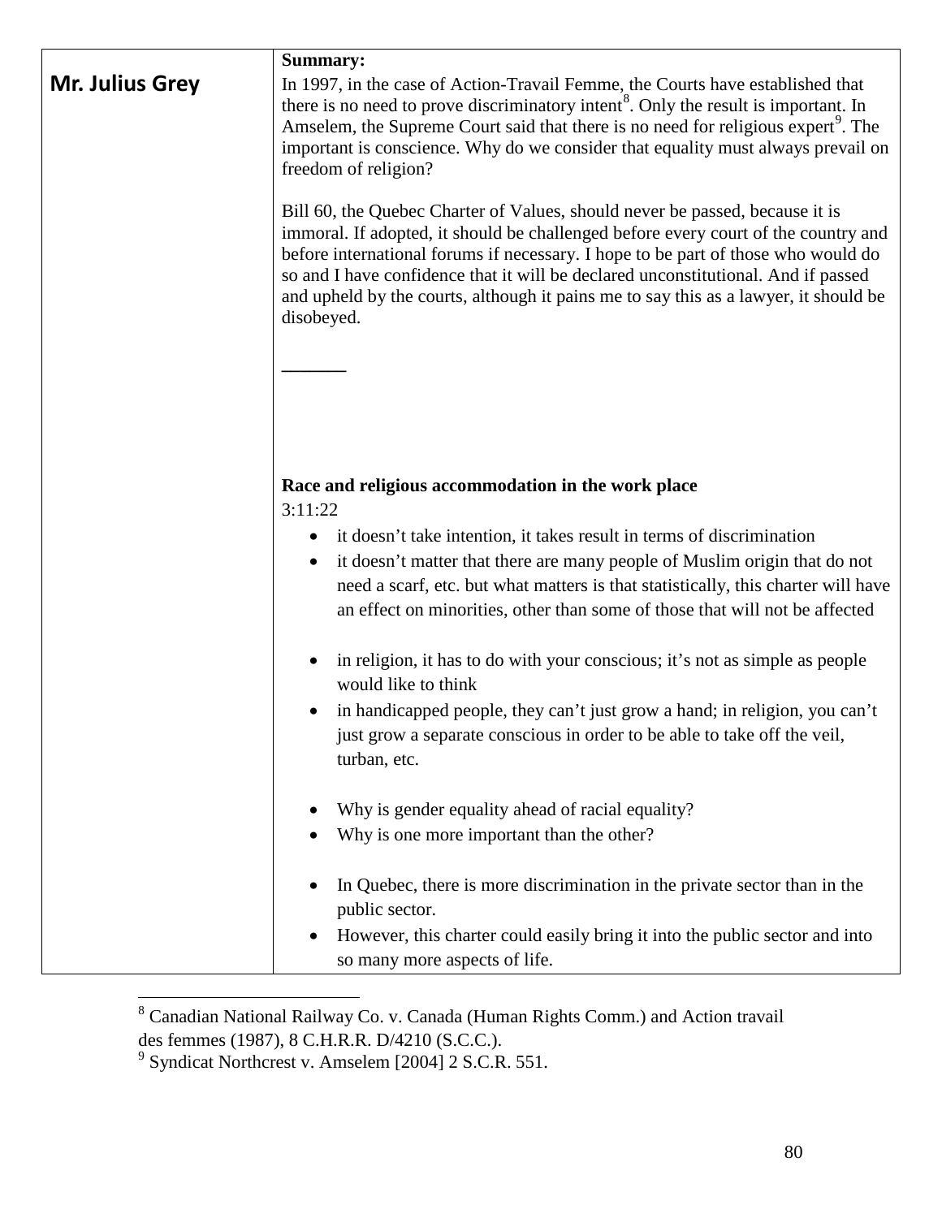| **Mr. Julius Grey** | **Summary:**<br>In 1997, in the case of Action-Travail Femme, the Courts have established that there is no need to prove discriminatory intent[8]. Only the result is important. In Amselem, the Supreme Court said that there is no need for religious expert[9]. The important is conscience. Why do we consider that equality must always prevail on freedom of religion?<br><br>Bill 60, the Quebec Charter of Values, should never be passed, because it is immoral. If adopted, it should be challenged before every court of the country and before international forums if necessary. I hope to be part of those who would do so and I have confidence that it will be declared unconstitutional. And if passed and upheld by the courts, although it pains me to say this as a lawyer, it should be disobeyed.<br><br>_______<br><br>**Race and religious accommodation in the work place**<br>3:11:22<br>• it doesn't take intention, it takes result in terms of discrimination<br>• it doesn't matter that there are many people of Muslim origin that do not need a scarf, etc. but what matters is that statistically, this charter will have an effect on minorities, other than some of those that will not be affected<br><br>• in religion, it has to do with your conscious; it's not as simple as people would like to think<br>• in handicapped people, they can't just grow a hand; in religion, you can't just grow a separate conscious in order to be able to take off the veil, turban, etc.<br><br>• Why is gender equality ahead of racial equality?<br>• Why is one more important than the other?<br><br>• In Quebec, there is more discrimination in the private sector than in the public sector.<br>• However, this charter could easily bring it into the public sector and into so many more aspects of life. |
|---|---|

[8] Canadian National Railway Co. v. Canada (Human Rights Comm.) and Action travail des femmes (1987), 8 C.H.R.R. D/4210 (S.C.C.).

[9] Syndicat Northcrest v. Amselem [2004] 2 S.C.R. 551.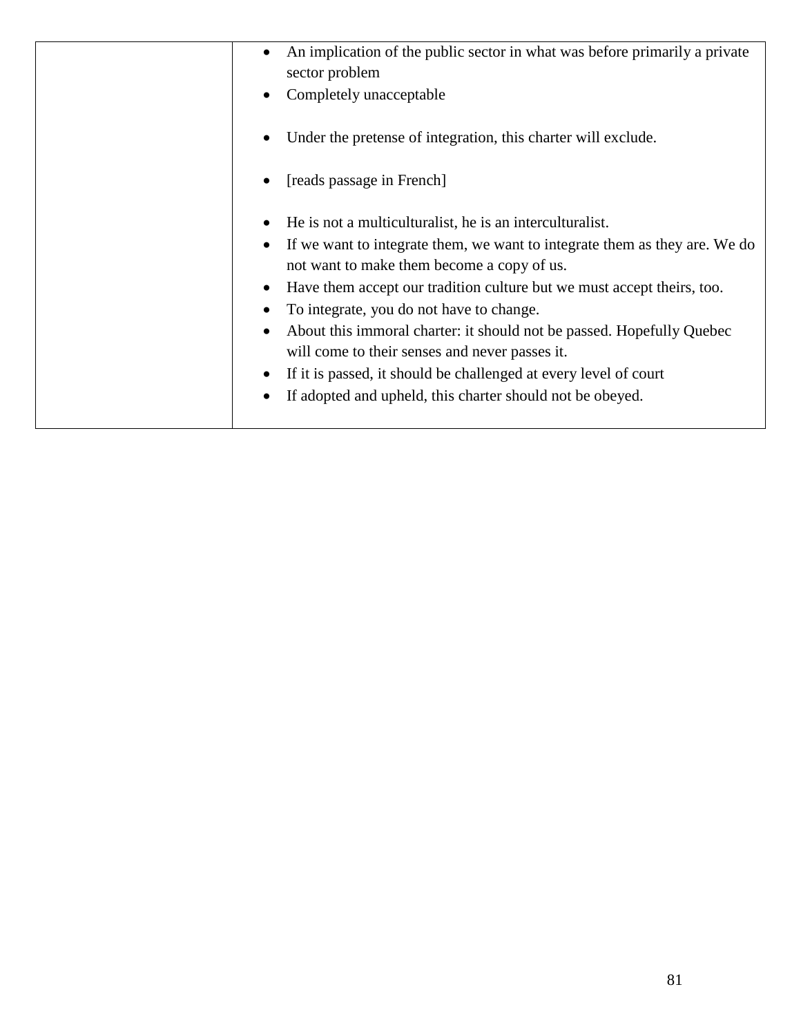|  |  |
| --- | --- |
|  | • An implication of the public sector in what was before primarily a private sector problem<br>• Completely unacceptable<br><br>• Under the pretense of integration, this charter will exclude.<br><br>• [reads passage in French]<br><br>• He is not a multiculturalist, he is an interculturalist.<br>• If we want to integrate them, we want to integrate them as they are. We do not want to make them become a copy of us.<br>• Have them accept our tradition culture but we must accept theirs, too.<br>• To integrate, you do not have to change.<br>• About this immoral charter: it should not be passed. Hopefully Quebec will come to their senses and never passes it.<br>• If it is passed, it should be challenged at every level of court<br>• If adopted and upheld, this charter should not be obeyed. |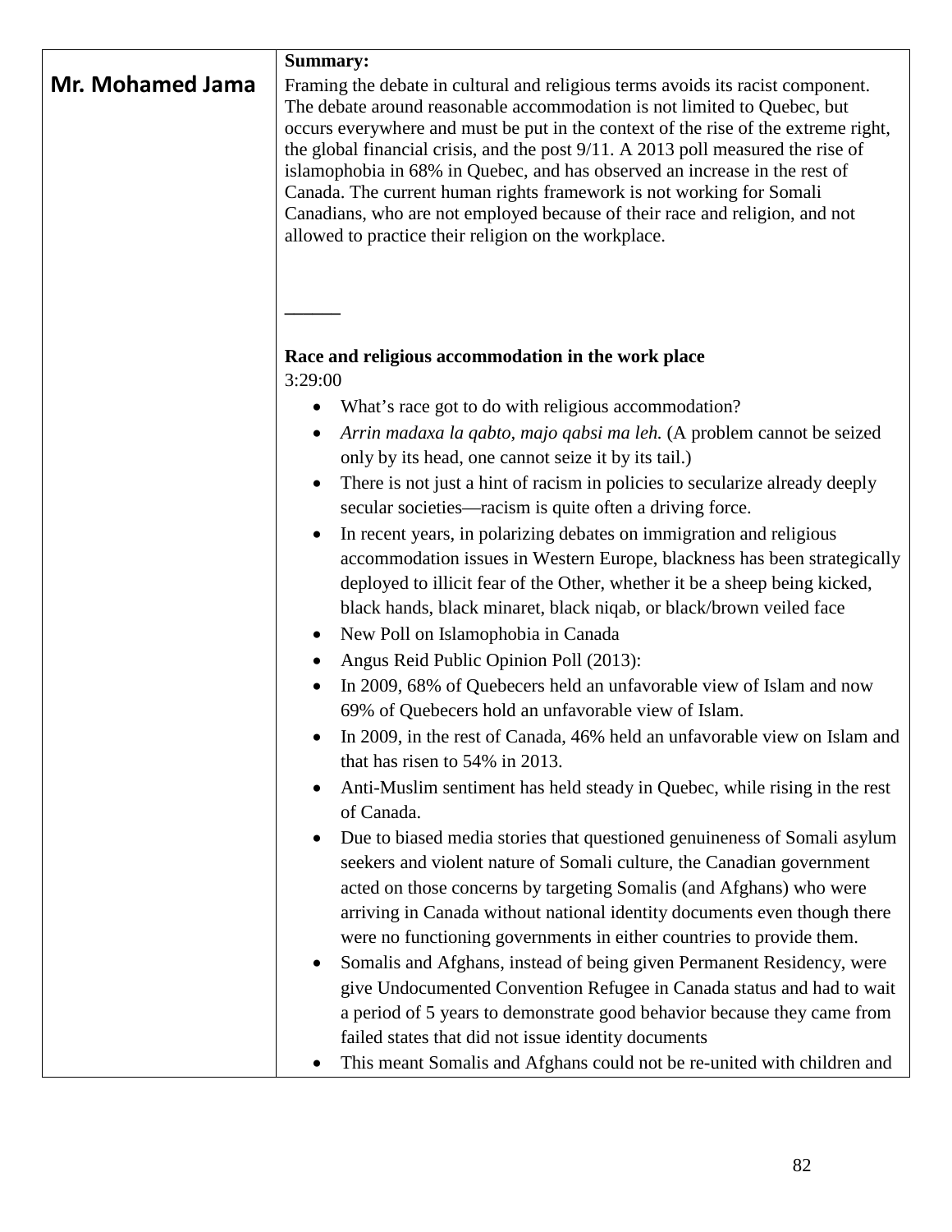| Mr. Mohamed Jama | **Summary:**<br>Framing the debate in cultural and religious terms avoids its racist component. The debate around reasonable accommodation is not limited to Quebec, but occurs everywhere and must be put in the context of the rise of the extreme right, the global financial crisis, and the post 9/11. A 2013 poll measured the rise of islamophobia in 68% in Quebec, and has observed an increase in the rest of Canada. The current human rights framework is not working for Somali Canadians, who are not employed because of their race and religion, and not allowed to practice their religion on the workplace.<br><br>______<br><br>**Race and religious accommodation in the work place**<br>3:29:00<br>• What's race got to do with religious accommodation?<br>• *Arrin madaxa la qabto, majo qabsi ma leh.* (A problem cannot be seized only by its head, one cannot seize it by its tail.)<br>• There is not just a hint of racism in policies to secularize already deeply secular societies—racism is quite often a driving force.<br>• In recent years, in polarizing debates on immigration and religious accommodation issues in Western Europe, blackness has been strategically deployed to illicit fear of the Other, whether it be a sheep being kicked, black hands, black minaret, black niqab, or black/brown veiled face<br>• New Poll on Islamophobia in Canada<br>• Angus Reid Public Opinion Poll (2013):<br>• In 2009, 68% of Quebecers held an unfavorable view of Islam and now 69% of Quebecers hold an unfavorable view of Islam.<br>• In 2009, in the rest of Canada, 46% held an unfavorable view on Islam and that has risen to 54% in 2013.<br>• Anti-Muslim sentiment has held steady in Quebec, while rising in the rest of Canada.<br>• Due to biased media stories that questioned genuineness of Somali asylum seekers and violent nature of Somali culture, the Canadian government acted on those concerns by targeting Somalis (and Afghans) who were arriving in Canada without national identity documents even though there were no functioning governments in either countries to provide them.<br>• Somalis and Afghans, instead of being given Permanent Residency, were give Undocumented Convention Refugee in Canada status and had to wait a period of 5 years to demonstrate good behavior because they came from failed states that did not issue identity documents<br>• This meant Somalis and Afghans could not be re-united with children and |
|---|---|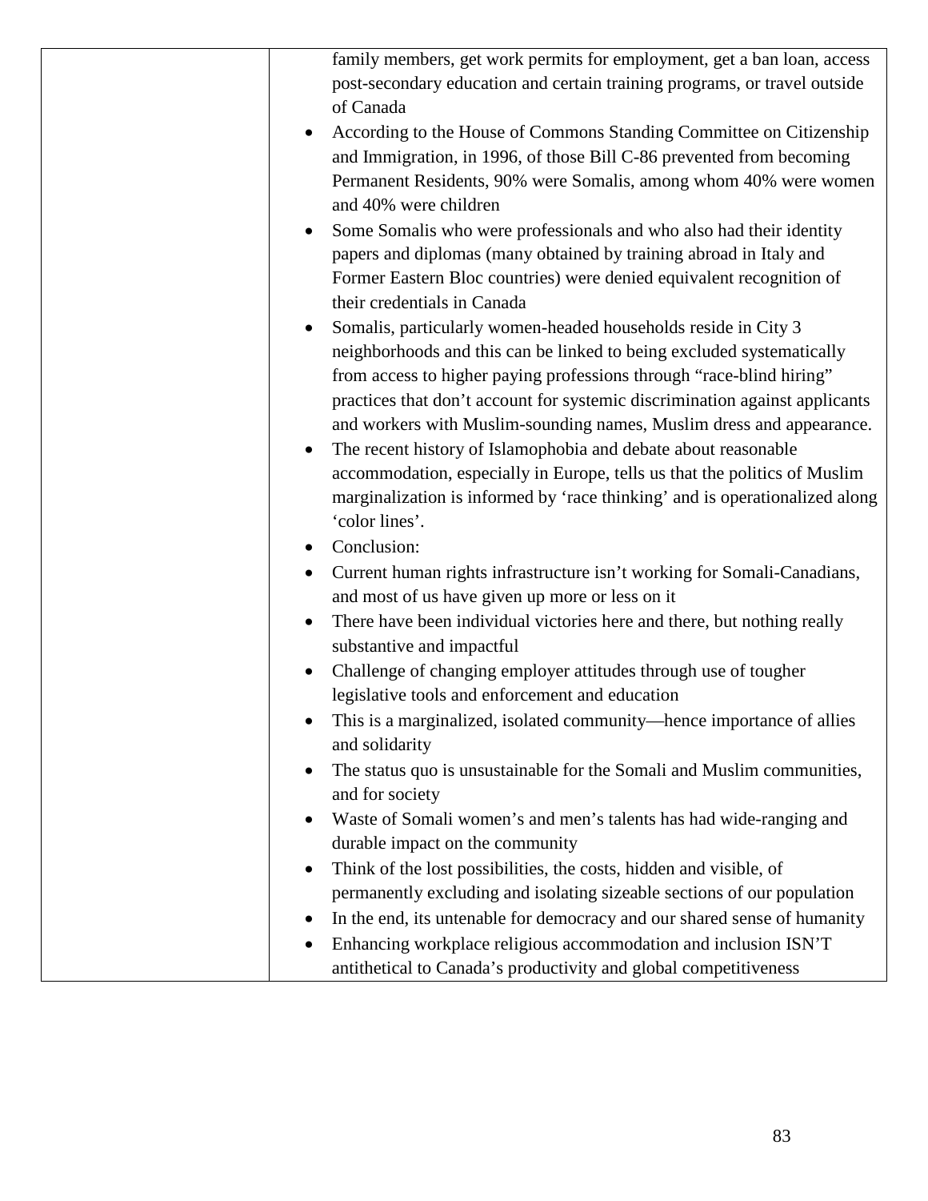| | family members, get work permits for employment, get a ban loan, access post-secondary education and certain training programs, or travel outside of Canada<br>• According to the House of Commons Standing Committee on Citizenship and Immigration, in 1996, of those Bill C-86 prevented from becoming Permanent Residents, 90% were Somalis, among whom 40% were women and 40% were children<br>• Some Somalis who were professionals and who also had their identity papers and diplomas (many obtained by training abroad in Italy and Former Eastern Bloc countries) were denied equivalent recognition of their credentials in Canada<br>• Somalis, particularly women-headed households reside in City 3 neighborhoods and this can be linked to being excluded systematically from access to higher paying professions through "race-blind hiring" practices that don't account for systemic discrimination against applicants and workers with Muslim-sounding names, Muslim dress and appearance.<br>• The recent history of Islamophobia and debate about reasonable accommodation, especially in Europe, tells us that the politics of Muslim marginalization is informed by 'race thinking' and is operationalized along 'color lines'.<br>• Conclusion:<br>• Current human rights infrastructure isn't working for Somali-Canadians, and most of us have given up more or less on it<br>• There have been individual victories here and there, but nothing really substantive and impactful<br>• Challenge of changing employer attitudes through use of tougher legislative tools and enforcement and education<br>• This is a marginalized, isolated community—hence importance of allies and solidarity<br>• The status quo is unsustainable for the Somali and Muslim communities, and for society<br>• Waste of Somali women's and men's talents has had wide-ranging and durable impact on the community<br>• Think of the lost possibilities, the costs, hidden and visible, of permanently excluding and isolating sizeable sections of our population<br>• In the end, its untenable for democracy and our shared sense of humanity<br>• Enhancing workplace religious accommodation and inclusion ISN'T antithetical to Canada's productivity and global competitiveness |
|---|---|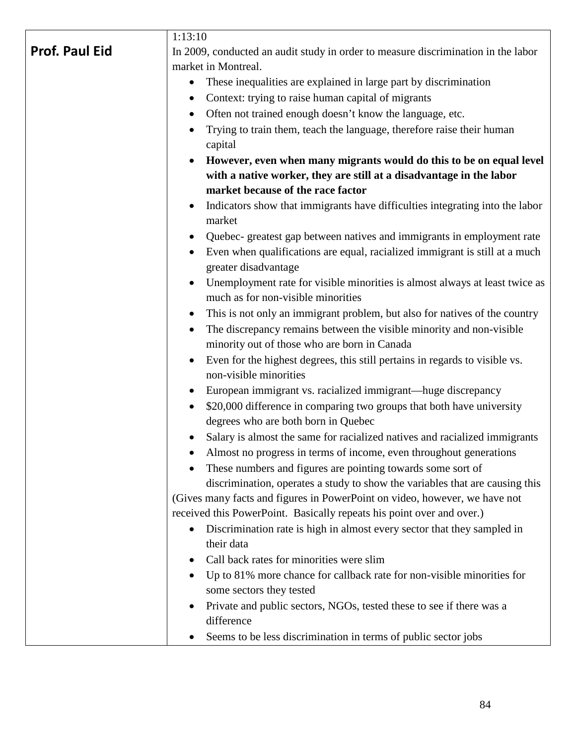| | |
|---|---|
| **Prof. Paul Eid** | 1:13:10<br>In 2009, conducted an audit study in order to measure discrimination in the labor market in Montreal.<br>• These inequalities are explained in large part by discrimination<br>• Context: trying to raise human capital of migrants<br>• Often not trained enough doesn't know the language, etc.<br>• Trying to train them, teach the language, therefore raise their human capital<br>• **However, even when many migrants would do this to be on equal level with a native worker, they are still at a disadvantage in the labor market because of the race factor**<br>• Indicators show that immigrants have difficulties integrating into the labor market<br>• Quebec- greatest gap between natives and immigrants in employment rate<br>• Even when qualifications are equal, racialized immigrant is still at a much greater disadvantage<br>• Unemployment rate for visible minorities is almost always at least twice as much as for non-visible minorities<br>• This is not only an immigrant problem, but also for natives of the country<br>• The discrepancy remains between the visible minority and non-visible minority out of those who are born in Canada<br>• Even for the highest degrees, this still pertains in regards to visible vs. non-visible minorities<br>• European immigrant vs. racialized immigrant—huge discrepancy<br>• $20,000 difference in comparing two groups that both have university degrees who are both born in Quebec<br>• Salary is almost the same for racialized natives and racialized immigrants<br>• Almost no progress in terms of income, even throughout generations<br>• These numbers and figures are pointing towards some sort of discrimination, operates a study to show the variables that are causing this<br>(Gives many facts and figures in PowerPoint on video, however, we have not received this PowerPoint. Basically repeats his point over and over.)<br>• Discrimination rate is high in almost every sector that they sampled in their data<br>• Call back rates for minorities were slim<br>• Up to 81% more chance for callback rate for non-visible minorities for some sectors they tested<br>• Private and public sectors, NGOs, tested these to see if there was a difference<br>• Seems to be less discrimination in terms of public sector jobs |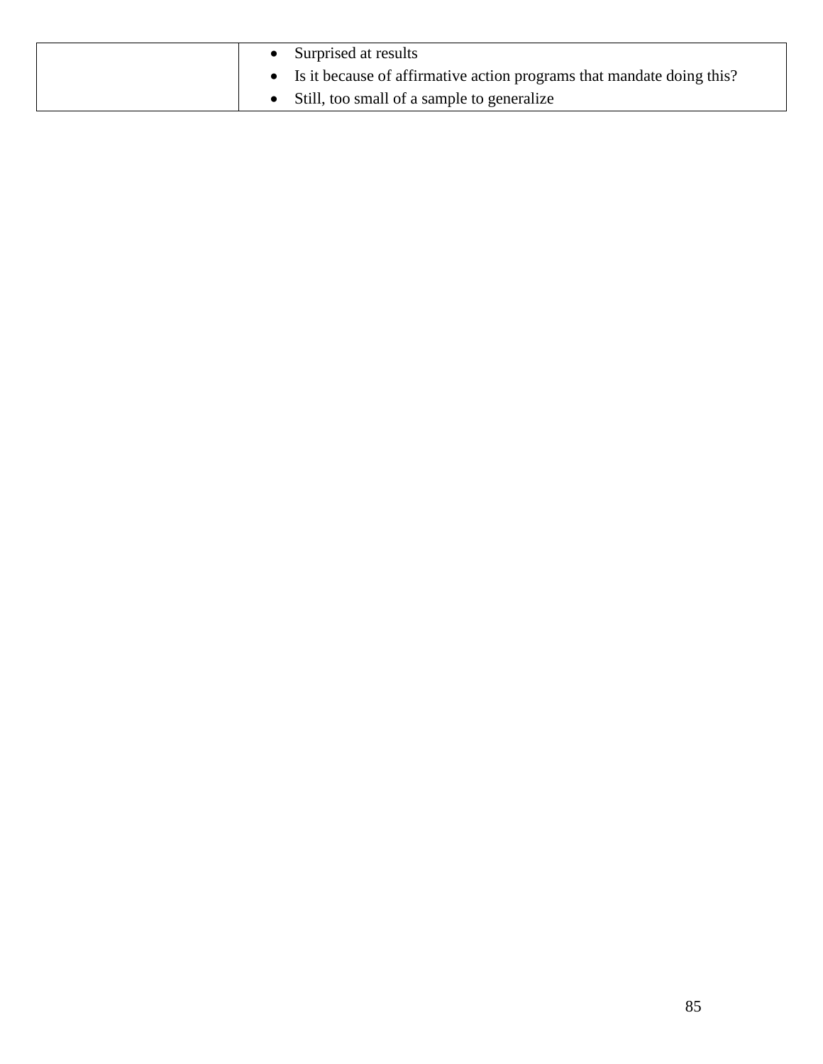| | |
|---|---|
| | • Surprised at results<br>• Is it because of affirmative action programs that mandate doing this?<br>• Still, too small of a sample to generalize |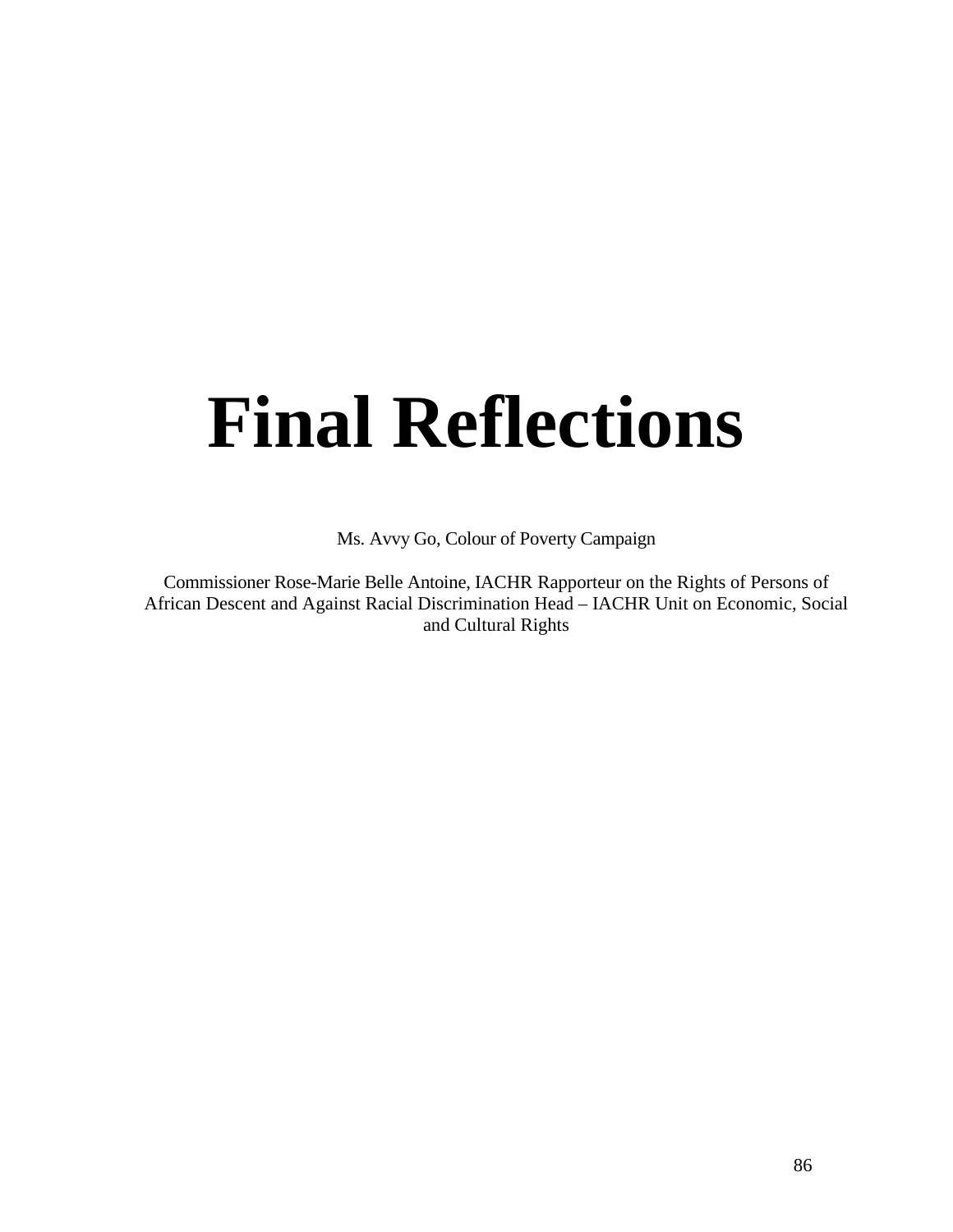# Final Reflections

Ms. Avvy Go, Colour of Poverty Campaign

Commissioner Rose-Marie Belle Antoine, IACHR Rapporteur on the Rights of Persons of African Descent and Against Racial Discrimination Head – IACHR Unit on Economic, Social and Cultural Rights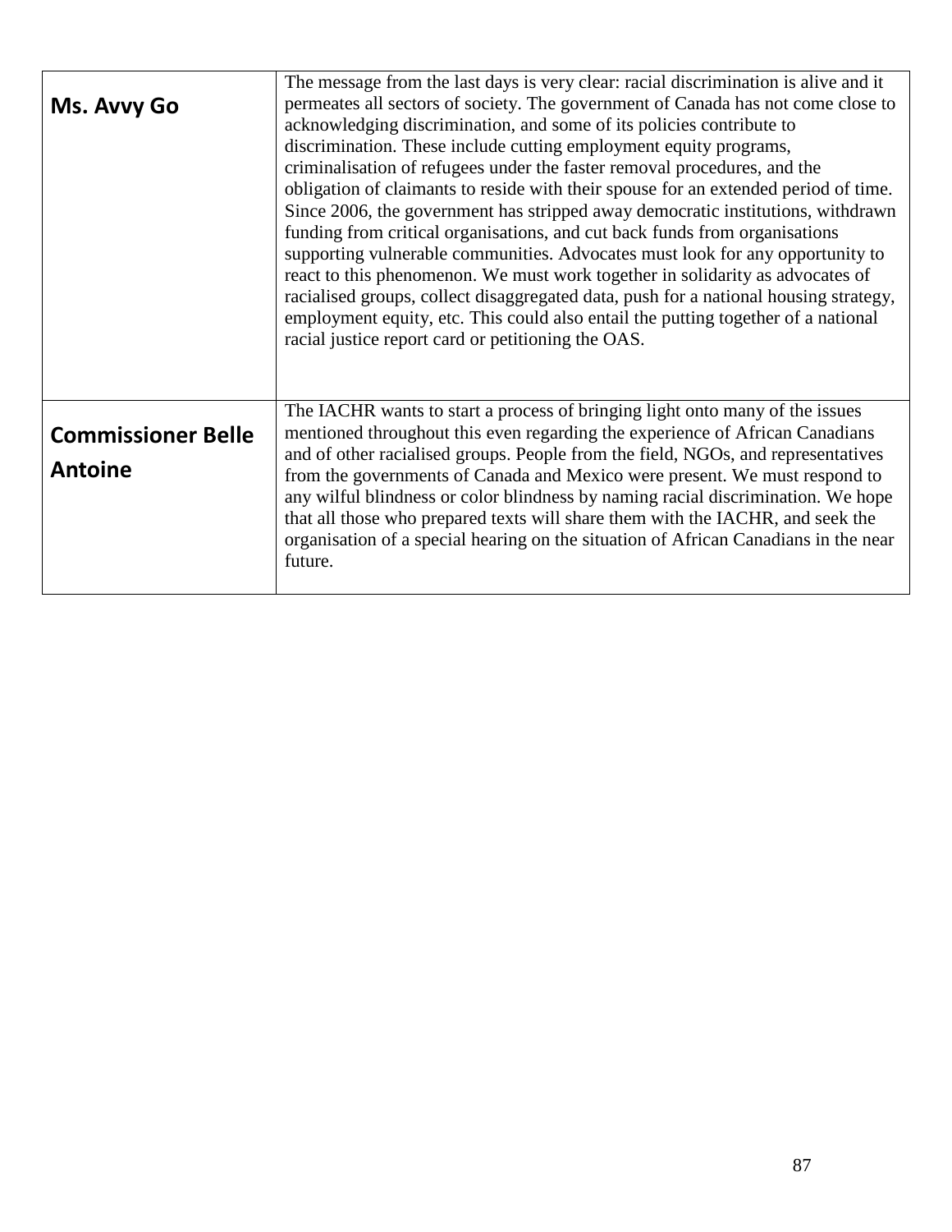| | |
|---|---|
| **Ms. Avvy Go** | The message from the last days is very clear: racial discrimination is alive and it permeates all sectors of society. The government of Canada has not come close to acknowledging discrimination, and some of its policies contribute to discrimination. These include cutting employment equity programs, criminalisation of refugees under the faster removal procedures, and the obligation of claimants to reside with their spouse for an extended period of time. Since 2006, the government has stripped away democratic institutions, withdrawn funding from critical organisations, and cut back funds from organisations supporting vulnerable communities. Advocates must look for any opportunity to react to this phenomenon. We must work together in solidarity as advocates of racialised groups, collect disaggregated data, push for a national housing strategy, employment equity, etc. This could also entail the putting together of a national racial justice report card or petitioning the OAS. |
| **Commissioner Belle Antoine** | The IACHR wants to start a process of bringing light onto many of the issues mentioned throughout this even regarding the experience of African Canadians and of other racialised groups. People from the field, NGOs, and representatives from the governments of Canada and Mexico were present. We must respond to any wilful blindness or color blindness by naming racial discrimination. We hope that all those who prepared texts will share them with the IACHR, and seek the organisation of a special hearing on the situation of African Canadians in the near future. |